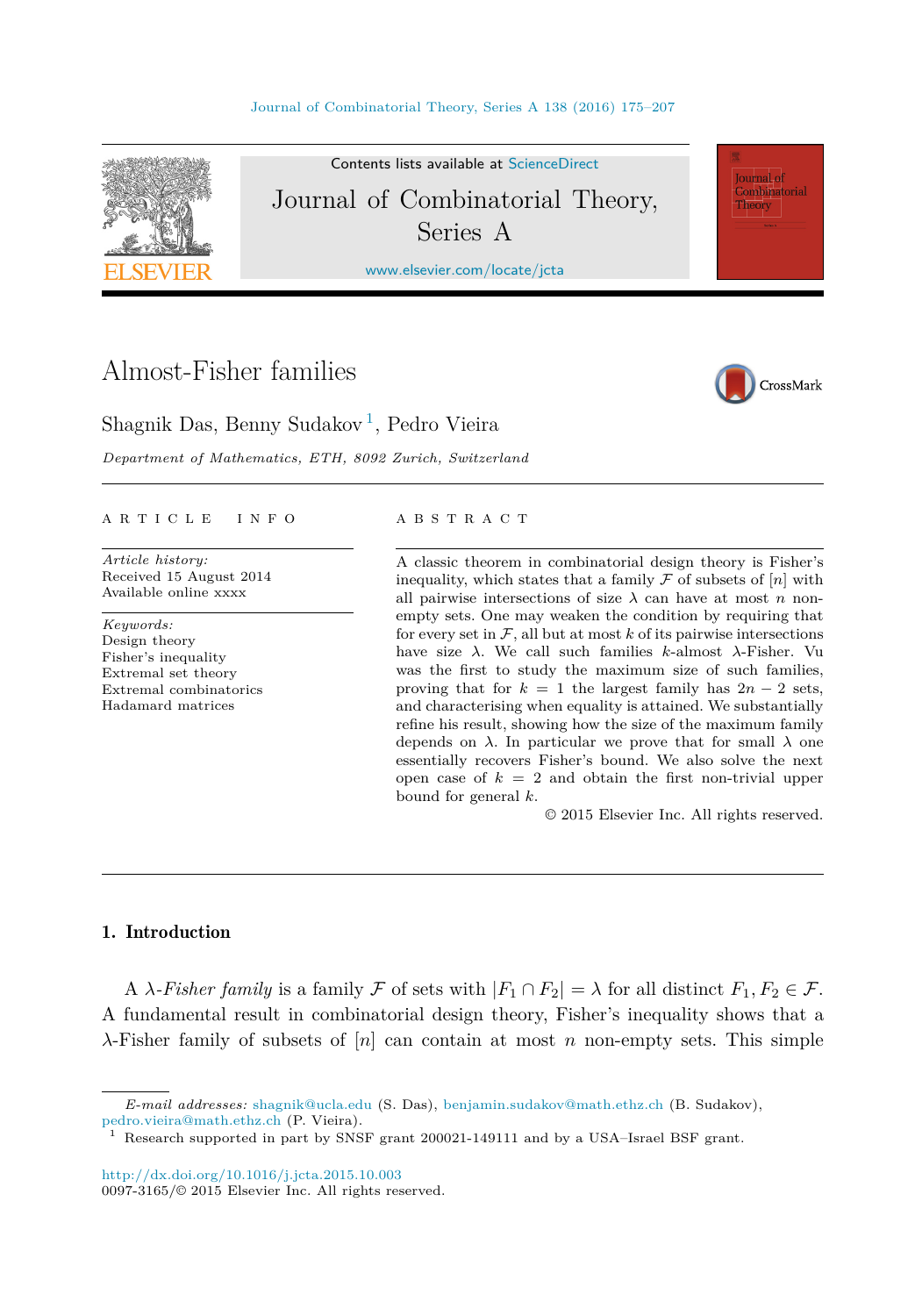# Almost-Fisher families

Shagnik Das, Benny Sudakov [1], Pedro Vieira

*Department of Mathematics, ETH, 8092 Zurich, Switzerland*

---

A R T I C L E I N F O

*Article history:*
Received 15 August 2014
Available online xxxx

*Keywords:*
Design theory
Fisher's inequality
Extremal set theory
Extremal combinatorics
Hadamard matrices

A B S T R A C T

A classic theorem in combinatorial design theory is Fisher's inequality, which states that a family $\mathcal{F}$ of subsets of $[n]$ with all pairwise intersections of size $\lambda$ can have at most $n$ non-empty sets. One may weaken the condition by requiring that for every set in $\mathcal{F}$, all but at most $k$ of its pairwise intersections have size $\lambda$. We call such families $k$-almost $\lambda$-Fisher. Vu was the first to study the maximum size of such families, proving that for $k = 1$ the largest family has $2n - 2$ sets, and characterising when equality is attained. We substantially refine his result, showing how the size of the maximum family depends on $\lambda$. In particular we prove that for small $\lambda$ one essentially recovers Fisher's bound. We also solve the next open case of $k = 2$ and obtain the first non-trivial upper bound for general $k$.

© 2015 Elsevier Inc. All rights reserved.

---

## 1. Introduction

A $\lambda$-*Fisher family* is a family $\mathcal{F}$ of sets with $|F_1 \cap F_2| = \lambda$ for all distinct $F_1, F_2 \in \mathcal{F}$. A fundamental result in combinatorial design theory, Fisher's inequality shows that a $\lambda$-Fisher family of subsets of $[n]$ can contain at most $n$ non-empty sets. This simple

---

*E-mail addresses:* shagnik@ucla.edu (S. Das), benjamin.sudakov@math.ethz.ch (B. Sudakov), pedro.vieira@math.ethz.ch (P. Vieira).

[1] Research supported in part by SNSF grant 200021-149111 and by a USA–Israel BSF grant.

http://dx.doi.org/10.1016/j.jcta.2015.10.003
0097-3165/© 2015 Elsevier Inc. All rights reserved.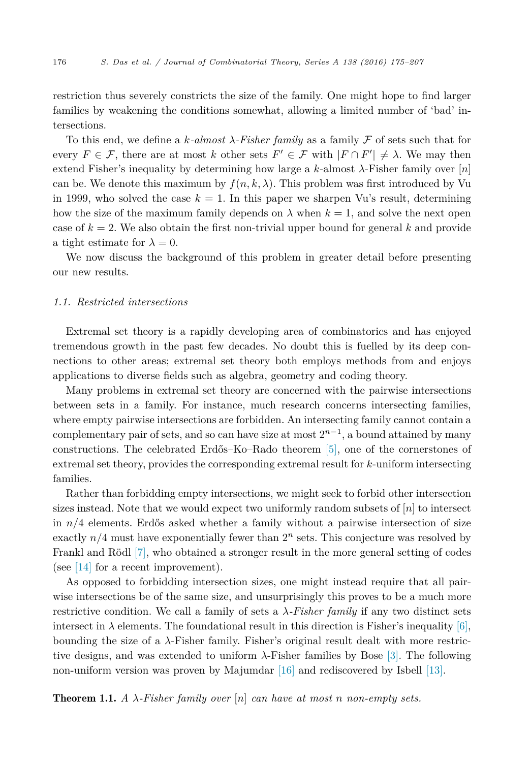restriction thus severely constricts the size of the family. One might hope to find larger families by weakening the conditions somewhat, allowing a limited number of 'bad' intersections.

To this end, we define a *k-almost λ-Fisher family* as a family $\mathcal{F}$ of sets such that for every $F \in \mathcal{F}$, there are at most $k$ other sets $F' \in \mathcal{F}$ with $|F \cap F'| \neq \lambda$. We may then extend Fisher's inequality by determining how large a $k$-almost $\lambda$-Fisher family over $[n]$ can be. We denote this maximum by $f(n, k, \lambda)$. This problem was first introduced by Vu in 1999, who solved the case $k = 1$. In this paper we sharpen Vu's result, determining how the size of the maximum family depends on $\lambda$ when $k = 1$, and solve the next open case of $k = 2$. We also obtain the first non-trivial upper bound for general $k$ and provide a tight estimate for $\lambda = 0$.

We now discuss the background of this problem in greater detail before presenting our new results.

### 1.1. Restricted intersections

Extremal set theory is a rapidly developing area of combinatorics and has enjoyed tremendous growth in the past few decades. No doubt this is fuelled by its deep connections to other areas; extremal set theory both employs methods from and enjoys applications to diverse fields such as algebra, geometry and coding theory.

Many problems in extremal set theory are concerned with the pairwise intersections between sets in a family. For instance, much research concerns intersecting families, where empty pairwise intersections are forbidden. An intersecting family cannot contain a complementary pair of sets, and so can have size at most $2^{n-1}$, a bound attained by many constructions. The celebrated Erdős–Ko–Rado theorem [5], one of the cornerstones of extremal set theory, provides the corresponding extremal result for $k$-uniform intersecting families.

Rather than forbidding empty intersections, we might seek to forbid other intersection sizes instead. Note that we would expect two uniformly random subsets of $[n]$ to intersect in $n/4$ elements. Erdős asked whether a family without a pairwise intersection of size exactly $n/4$ must have exponentially fewer than $2^n$ sets. This conjecture was resolved by Frankl and Rödl [7], who obtained a stronger result in the more general setting of codes (see [14] for a recent improvement).

As opposed to forbidding intersection sizes, one might instead require that all pairwise intersections be of the same size, and unsurprisingly this proves to be a much more restrictive condition. We call a family of sets a *λ-Fisher family* if any two distinct sets intersect in $\lambda$ elements. The foundational result in this direction is Fisher's inequality [6], bounding the size of a $\lambda$-Fisher family. Fisher's original result dealt with more restrictive designs, and was extended to uniform $\lambda$-Fisher families by Bose [3]. The following non-uniform version was proven by Majumdar [16] and rediscovered by Isbell [13].

**Theorem 1.1.** *A λ-Fisher family over $[n]$ can have at most $n$ non-empty sets.*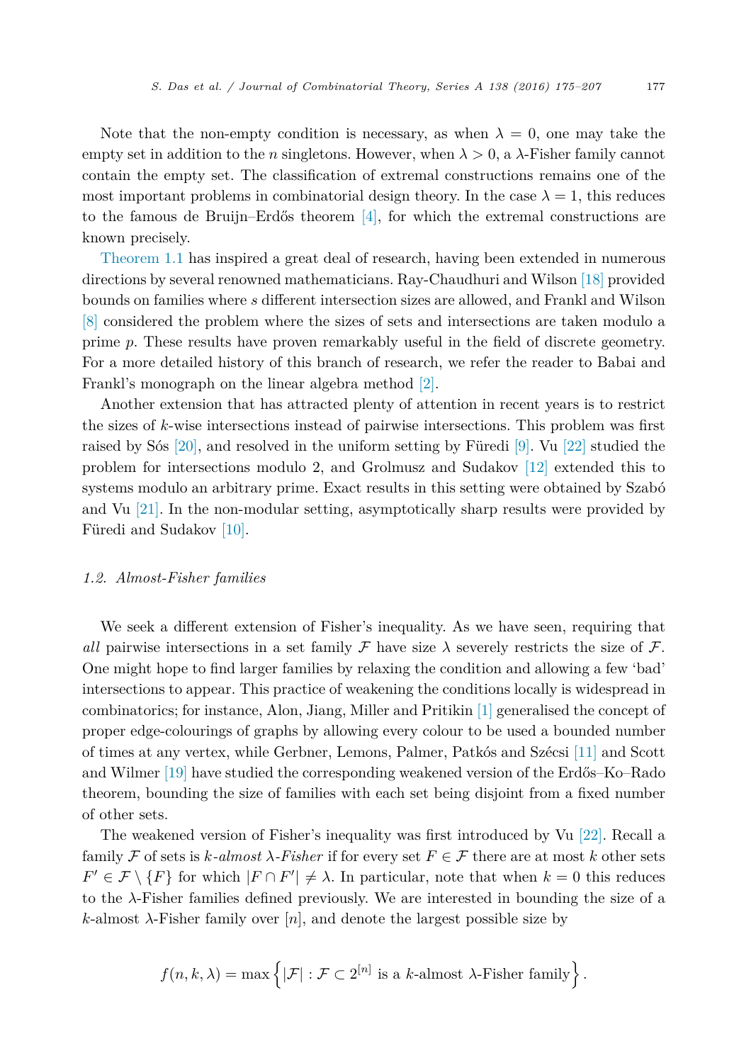Note that the non-empty condition is necessary, as when $\lambda = 0$, one may take the empty set in addition to the $n$ singletons. However, when $\lambda > 0$, a $\lambda$-Fisher family cannot contain the empty set. The classification of extremal constructions remains one of the most important problems in combinatorial design theory. In the case $\lambda = 1$, this reduces to the famous de Bruijn–Erdős theorem [4], for which the extremal constructions are known precisely.

Theorem 1.1 has inspired a great deal of research, having been extended in numerous directions by several renowned mathematicians. Ray-Chaudhuri and Wilson [18] provided bounds on families where $s$ different intersection sizes are allowed, and Frankl and Wilson [8] considered the problem where the sizes of sets and intersections are taken modulo a prime $p$. These results have proven remarkably useful in the field of discrete geometry. For a more detailed history of this branch of research, we refer the reader to Babai and Frankl's monograph on the linear algebra method [2].

Another extension that has attracted plenty of attention in recent years is to restrict the sizes of $k$-wise intersections instead of pairwise intersections. This problem was first raised by Sós [20], and resolved in the uniform setting by Füredi [9]. Vu [22] studied the problem for intersections modulo 2, and Grolmusz and Sudakov [12] extended this to systems modulo an arbitrary prime. Exact results in this setting were obtained by Szabó and Vu [21]. In the non-modular setting, asymptotically sharp results were provided by Füredi and Sudakov [10].

### 1.2. Almost-Fisher families

We seek a different extension of Fisher's inequality. As we have seen, requiring that *all* pairwise intersections in a set family $\mathcal{F}$ have size $\lambda$ severely restricts the size of $\mathcal{F}$. One might hope to find larger families by relaxing the condition and allowing a few 'bad' intersections to appear. This practice of weakening the conditions locally is widespread in combinatorics; for instance, Alon, Jiang, Miller and Pritikin [1] generalised the concept of proper edge-colourings of graphs by allowing every colour to be used a bounded number of times at any vertex, while Gerbner, Lemons, Palmer, Patkós and Szécsi [11] and Scott and Wilmer [19] have studied the corresponding weakened version of the Erdős–Ko–Rado theorem, bounding the size of families with each set being disjoint from a fixed number of other sets.

The weakened version of Fisher's inequality was first introduced by Vu [22]. Recall a family $\mathcal{F}$ of sets is *$k$-almost $\lambda$-Fisher* if for every set $F \in \mathcal{F}$ there are at most $k$ other sets $F' \in \mathcal{F} \setminus \{F\}$ for which $|F \cap F'| \neq \lambda$. In particular, note that when $k = 0$ this reduces to the $\lambda$-Fisher families defined previously. We are interested in bounding the size of a $k$-almost $\lambda$-Fisher family over $[n]$, and denote the largest possible size by

$$f(n, k, \lambda) = \max \left\{ |\mathcal{F}| : \mathcal{F} \subset 2^{[n]} \text{ is a } k\text{-almost } \lambda\text{-Fisher family} \right\}.$$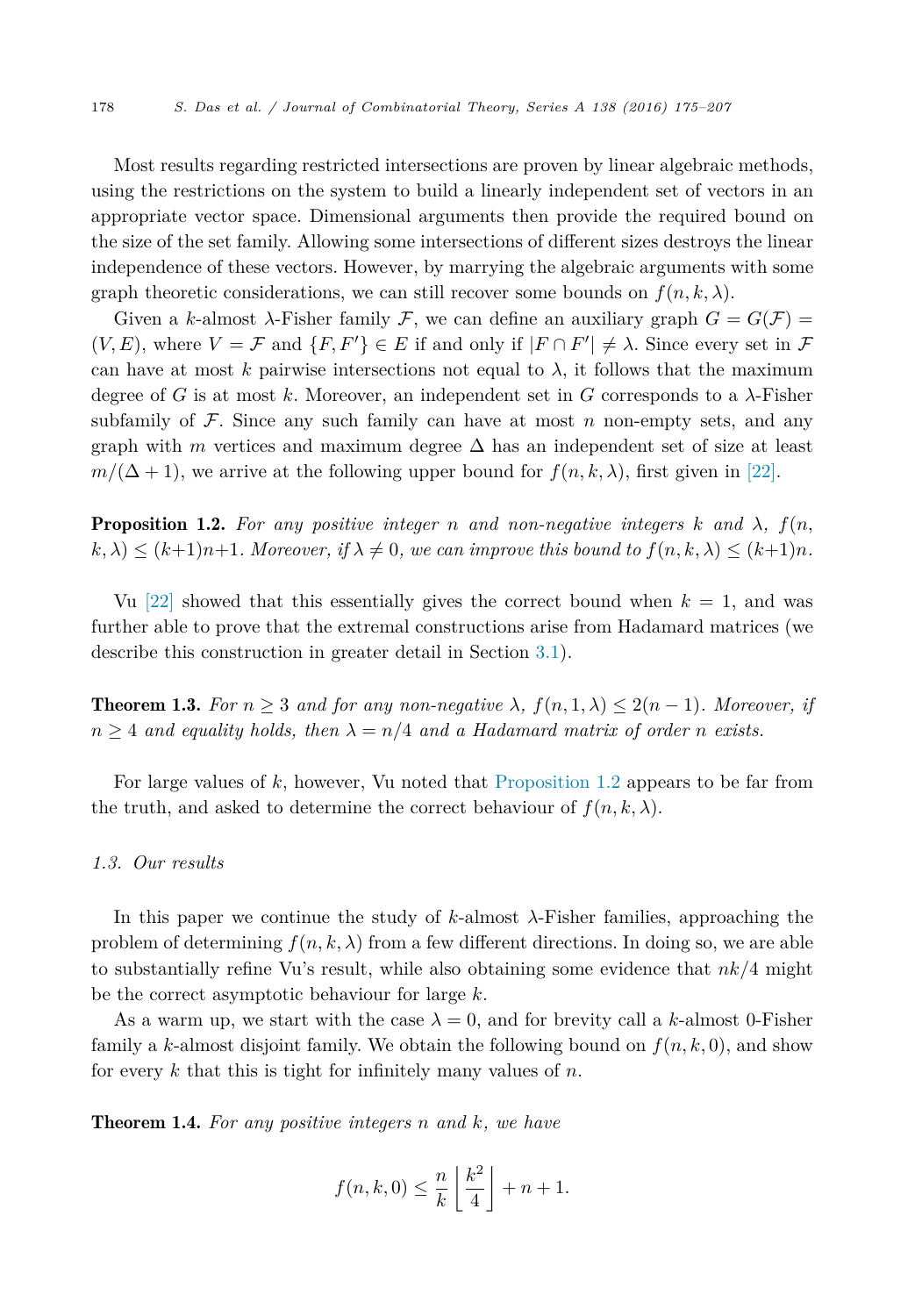Most results regarding restricted intersections are proven by linear algebraic methods, using the restrictions on the system to build a linearly independent set of vectors in an appropriate vector space. Dimensional arguments then provide the required bound on the size of the set family. Allowing some intersections of different sizes destroys the linear independence of these vectors. However, by marrying the algebraic arguments with some graph theoretic considerations, we can still recover some bounds on $f(n, k, \lambda)$.

Given a $k$-almost $\lambda$-Fisher family $\mathcal{F}$, we can define an auxiliary graph $G = G(\mathcal{F}) = (V, E)$, where $V = \mathcal{F}$ and $\{F, F'\} \in E$ if and only if $|F \cap F'| \neq \lambda$. Since every set in $\mathcal{F}$ can have at most $k$ pairwise intersections not equal to $\lambda$, it follows that the maximum degree of $G$ is at most $k$. Moreover, an independent set in $G$ corresponds to a $\lambda$-Fisher subfamily of $\mathcal{F}$. Since any such family can have at most $n$ non-empty sets, and any graph with $m$ vertices and maximum degree $\Delta$ has an independent set of size at least $m/(\Delta + 1)$, we arrive at the following upper bound for $f(n, k, \lambda)$, first given in [22].

**Proposition 1.2.** *For any positive integer $n$ and non-negative integers $k$ and $\lambda$, $f(n, k, \lambda) \leq (k+1)n+1$. Moreover, if $\lambda \neq 0$, we can improve this bound to $f(n, k, \lambda) \leq (k+1)n$.*

Vu [22] showed that this essentially gives the correct bound when $k = 1$, and was further able to prove that the extremal constructions arise from Hadamard matrices (we describe this construction in greater detail in Section 3.1).

**Theorem 1.3.** *For $n \geq 3$ and for any non-negative $\lambda$, $f(n, 1, \lambda) \leq 2(n-1)$. Moreover, if $n \geq 4$ and equality holds, then $\lambda = n/4$ and a Hadamard matrix of order $n$ exists.*

For large values of $k$, however, Vu noted that Proposition 1.2 appears to be far from the truth, and asked to determine the correct behaviour of $f(n, k, \lambda)$.

### 1.3. Our results

In this paper we continue the study of $k$-almost $\lambda$-Fisher families, approaching the problem of determining $f(n, k, \lambda)$ from a few different directions. In doing so, we are able to substantially refine Vu's result, while also obtaining some evidence that $nk/4$ might be the correct asymptotic behaviour for large $k$.

As a warm up, we start with the case $\lambda = 0$, and for brevity call a $k$-almost 0-Fisher family a $k$-almost disjoint family. We obtain the following bound on $f(n, k, 0)$, and show for every $k$ that this is tight for infinitely many values of $n$.

**Theorem 1.4.** *For any positive integers $n$ and $k$, we have*

$$f(n, k, 0) \leq \frac{n}{k} \left\lfloor \frac{k^2}{4} \right\rfloor + n + 1.$$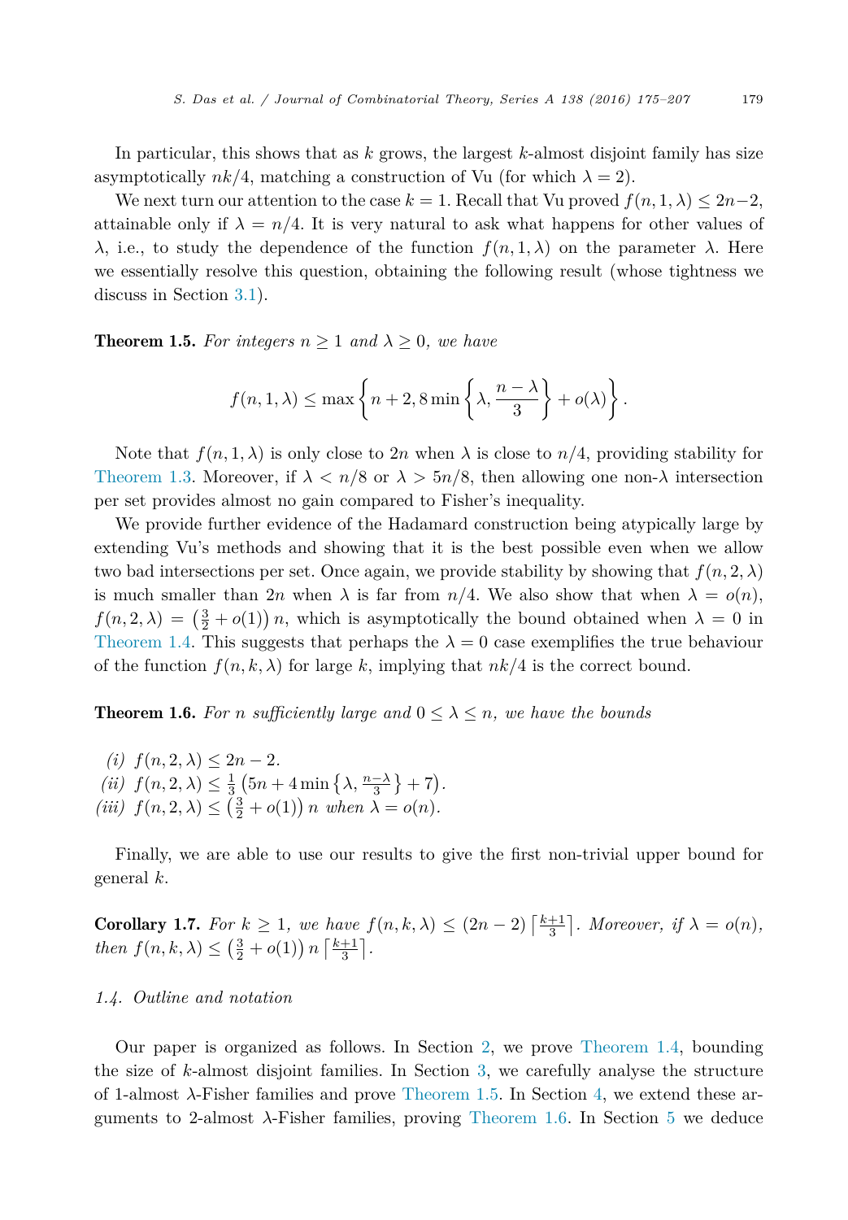In particular, this shows that as $k$ grows, the largest $k$-almost disjoint family has size asymptotically $nk/4$, matching a construction of Vu (for which $\lambda = 2$).

We next turn our attention to the case $k = 1$. Recall that Vu proved $f(n, 1, \lambda) \leq 2n-2$, attainable only if $\lambda = n/4$. It is very natural to ask what happens for other values of $\lambda$, i.e., to study the dependence of the function $f(n, 1, \lambda)$ on the parameter $\lambda$. Here we essentially resolve this question, obtaining the following result (whose tightness we discuss in Section 3.1).

**Theorem 1.5.** *For integers $n \geq 1$ and $\lambda \geq 0$, we have*

$$f(n, 1, \lambda) \leq \max \left\{ n + 2, 8 \min \left\{ \lambda, \frac{n - \lambda}{3} \right\} + o(\lambda) \right\}.$$

Note that $f(n, 1, \lambda)$ is only close to $2n$ when $\lambda$ is close to $n/4$, providing stability for Theorem 1.3. Moreover, if $\lambda < n/8$ or $\lambda > 5n/8$, then allowing one non-$\lambda$ intersection per set provides almost no gain compared to Fisher's inequality.

We provide further evidence of the Hadamard construction being atypically large by extending Vu's methods and showing that it is the best possible even when we allow two bad intersections per set. Once again, we provide stability by showing that $f(n, 2, \lambda)$ is much smaller than $2n$ when $\lambda$ is far from $n/4$. We also show that when $\lambda = o(n)$, $f(n, 2, \lambda) = \left(\frac{3}{2} + o(1)\right) n$, which is asymptotically the bound obtained when $\lambda = 0$ in Theorem 1.4. This suggests that perhaps the $\lambda = 0$ case exemplifies the true behaviour of the function $f(n, k, \lambda)$ for large $k$, implying that $nk/4$ is the correct bound.

**Theorem 1.6.** *For $n$ sufficiently large and $0 \leq \lambda \leq n$, we have the bounds*

*(i)* $f(n, 2, \lambda) \leq 2n - 2$.
*(ii)* $f(n, 2, \lambda) \leq \frac{1}{3}\left(5n + 4 \min\left\{\lambda, \frac{n-\lambda}{3}\right\} + 7\right)$.
*(iii)* $f(n, 2, \lambda) \leq \left(\frac{3}{2} + o(1)\right) n$ *when* $\lambda = o(n)$.

Finally, we are able to use our results to give the first non-trivial upper bound for general $k$.

**Corollary 1.7.** *For $k \geq 1$, we have $f(n, k, \lambda) \leq (2n - 2) \left\lceil \frac{k+1}{3} \right\rceil$. Moreover, if $\lambda = o(n)$, then $f(n, k, \lambda) \leq \left(\frac{3}{2} + o(1)\right) n \left\lceil \frac{k+1}{3} \right\rceil$.*

### *1.4. Outline and notation*

Our paper is organized as follows. In Section 2, we prove Theorem 1.4, bounding the size of $k$-almost disjoint families. In Section 3, we carefully analyse the structure of 1-almost $\lambda$-Fisher families and prove Theorem 1.5. In Section 4, we extend these arguments to 2-almost $\lambda$-Fisher families, proving Theorem 1.6. In Section 5 we deduce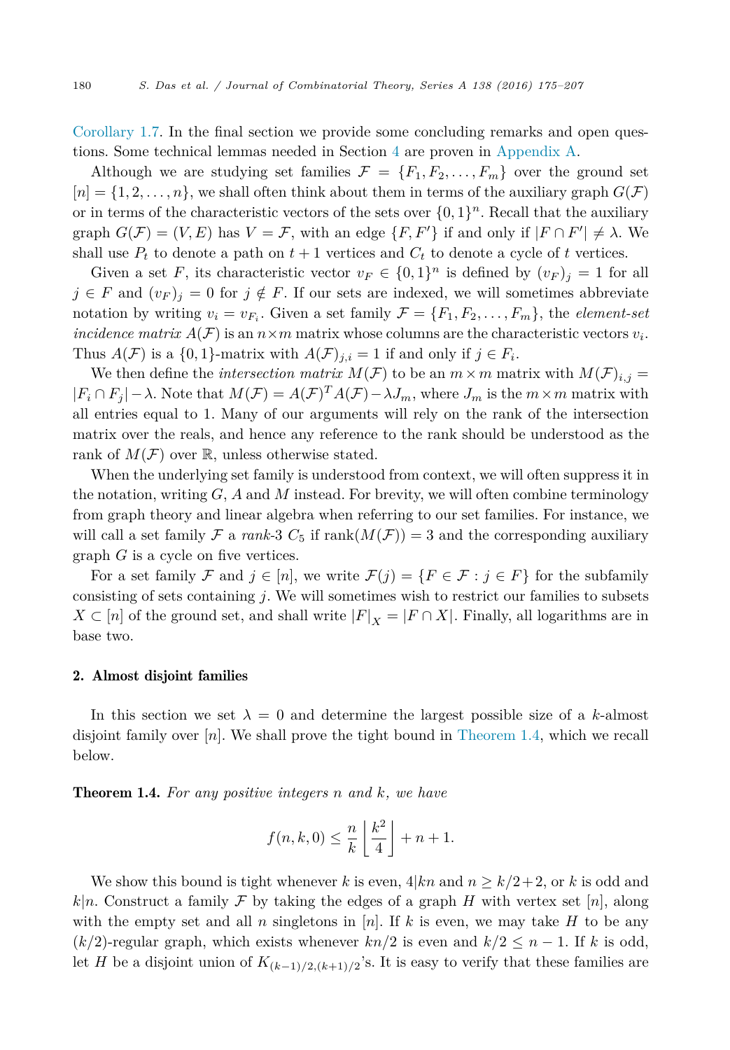Corollary 1.7. In the final section we provide some concluding remarks and open questions. Some technical lemmas needed in Section 4 are proven in Appendix A.

Although we are studying set families $\mathcal{F} = \{F_1, F_2, \ldots, F_m\}$ over the ground set $[n] = \{1, 2, \ldots, n\}$, we shall often think about them in terms of the auxiliary graph $G(\mathcal{F})$ or in terms of the characteristic vectors of the sets over $\{0,1\}^n$. Recall that the auxiliary graph $G(\mathcal{F}) = (V, E)$ has $V = \mathcal{F}$, with an edge $\{F, F'\}$ if and only if $|F \cap F'| \neq \lambda$. We shall use $P_t$ to denote a path on $t+1$ vertices and $C_t$ to denote a cycle of $t$ vertices.

Given a set $F$, its characteristic vector $v_F \in \{0,1\}^n$ is defined by $(v_F)_j = 1$ for all $j \in F$ and $(v_F)_j = 0$ for $j \notin F$. If our sets are indexed, we will sometimes abbreviate notation by writing $v_i = v_{F_i}$. Given a set family $\mathcal{F} = \{F_1, F_2, \ldots, F_m\}$, the *element-set incidence matrix* $A(\mathcal{F})$ is an $n \times m$ matrix whose columns are the characteristic vectors $v_i$. Thus $A(\mathcal{F})$ is a $\{0,1\}$-matrix with $A(\mathcal{F})_{j,i} = 1$ if and only if $j \in F_i$.

We then define the *intersection matrix* $M(\mathcal{F})$ to be an $m \times m$ matrix with $M(\mathcal{F})_{i,j} = |F_i \cap F_j| - \lambda$. Note that $M(\mathcal{F}) = A(\mathcal{F})^T A(\mathcal{F}) - \lambda J_m$, where $J_m$ is the $m \times m$ matrix with all entries equal to 1. Many of our arguments will rely on the rank of the intersection matrix over the reals, and hence any reference to the rank should be understood as the rank of $M(\mathcal{F})$ over $\mathbb{R}$, unless otherwise stated.

When the underlying set family is understood from context, we will often suppress it in the notation, writing $G$, $A$ and $M$ instead. For brevity, we will often combine terminology from graph theory and linear algebra when referring to our set families. For instance, we will call a set family $\mathcal{F}$ a *rank*-3 $C_5$ if $\operatorname{rank}(M(\mathcal{F})) = 3$ and the corresponding auxiliary graph $G$ is a cycle on five vertices.

For a set family $\mathcal{F}$ and $j \in [n]$, we write $\mathcal{F}(j) = \{F \in \mathcal{F} : j \in F\}$ for the subfamily consisting of sets containing $j$. We will sometimes wish to restrict our families to subsets $X \subset [n]$ of the ground set, and shall write $|F|_X = |F \cap X|$. Finally, all logarithms are in base two.

## 2. Almost disjoint families

In this section we set $\lambda = 0$ and determine the largest possible size of a $k$-almost disjoint family over $[n]$. We shall prove the tight bound in Theorem 1.4, which we recall below.

**Theorem 1.4.** *For any positive integers $n$ and $k$, we have*

$$f(n, k, 0) \leq \frac{n}{k} \left\lfloor \frac{k^2}{4} \right\rfloor + n + 1.$$

We show this bound is tight whenever $k$ is even, $4|kn$ and $n \geq k/2+2$, or $k$ is odd and $k|n$. Construct a family $\mathcal{F}$ by taking the edges of a graph $H$ with vertex set $[n]$, along with the empty set and all $n$ singletons in $[n]$. If $k$ is even, we may take $H$ to be any $(k/2)$-regular graph, which exists whenever $kn/2$ is even and $k/2 \leq n-1$. If $k$ is odd, let $H$ be a disjoint union of $K_{(k-1)/2,(k+1)/2}$'s. It is easy to verify that these families are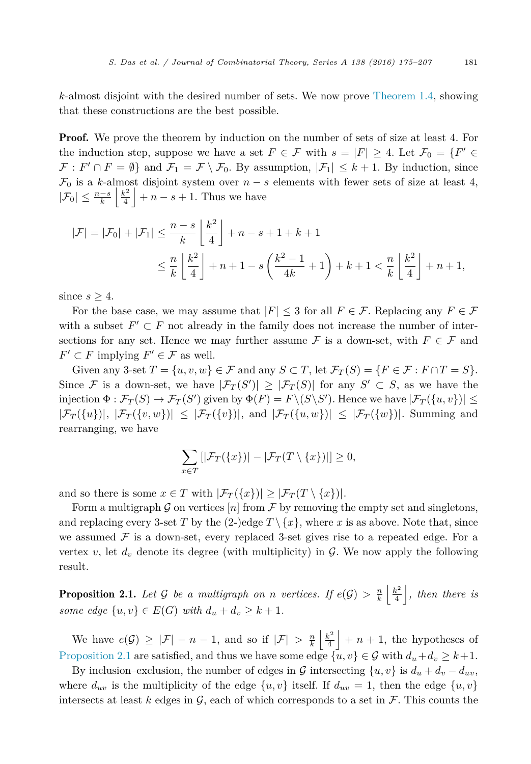$k$-almost disjoint with the desired number of sets. We now prove Theorem 1.4, showing that these constructions are the best possible.

**Proof.** We prove the theorem by induction on the number of sets of size at least 4. For the induction step, suppose we have a set $F \in \mathcal{F}$ with $s = |F| \geq 4$. Let $\mathcal{F}_0 = \{F' \in \mathcal{F} : F' \cap F = \emptyset\}$ and $\mathcal{F}_1 = \mathcal{F} \setminus \mathcal{F}_0$. By assumption, $|\mathcal{F}_1| \leq k+1$. By induction, since $\mathcal{F}_0$ is a $k$-almost disjoint system over $n-s$ elements with fewer sets of size at least 4, $|\mathcal{F}_0| \leq \frac{n-s}{k} \left\lfloor \frac{k^2}{4} \right\rfloor + n - s + 1$. Thus we have

$$
\begin{aligned}
|\mathcal{F}| = |\mathcal{F}_0| + |\mathcal{F}_1| &\leq \frac{n-s}{k} \left\lfloor \frac{k^2}{4} \right\rfloor + n - s + 1 + k + 1 \\
&\leq \frac{n}{k} \left\lfloor \frac{k^2}{4} \right\rfloor + n + 1 - s \left( \frac{k^2-1}{4k} + 1 \right) + k + 1 < \frac{n}{k} \left\lfloor \frac{k^2}{4} \right\rfloor + n + 1,
\end{aligned}
$$

since $s \geq 4$.

For the base case, we may assume that $|F| \leq 3$ for all $F \in \mathcal{F}$. Replacing any $F \in \mathcal{F}$ with a subset $F' \subset F$ not already in the family does not increase the number of intersections for any set. Hence we may further assume $\mathcal{F}$ is a down-set, with $F \in \mathcal{F}$ and $F' \subset F$ implying $F' \in \mathcal{F}$ as well.

Given any 3-set $T = \{u, v, w\} \in \mathcal{F}$ and any $S \subset T$, let $\mathcal{F}_T(S) = \{F \in \mathcal{F} : F \cap T = S\}$. Since $\mathcal{F}$ is a down-set, we have $|\mathcal{F}_T(S')| \geq |\mathcal{F}_T(S)|$ for any $S' \subset S$, as we have the injection $\Phi : \mathcal{F}_T(S) \to \mathcal{F}_T(S')$ given by $\Phi(F) = F \setminus (S \setminus S')$. Hence we have $|\mathcal{F}_T(\{u,v\})| \leq |\mathcal{F}_T(\{u\})|$, $|\mathcal{F}_T(\{v,w\})| \leq |\mathcal{F}_T(\{v\})|$, and $|\mathcal{F}_T(\{u,w\})| \leq |\mathcal{F}_T(\{w\})|$. Summing and rearranging, we have

$$
\sum_{x \in T} \left[ |\mathcal{F}_T(\{x\})| - |\mathcal{F}_T(T \setminus \{x\})| \right] \geq 0,
$$

and so there is some $x \in T$ with $|\mathcal{F}_T(\{x\})| \geq |\mathcal{F}_T(T \setminus \{x\})|$.

Form a multigraph $\mathcal{G}$ on vertices $[n]$ from $\mathcal{F}$ by removing the empty set and singletons, and replacing every 3-set $T$ by the (2-)edge $T \setminus \{x\}$, where $x$ is as above. Note that, since we assumed $\mathcal{F}$ is a down-set, every replaced 3-set gives rise to a repeated edge. For a vertex $v$, let $d_v$ denote its degree (with multiplicity) in $\mathcal{G}$. We now apply the following result.

**Proposition 2.1.** *Let $\mathcal{G}$ be a multigraph on $n$ vertices. If $e(\mathcal{G}) > \frac{n}{k} \left\lfloor \frac{k^2}{4} \right\rfloor$, then there is some edge $\{u, v\} \in E(G)$ with $d_u + d_v \geq k+1$.*

We have $e(\mathcal{G}) \geq |\mathcal{F}| - n - 1$, and so if $|\mathcal{F}| > \frac{n}{k} \left\lfloor \frac{k^2}{4} \right\rfloor + n + 1$, the hypotheses of Proposition 2.1 are satisfied, and thus we have some edge $\{u, v\} \in \mathcal{G}$ with $d_u + d_v \geq k+1$.

By inclusion–exclusion, the number of edges in $\mathcal{G}$ intersecting $\{u, v\}$ is $d_u + d_v - d_{uv}$, where $d_{uv}$ is the multiplicity of the edge $\{u, v\}$ itself. If $d_{uv} = 1$, then the edge $\{u, v\}$ intersects at least $k$ edges in $\mathcal{G}$, each of which corresponds to a set in $\mathcal{F}$. This counts the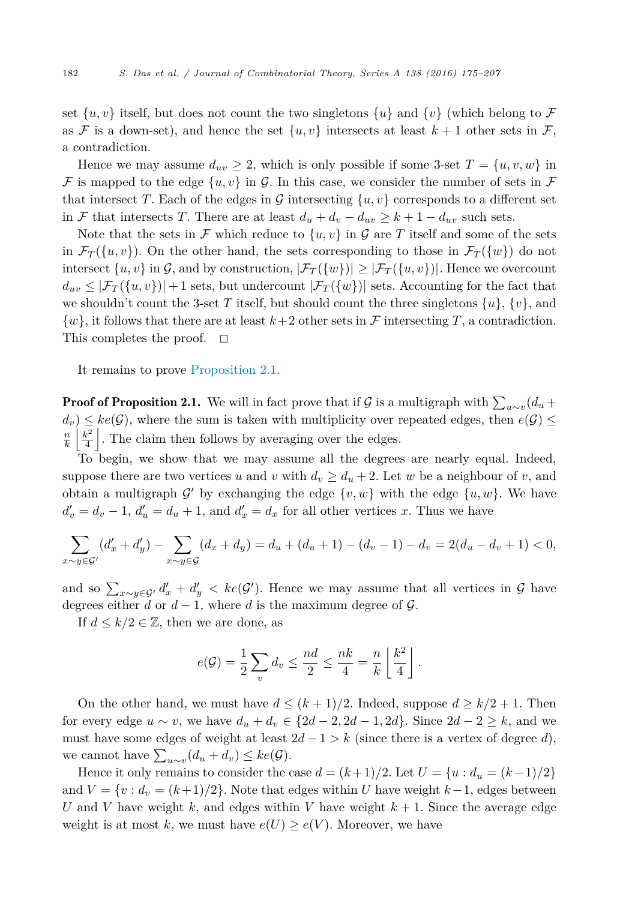set $\{u, v\}$ itself, but does not count the two singletons $\{u\}$ and $\{v\}$ (which belong to $\mathcal{F}$ as $\mathcal{F}$ is a down-set), and hence the set $\{u, v\}$ intersects at least $k + 1$ other sets in $\mathcal{F}$, a contradiction.

Hence we may assume $d_{uv} \geq 2$, which is only possible if some 3-set $T = \{u, v, w\}$ in $\mathcal{F}$ is mapped to the edge $\{u, v\}$ in $\mathcal{G}$. In this case, we consider the number of sets in $\mathcal{F}$ that intersect $T$. Each of the edges in $\mathcal{G}$ intersecting $\{u, v\}$ corresponds to a different set in $\mathcal{F}$ that intersects $T$. There are at least $d_u + d_v - d_{uv} \geq k + 1 - d_{uv}$ such sets.

Note that the sets in $\mathcal{F}$ which reduce to $\{u, v\}$ in $\mathcal{G}$ are $T$ itself and some of the sets in $\mathcal{F}_T(\{u, v\})$. On the other hand, the sets corresponding to those in $\mathcal{F}_T(\{w\})$ do not intersect $\{u, v\}$ in $\mathcal{G}$, and by construction, $|\mathcal{F}_T(\{w\})| \geq |\mathcal{F}_T(\{u, v\})|$. Hence we overcount $d_{uv} \leq |\mathcal{F}_T(\{u, v\})| + 1$ sets, but undercount $|\mathcal{F}_T(\{w\})|$ sets. Accounting for the fact that we shouldn't count the 3-set $T$ itself, but should count the three singletons $\{u\}$, $\{v\}$, and $\{w\}$, it follows that there are at least $k+2$ other sets in $\mathcal{F}$ intersecting $T$, a contradiction. This completes the proof. $\square$

It remains to prove Proposition 2.1.

**Proof of Proposition 2.1.** We will in fact prove that if $\mathcal{G}$ is a multigraph with $\sum_{u \sim v}(d_u + d_v) \leq ke(\mathcal{G})$, where the sum is taken with multiplicity over repeated edges, then $e(\mathcal{G}) \leq \frac{n}{k} \left\lfloor \frac{k^2}{4} \right\rfloor$. The claim then follows by averaging over the edges.

To begin, we show that we may assume all the degrees are nearly equal. Indeed, suppose there are two vertices $u$ and $v$ with $d_v \geq d_u + 2$. Let $w$ be a neighbour of $v$, and obtain a multigraph $\mathcal{G}'$ by exchanging the edge $\{v, w\}$ with the edge $\{u, w\}$. We have $d'_v = d_v - 1$, $d'_u = d_u + 1$, and $d'_x = d_x$ for all other vertices $x$. Thus we have

$$\sum_{x \sim y \in \mathcal{G}'} (d'_x + d'_y) - \sum_{x \sim y \in \mathcal{G}} (d_x + d_y) = d_u + (d_u + 1) - (d_v - 1) - d_v = 2(d_u - d_v + 1) < 0,$$

and so $\sum_{x \sim y \in \mathcal{G}'} d'_x + d'_y < ke(\mathcal{G}')$. Hence we may assume that all vertices in $\mathcal{G}$ have degrees either $d$ or $d - 1$, where $d$ is the maximum degree of $\mathcal{G}$.

If $d \leq k/2 \in \mathbb{Z}$, then we are done, as

$$e(\mathcal{G}) = \frac{1}{2} \sum_v d_v \leq \frac{nd}{2} \leq \frac{nk}{4} = \frac{n}{k} \left\lfloor \frac{k^2}{4} \right\rfloor.$$

On the other hand, we must have $d \leq (k+1)/2$. Indeed, suppose $d \geq k/2 + 1$. Then for every edge $u \sim v$, we have $d_u + d_v \in \{2d - 2, 2d - 1, 2d\}$. Since $2d - 2 \geq k$, and we must have some edges of weight at least $2d - 1 > k$ (since there is a vertex of degree $d$), we cannot have $\sum_{u \sim v}(d_u + d_v) \leq ke(\mathcal{G})$.

Hence it only remains to consider the case $d = (k+1)/2$. Let $U = \{u : d_u = (k-1)/2\}$ and $V = \{v : d_v = (k+1)/2\}$. Note that edges within $U$ have weight $k-1$, edges between $U$ and $V$ have weight $k$, and edges within $V$ have weight $k + 1$. Since the average edge weight is at most $k$, we must have $e(U) \geq e(V)$. Moreover, we have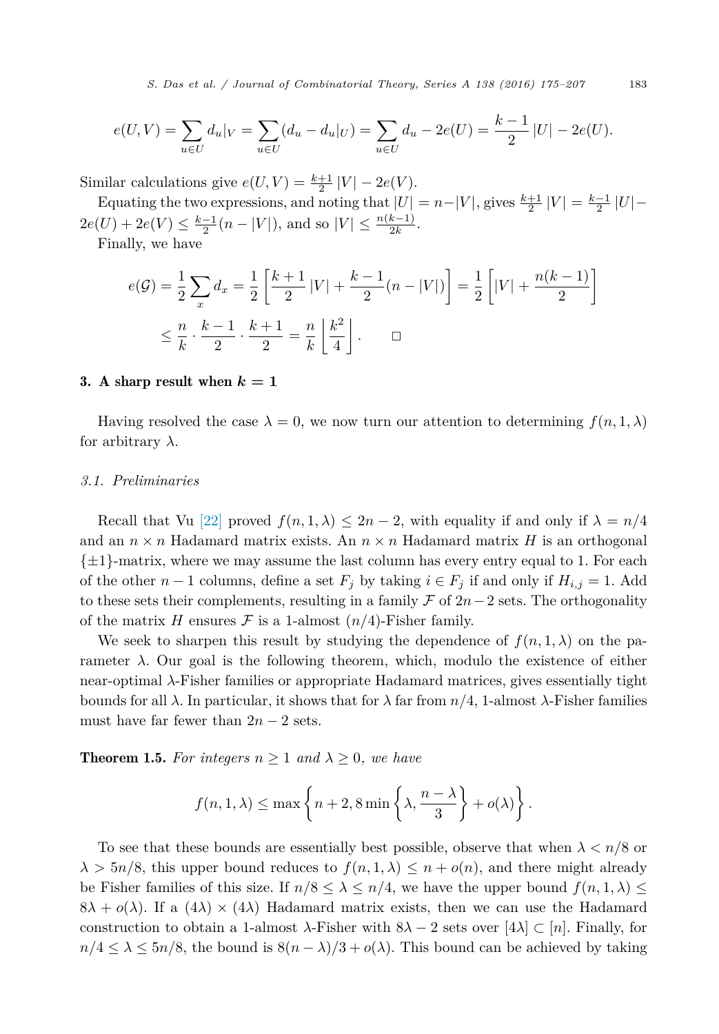$$e(U,V) = \sum_{u \in U} d_u|_V = \sum_{u \in U} (d_u - d_u|_U) = \sum_{u \in U} d_u - 2e(U) = \frac{k-1}{2} |U| - 2e(U).$$

Similar calculations give $e(U,V) = \frac{k+1}{2} |V| - 2e(V)$.

Equating the two expressions, and noting that $|U| = n - |V|$, gives $\frac{k+1}{2} |V| = \frac{k-1}{2} |U| - 2e(U) + 2e(V) \leq \frac{k-1}{2}(n - |V|)$, and so $|V| \leq \frac{n(k-1)}{2k}$.

Finally, we have

$$e(\mathcal{G}) = \frac{1}{2} \sum_x d_x = \frac{1}{2} \left[ \frac{k+1}{2} |V| + \frac{k-1}{2}(n - |V|) \right] = \frac{1}{2} \left[ |V| + \frac{n(k-1)}{2} \right]$$

$$\leq \frac{n}{k} \cdot \frac{k-1}{2} \cdot \frac{k+1}{2} = \frac{n}{k} \left\lfloor \frac{k^2}{4} \right\rfloor. \qquad \square$$

## 3. A sharp result when $k = 1$

Having resolved the case $\lambda = 0$, we now turn our attention to determining $f(n, 1, \lambda)$ for arbitrary $\lambda$.

### 3.1. Preliminaries

Recall that Vu [22] proved $f(n, 1, \lambda) \leq 2n - 2$, with equality if and only if $\lambda = n/4$ and an $n \times n$ Hadamard matrix exists. An $n \times n$ Hadamard matrix $H$ is an orthogonal $\{\pm 1\}$-matrix, where we may assume the last column has every entry equal to 1. For each of the other $n - 1$ columns, define a set $F_j$ by taking $i \in F_j$ if and only if $H_{i,j} = 1$. Add to these sets their complements, resulting in a family $\mathcal{F}$ of $2n - 2$ sets. The orthogonality of the matrix $H$ ensures $\mathcal{F}$ is a 1-almost $(n/4)$-Fisher family.

We seek to sharpen this result by studying the dependence of $f(n, 1, \lambda)$ on the parameter $\lambda$. Our goal is the following theorem, which, modulo the existence of either near-optimal $\lambda$-Fisher families or appropriate Hadamard matrices, gives essentially tight bounds for all $\lambda$. In particular, it shows that for $\lambda$ far from $n/4$, 1-almost $\lambda$-Fisher families must have far fewer than $2n - 2$ sets.

**Theorem 1.5.** *For integers $n \geq 1$ and $\lambda \geq 0$, we have*

$$f(n, 1, \lambda) \leq \max \left\{ n + 2, 8 \min \left\{ \lambda, \frac{n - \lambda}{3} \right\} + o(\lambda) \right\}.$$

To see that these bounds are essentially best possible, observe that when $\lambda < n/8$ or $\lambda > 5n/8$, this upper bound reduces to $f(n, 1, \lambda) \leq n + o(n)$, and there might already be Fisher families of this size. If $n/8 \leq \lambda \leq n/4$, we have the upper bound $f(n, 1, \lambda) \leq 8\lambda + o(\lambda)$. If a $(4\lambda) \times (4\lambda)$ Hadamard matrix exists, then we can use the Hadamard construction to obtain a 1-almost $\lambda$-Fisher with $8\lambda - 2$ sets over $[4\lambda] \subset [n]$. Finally, for $n/4 \leq \lambda \leq 5n/8$, the bound is $8(n - \lambda)/3 + o(\lambda)$. This bound can be achieved by taking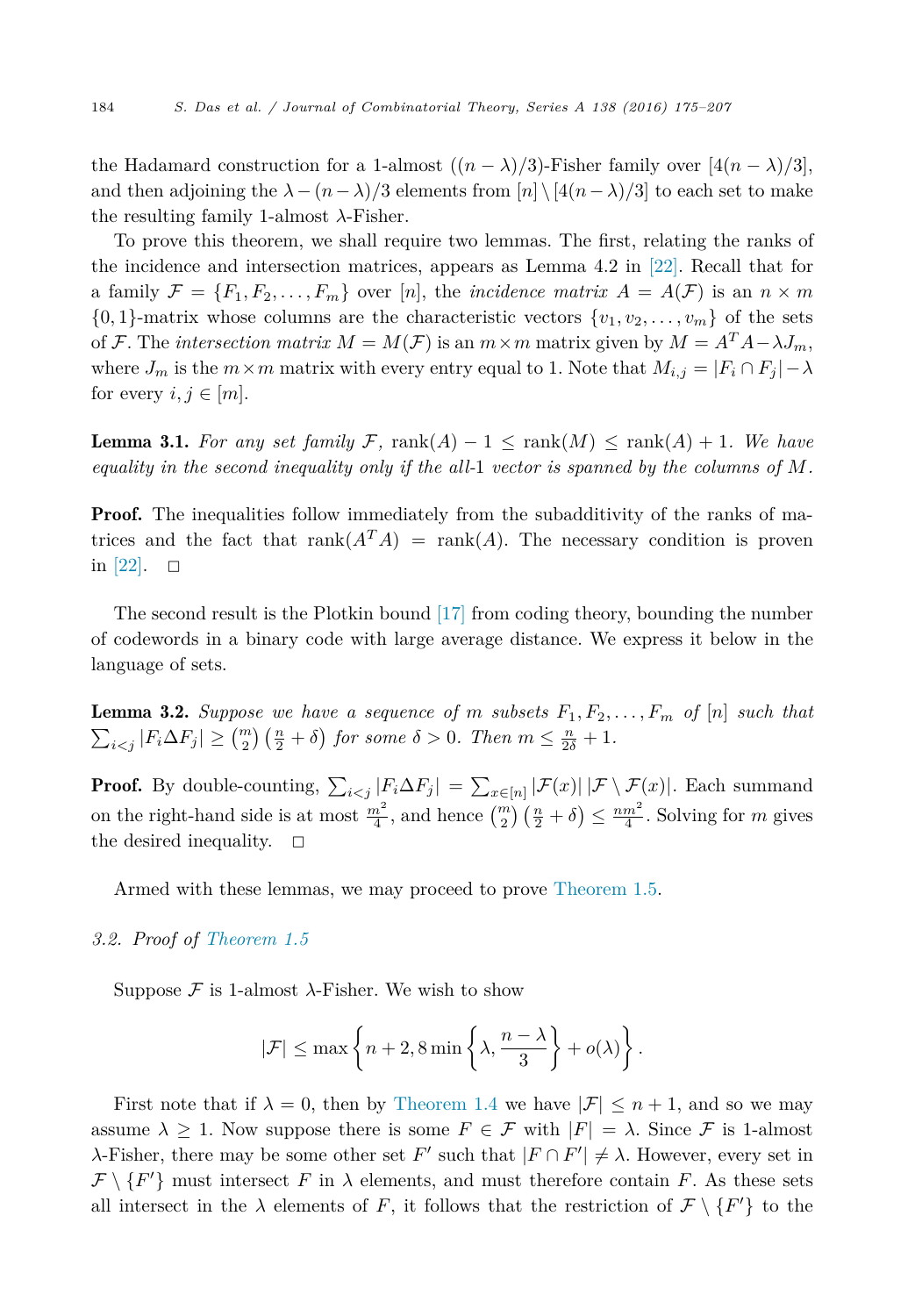the Hadamard construction for a 1-almost $((n-\lambda)/3)$-Fisher family over $[4(n-\lambda)/3]$, and then adjoining the $\lambda - (n-\lambda)/3$ elements from $[n] \setminus [4(n-\lambda)/3]$ to each set to make the resulting family 1-almost $\lambda$-Fisher.

To prove this theorem, we shall require two lemmas. The first, relating the ranks of the incidence and intersection matrices, appears as Lemma 4.2 in [22]. Recall that for a family $\mathcal{F} = \{F_1, F_2, \ldots, F_m\}$ over $[n]$, the *incidence matrix* $A = A(\mathcal{F})$ is an $n \times m$ $\{0,1\}$-matrix whose columns are the characteristic vectors $\{v_1, v_2, \ldots, v_m\}$ of the sets of $\mathcal{F}$. The *intersection matrix* $M = M(\mathcal{F})$ is an $m \times m$ matrix given by $M = A^T A - \lambda J_m$, where $J_m$ is the $m \times m$ matrix with every entry equal to 1. Note that $M_{i,j} = |F_i \cap F_j| - \lambda$ for every $i, j \in [m]$.

**Lemma 3.1.** *For any set family $\mathcal{F}$,* $\text{rank}(A) - 1 \leq \text{rank}(M) \leq \text{rank}(A) + 1$*. We have equality in the second inequality only if the all-1 vector is spanned by the columns of $M$.*

**Proof.** The inequalities follow immediately from the subadditivity of the ranks of matrices and the fact that $\text{rank}(A^T A) = \text{rank}(A)$. The necessary condition is proven in [22]. $\square$

The second result is the Plotkin bound [17] from coding theory, bounding the number of codewords in a binary code with large average distance. We express it below in the language of sets.

**Lemma 3.2.** *Suppose we have a sequence of $m$ subsets $F_1, F_2, \ldots, F_m$ of $[n]$ such that $\sum_{i<j} |F_i \Delta F_j| \geq \binom{m}{2}\left(\frac{n}{2} + \delta\right)$ for some $\delta > 0$. Then $m \leq \frac{n}{2\delta} + 1$.*

**Proof.** By double-counting, $\sum_{i<j} |F_i \Delta F_j| = \sum_{x \in [n]} |\mathcal{F}(x)| \, |\mathcal{F} \setminus \mathcal{F}(x)|$. Each summand on the right-hand side is at most $\frac{m^2}{4}$, and hence $\binom{m}{2}\left(\frac{n}{2} + \delta\right) \leq \frac{nm^2}{4}$. Solving for $m$ gives the desired inequality. $\square$

Armed with these lemmas, we may proceed to prove Theorem 1.5.

### 3.2. Proof of Theorem 1.5

Suppose $\mathcal{F}$ is 1-almost $\lambda$-Fisher. We wish to show

$$|\mathcal{F}| \leq \max\left\{n + 2, 8 \min\left\{\lambda, \frac{n-\lambda}{3}\right\} + o(\lambda)\right\}.$$

First note that if $\lambda = 0$, then by Theorem 1.4 we have $|\mathcal{F}| \leq n + 1$, and so we may assume $\lambda \geq 1$. Now suppose there is some $F \in \mathcal{F}$ with $|F| = \lambda$. Since $\mathcal{F}$ is 1-almost $\lambda$-Fisher, there may be some other set $F'$ such that $|F \cap F'| \neq \lambda$. However, every set in $\mathcal{F} \setminus \{F'\}$ must intersect $F$ in $\lambda$ elements, and must therefore contain $F$. As these sets all intersect in the $\lambda$ elements of $F$, it follows that the restriction of $\mathcal{F} \setminus \{F'\}$ to the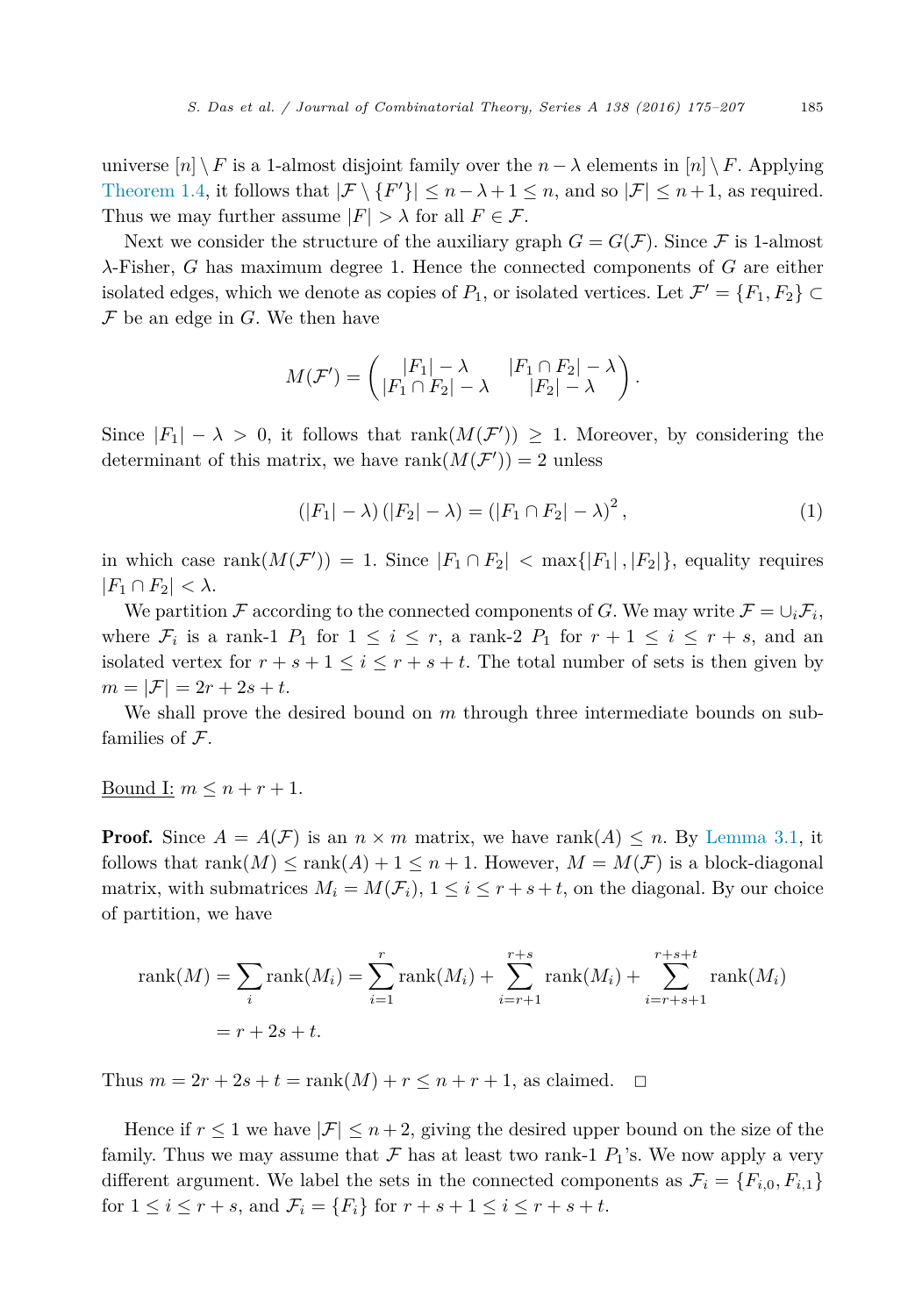universe $[n] \setminus F$ is a 1-almost disjoint family over the $n - \lambda$ elements in $[n] \setminus F$. Applying Theorem 1.4, it follows that $|\mathcal{F} \setminus \{F'\}| \leq n - \lambda + 1 \leq n$, and so $|\mathcal{F}| \leq n+1$, as required. Thus we may further assume $|F| > \lambda$ for all $F \in \mathcal{F}$.

Next we consider the structure of the auxiliary graph $G = G(\mathcal{F})$. Since $\mathcal{F}$ is 1-almost $\lambda$-Fisher, $G$ has maximum degree 1. Hence the connected components of $G$ are either isolated edges, which we denote as copies of $P_1$, or isolated vertices. Let $\mathcal{F}' = \{F_1, F_2\} \subset \mathcal{F}$ be an edge in $G$. We then have

$$M(\mathcal{F}') = \begin{pmatrix} |F_1| - \lambda & |F_1 \cap F_2| - \lambda \\ |F_1 \cap F_2| - \lambda & |F_2| - \lambda \end{pmatrix}.$$

Since $|F_1| - \lambda > 0$, it follows that $\operatorname{rank}(M(\mathcal{F}')) \geq 1$. Moreover, by considering the determinant of this matrix, we have $\operatorname{rank}(M(\mathcal{F}')) = 2$ unless

$$(|F_1| - \lambda)(|F_2| - \lambda) = (|F_1 \cap F_2| - \lambda)^2, \tag{1}$$

in which case $\operatorname{rank}(M(\mathcal{F}')) = 1$. Since $|F_1 \cap F_2| < \max\{|F_1|, |F_2|\}$, equality requires $|F_1 \cap F_2| < \lambda$.

We partition $\mathcal{F}$ according to the connected components of $G$. We may write $\mathcal{F} = \cup_i \mathcal{F}_i$, where $\mathcal{F}_i$ is a rank-1 $P_1$ for $1 \leq i \leq r$, a rank-2 $P_1$ for $r+1 \leq i \leq r+s$, and an isolated vertex for $r+s+1 \leq i \leq r+s+t$. The total number of sets is then given by $m = |\mathcal{F}| = 2r + 2s + t$.

We shall prove the desired bound on $m$ through three intermediate bounds on subfamilies of $\mathcal{F}$.

Bound I: $m \leq n + r + 1$.

**Proof.** Since $A = A(\mathcal{F})$ is an $n \times m$ matrix, we have $\operatorname{rank}(A) \leq n$. By Lemma 3.1, it follows that $\operatorname{rank}(M) \leq \operatorname{rank}(A) + 1 \leq n + 1$. However, $M = M(\mathcal{F})$ is a block-diagonal matrix, with submatrices $M_i = M(\mathcal{F}_i)$, $1 \leq i \leq r+s+t$, on the diagonal. By our choice of partition, we have

$$\begin{aligned}
\operatorname{rank}(M) &= \sum_i \operatorname{rank}(M_i) = \sum_{i=1}^{r} \operatorname{rank}(M_i) + \sum_{i=r+1}^{r+s} \operatorname{rank}(M_i) + \sum_{i=r+s+1}^{r+s+t} \operatorname{rank}(M_i) \\
&= r + 2s + t.
\end{aligned}$$

Thus $m = 2r + 2s + t = \operatorname{rank}(M) + r \leq n + r + 1$, as claimed. $\square$

Hence if $r \leq 1$ we have $|\mathcal{F}| \leq n+2$, giving the desired upper bound on the size of the family. Thus we may assume that $\mathcal{F}$ has at least two rank-1 $P_1$'s. We now apply a very different argument. We label the sets in the connected components as $\mathcal{F}_i = \{F_{i,0}, F_{i,1}\}$ for $1 \leq i \leq r+s$, and $\mathcal{F}_i = \{F_i\}$ for $r+s+1 \leq i \leq r+s+t$.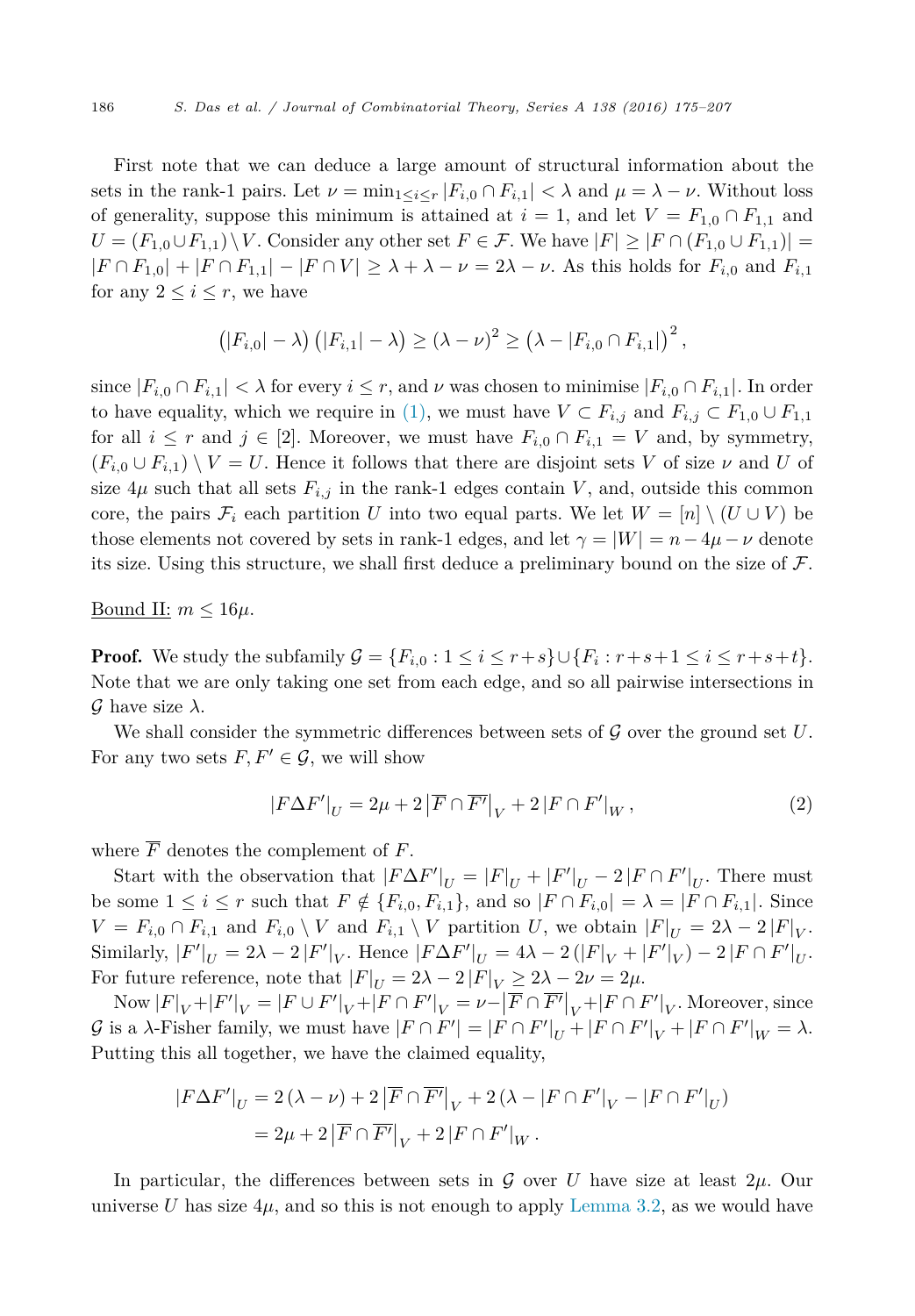First note that we can deduce a large amount of structural information about the sets in the rank-1 pairs. Let $\nu = \min_{1 \le i \le r} |F_{i,0} \cap F_{i,1}| < \lambda$ and $\mu = \lambda - \nu$. Without loss of generality, suppose this minimum is attained at $i = 1$, and let $V = F_{1,0} \cap F_{1,1}$ and $U = (F_{1,0} \cup F_{1,1}) \setminus V$. Consider any other set $F \in \mathcal{F}$. We have $|F| \ge |F \cap (F_{1,0} \cup F_{1,1})| = |F \cap F_{1,0}| + |F \cap F_{1,1}| - |F \cap V| \ge \lambda + \lambda - \nu = 2\lambda - \nu$. As this holds for $F_{i,0}$ and $F_{i,1}$ for any $2 \le i \le r$, we have

$$\left(|F_{i,0}| - \lambda\right)\left(|F_{i,1}| - \lambda\right) \ge (\lambda - \nu)^2 \ge \left(\lambda - |F_{i,0} \cap F_{i,1}|\right)^2,$$

since $|F_{i,0} \cap F_{i,1}| < \lambda$ for every $i \le r$, and $\nu$ was chosen to minimise $|F_{i,0} \cap F_{i,1}|$. In order to have equality, which we require in (1), we must have $V \subset F_{i,j}$ and $F_{i,j} \subset F_{1,0} \cup F_{1,1}$ for all $i \le r$ and $j \in [2]$. Moreover, we must have $F_{i,0} \cap F_{i,1} = V$ and, by symmetry, $(F_{i,0} \cup F_{i,1}) \setminus V = U$. Hence it follows that there are disjoint sets $V$ of size $\nu$ and $U$ of size $4\mu$ such that all sets $F_{i,j}$ in the rank-1 edges contain $V$, and, outside this common core, the pairs $\mathcal{F}_i$ each partition $U$ into two equal parts. We let $W = [n] \setminus (U \cup V)$ be those elements not covered by sets in rank-1 edges, and let $\gamma = |W| = n - 4\mu - \nu$ denote its size. Using this structure, we shall first deduce a preliminary bound on the size of $\mathcal{F}$.

Bound II: $m \le 16\mu$.

**Proof.** We study the subfamily $\mathcal{G} = \{F_{i,0} : 1 \le i \le r+s\} \cup \{F_i : r+s+1 \le i \le r+s+t\}$. Note that we are only taking one set from each edge, and so all pairwise intersections in $\mathcal{G}$ have size $\lambda$.

We shall consider the symmetric differences between sets of $\mathcal{G}$ over the ground set $U$. For any two sets $F, F' \in \mathcal{G}$, we will show

$$|F \Delta F'|_U = 2\mu + 2\left|\overline{F} \cap \overline{F'}\right|_V + 2\left|F \cap F'\right|_W, \tag{2}$$

where $\overline{F}$ denotes the complement of $F$.

Start with the observation that $|F \Delta F'|_U = |F|_U + |F'|_U - 2|F \cap F'|_U$. There must be some $1 \le i \le r$ such that $F \notin \{F_{i,0}, F_{i,1}\}$, and so $|F \cap F_{i,0}| = \lambda = |F \cap F_{i,1}|$. Since $V = F_{i,0} \cap F_{i,1}$ and $F_{i,0} \setminus V$ and $F_{i,1} \setminus V$ partition $U$, we obtain $|F|_U = 2\lambda - 2|F|_V$. Similarly, $|F'|_U = 2\lambda - 2|F'|_V$. Hence $|F \Delta F'|_U = 4\lambda - 2(|F|_V + |F'|_V) - 2|F \cap F'|_U$. For future reference, note that $|F|_U = 2\lambda - 2|F|_V \ge 2\lambda - 2\nu = 2\mu$.

Now $|F|_V + |F'|_V = |F \cup F'|_V + |F \cap F'|_V = \nu - \left|\overline{F} \cap \overline{F'}\right|_V + |F \cap F'|_V$. Moreover, since $\mathcal{G}$ is a $\lambda$-Fisher family, we must have $|F \cap F'| = |F \cap F'|_U + |F \cap F'|_V + |F \cap F'|_W = \lambda$. Putting this all together, we have the claimed equality,

$$\begin{aligned}
|F \Delta F'|_U &= 2(\lambda - \nu) + 2\left|\overline{F} \cap \overline{F'}\right|_V + 2\left(\lambda - |F \cap F'|_V - |F \cap F'|_U\right) \\
&= 2\mu + 2\left|\overline{F} \cap \overline{F'}\right|_V + 2|F \cap F'|_W .
\end{aligned}$$

In particular, the differences between sets in $\mathcal{G}$ over $U$ have size at least $2\mu$. Our universe $U$ has size $4\mu$, and so this is not enough to apply Lemma 3.2, as we would have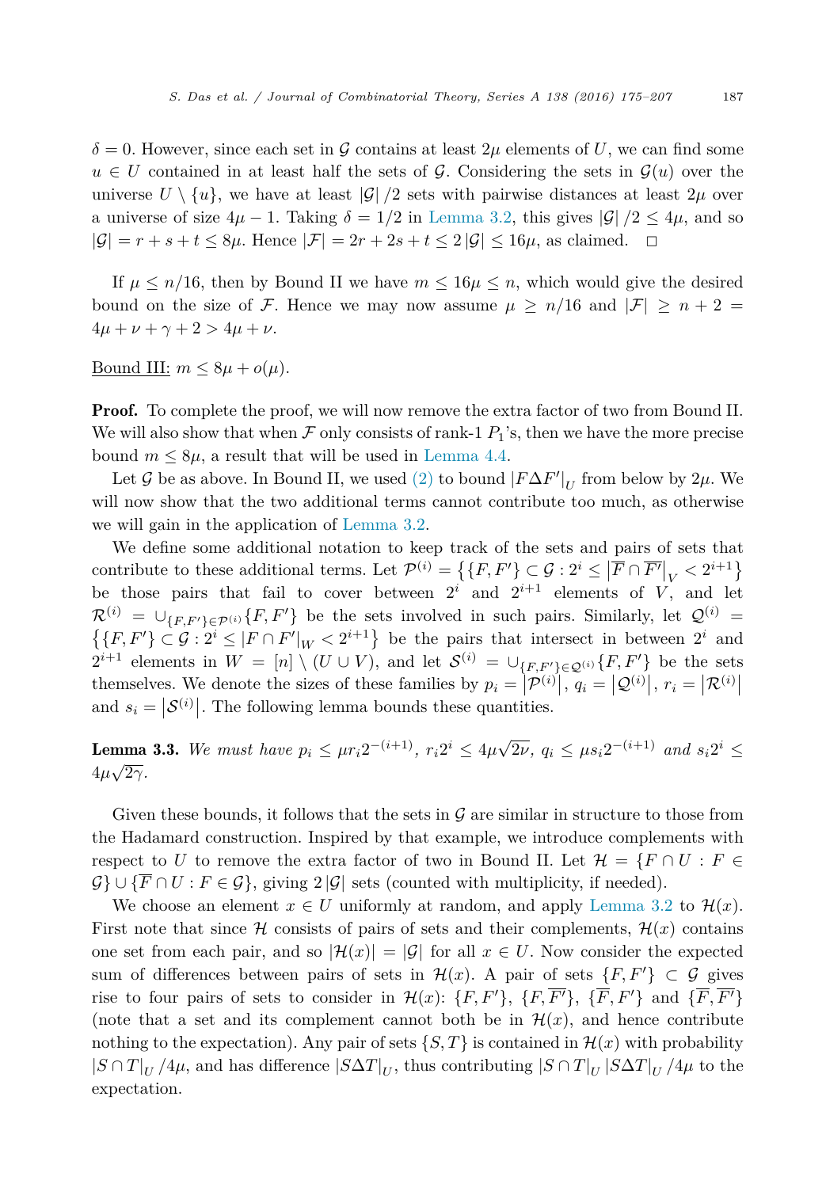$\delta = 0$. However, since each set in $\mathcal{G}$ contains at least $2\mu$ elements of $U$, we can find some $u \in U$ contained in at least half the sets of $\mathcal{G}$. Considering the sets in $\mathcal{G}(u)$ over the universe $U \setminus \{u\}$, we have at least $|\mathcal{G}|/2$ sets with pairwise distances at least $2\mu$ over a universe of size $4\mu - 1$. Taking $\delta = 1/2$ in Lemma 3.2, this gives $|\mathcal{G}|/2 \le 4\mu$, and so $|\mathcal{G}| = r + s + t \le 8\mu$. Hence $|\mathcal{F}| = 2r + 2s + t \le 2|\mathcal{G}| \le 16\mu$, as claimed. $\square$

If $\mu \le n/16$, then by Bound II we have $m \le 16\mu \le n$, which would give the desired bound on the size of $\mathcal{F}$. Hence we may now assume $\mu \ge n/16$ and $|\mathcal{F}| \ge n + 2 = 4\mu + \nu + \gamma + 2 > 4\mu + \nu$.

Bound III: $m \le 8\mu + o(\mu)$.

**Proof.** To complete the proof, we will now remove the extra factor of two from Bound II. We will also show that when $\mathcal{F}$ only consists of rank-1 $P_1$'s, then we have the more precise bound $m \le 8\mu$, a result that will be used in Lemma 4.4.

Let $\mathcal{G}$ be as above. In Bound II, we used (2) to bound $|F \Delta F'|_U$ from below by $2\mu$. We will now show that the two additional terms cannot contribute too much, as otherwise we will gain in the application of Lemma 3.2.

We define some additional notation to keep track of the sets and pairs of sets that contribute to these additional terms. Let $\mathcal{P}^{(i)} = \left\{ \{F, F'\} \subset \mathcal{G} : 2^i \le \left| \overline{F} \cap \overline{F'} \right|_V < 2^{i+1} \right\}$ be those pairs that fail to cover between $2^i$ and $2^{i+1}$ elements of $V$, and let $\mathcal{R}^{(i)} = \cup_{\{F,F'\} \in \mathcal{P}^{(i)}} \{F, F'\}$ be the sets involved in such pairs. Similarly, let $\mathcal{Q}^{(i)} = \left\{ \{F, F'\} \subset \mathcal{G} : 2^i \le |F \cap F'|_W < 2^{i+1} \right\}$ be the pairs that intersect in between $2^i$ and $2^{i+1}$ elements in $W = [n] \setminus (U \cup V)$, and let $\mathcal{S}^{(i)} = \cup_{\{F,F'\} \in \mathcal{Q}^{(i)}} \{F, F'\}$ be the sets themselves. We denote the sizes of these families by $p_i = \left|\mathcal{P}^{(i)}\right|$, $q_i = \left|\mathcal{Q}^{(i)}\right|$, $r_i = \left|\mathcal{R}^{(i)}\right|$ and $s_i = \left|\mathcal{S}^{(i)}\right|$. The following lemma bounds these quantities.

**Lemma 3.3.** *We must have $p_i \le \mu r_i 2^{-(i+1)}$, $r_i 2^i \le 4\mu\sqrt{2\nu}$, $q_i \le \mu s_i 2^{-(i+1)}$ and $s_i 2^i \le 4\mu\sqrt{2\gamma}$.*

Given these bounds, it follows that the sets in $\mathcal{G}$ are similar in structure to those from the Hadamard construction. Inspired by that example, we introduce complements with respect to $U$ to remove the extra factor of two in Bound II. Let $\mathcal{H} = \{F \cap U : F \in \mathcal{G}\} \cup \{\overline{F} \cap U : F \in \mathcal{G}\}$, giving $2|\mathcal{G}|$ sets (counted with multiplicity, if needed).

We choose an element $x \in U$ uniformly at random, and apply Lemma 3.2 to $\mathcal{H}(x)$. First note that since $\mathcal{H}$ consists of pairs of sets and their complements, $\mathcal{H}(x)$ contains one set from each pair, and so $|\mathcal{H}(x)| = |\mathcal{G}|$ for all $x \in U$. Now consider the expected sum of differences between pairs of sets in $\mathcal{H}(x)$. A pair of sets $\{F, F'\} \subset \mathcal{G}$ gives rise to four pairs of sets to consider in $\mathcal{H}(x)$: $\{F, F'\}$, $\{F, \overline{F'}\}$, $\{\overline{F}, F'\}$ and $\{\overline{F}, \overline{F'}\}$ (note that a set and its complement cannot both be in $\mathcal{H}(x)$, and hence contribute nothing to the expectation). Any pair of sets $\{S, T\}$ is contained in $\mathcal{H}(x)$ with probability $|S \cap T|_U / 4\mu$, and has difference $|S \Delta T|_U$, thus contributing $|S \cap T|_U |S \Delta T|_U / 4\mu$ to the expectation.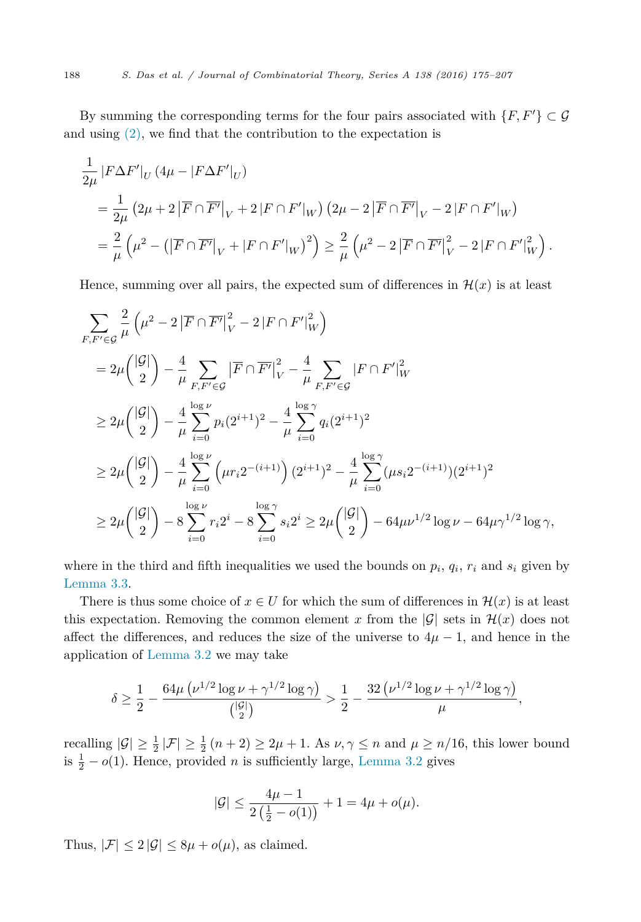By summing the corresponding terms for the four pairs associated with $\{F, F'\} \subset \mathcal{G}$ and using (2), we find that the contribution to the expectation is

$$
\begin{aligned}
&\frac{1}{2\mu} \left|F \Delta F'\right|_U \left(4\mu - \left|F \Delta F'\right|_U\right) \\
&= \frac{1}{2\mu} \left(2\mu + 2\left|\overline{F} \cap \overline{F'}\right|_V + 2\left|F \cap F'\right|_W\right)\left(2\mu - 2\left|\overline{F} \cap \overline{F'}\right|_V - 2\left|F \cap F'\right|_W\right) \\
&= \frac{2}{\mu}\left(\mu^2 - \left(\left|\overline{F} \cap \overline{F'}\right|_V + \left|F \cap F'\right|_W\right)^2\right) \geq \frac{2}{\mu}\left(\mu^2 - 2\left|\overline{F} \cap \overline{F'}\right|_V^2 - 2\left|F \cap F'\right|_W^2\right).
\end{aligned}
$$

Hence, summing over all pairs, the expected sum of differences in $\mathcal{H}(x)$ is at least

$$
\begin{aligned}
&\sum_{F, F' \in \mathcal{G}} \frac{2}{\mu}\left(\mu^2 - 2\left|\overline{F} \cap \overline{F'}\right|_V^2 - 2\left|F \cap F'\right|_W^2\right) \\
&= 2\mu\binom{|\mathcal{G}|}{2} - \frac{4}{\mu}\sum_{F, F' \in \mathcal{G}}\left|\overline{F} \cap \overline{F'}\right|_V^2 - \frac{4}{\mu}\sum_{F, F' \in \mathcal{G}}\left|F \cap F'\right|_W^2 \\
&\geq 2\mu\binom{|\mathcal{G}|}{2} - \frac{4}{\mu}\sum_{i=0}^{\log \nu} p_i (2^{i+1})^2 - \frac{4}{\mu}\sum_{i=0}^{\log \gamma} q_i (2^{i+1})^2 \\
&\geq 2\mu\binom{|\mathcal{G}|}{2} - \frac{4}{\mu}\sum_{i=0}^{\log \nu}\left(\mu r_i 2^{-(i+1)}\right)(2^{i+1})^2 - \frac{4}{\mu}\sum_{i=0}^{\log \gamma}(\mu s_i 2^{-(i+1)})(2^{i+1})^2 \\
&\geq 2\mu\binom{|\mathcal{G}|}{2} - 8\sum_{i=0}^{\log \nu} r_i 2^i - 8\sum_{i=0}^{\log \gamma} s_i 2^i \geq 2\mu\binom{|\mathcal{G}|}{2} - 64\mu\nu^{1/2}\log\nu - 64\mu\gamma^{1/2}\log\gamma,
\end{aligned}
$$

where in the third and fifth inequalities we used the bounds on $p_i$, $q_i$, $r_i$ and $s_i$ given by Lemma 3.3.

There is thus some choice of $x \in U$ for which the sum of differences in $\mathcal{H}(x)$ is at least this expectation. Removing the common element $x$ from the $|\mathcal{G}|$ sets in $\mathcal{H}(x)$ does not affect the differences, and reduces the size of the universe to $4\mu - 1$, and hence in the application of Lemma 3.2 we may take

$$
\delta \geq \frac{1}{2} - \frac{64\mu\left(\nu^{1/2}\log\nu + \gamma^{1/2}\log\gamma\right)}{\binom{|\mathcal{G}|}{2}} > \frac{1}{2} - \frac{32\left(\nu^{1/2}\log\nu + \gamma^{1/2}\log\gamma\right)}{\mu},
$$

recalling $|\mathcal{G}| \geq \frac{1}{2}|\mathcal{F}| \geq \frac{1}{2}(n+2) \geq 2\mu + 1$. As $\nu, \gamma \leq n$ and $\mu \geq n/16$, this lower bound is $\frac{1}{2} - o(1)$. Hence, provided $n$ is sufficiently large, Lemma 3.2 gives

$$
|\mathcal{G}| \leq \frac{4\mu - 1}{2\left(\frac{1}{2} - o(1)\right)} + 1 = 4\mu + o(\mu).
$$

Thus, $|\mathcal{F}| \leq 2|\mathcal{G}| \leq 8\mu + o(\mu)$, as claimed.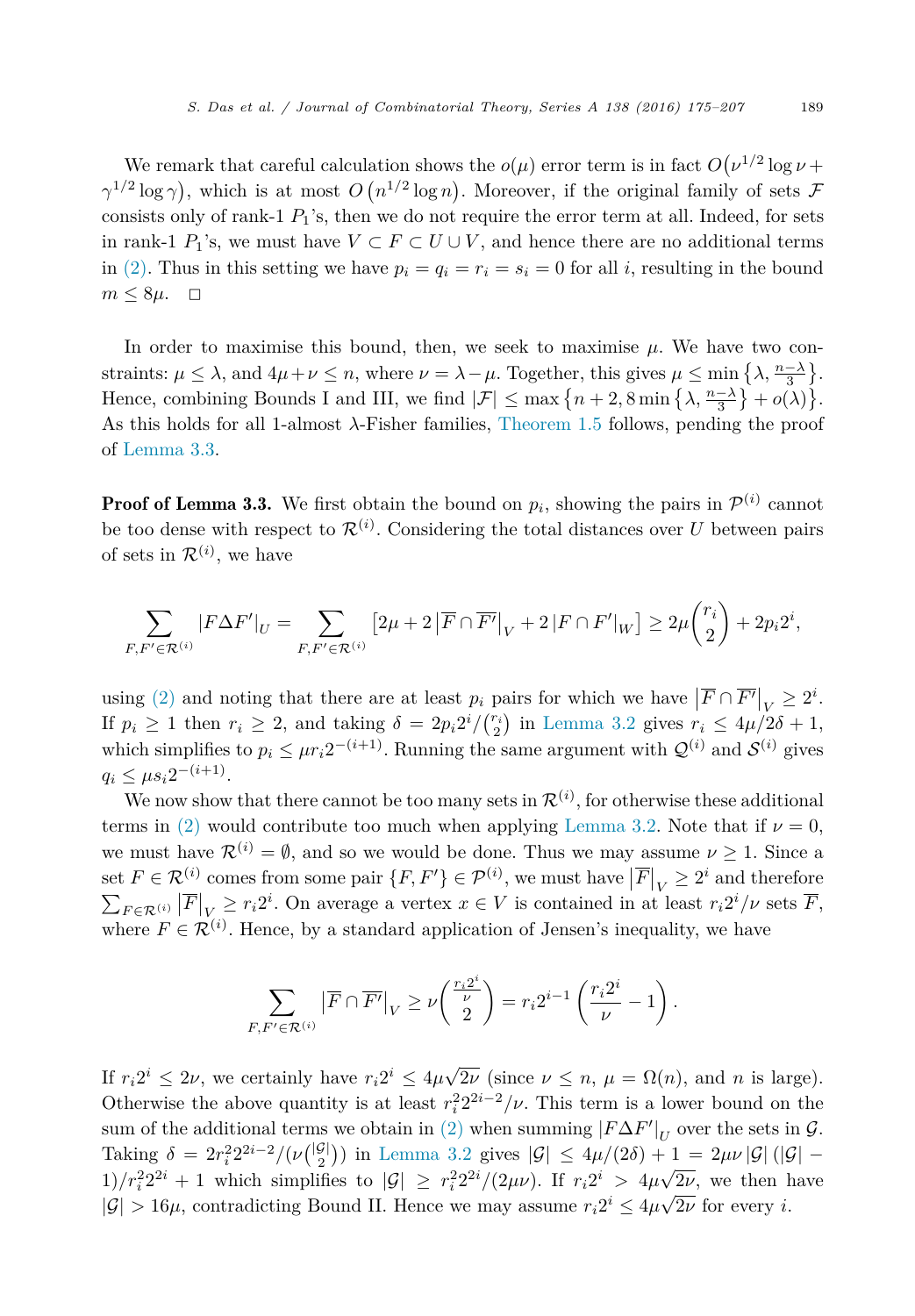We remark that careful calculation shows the $o(\mu)$ error term is in fact $O\left(\nu^{1/2}\log\nu + \gamma^{1/2}\log\gamma\right)$, which is at most $O\left(n^{1/2}\log n\right)$. Moreover, if the original family of sets $\mathcal{F}$ consists only of rank-1 $P_1$'s, then we do not require the error term at all. Indeed, for sets in rank-1 $P_1$'s, we must have $V \subset F \subset U \cup V$, and hence there are no additional terms in (2). Thus in this setting we have $p_i = q_i = r_i = s_i = 0$ for all $i$, resulting in the bound $m \leq 8\mu$. □

In order to maximise this bound, then, we seek to maximise $\mu$. We have two constraints: $\mu \leq \lambda$, and $4\mu + \nu \leq n$, where $\nu = \lambda - \mu$. Together, this gives $\mu \leq \min\left\{\lambda, \frac{n-\lambda}{3}\right\}$. Hence, combining Bounds I and III, we find $|\mathcal{F}| \leq \max\left\{n+2, 8\min\left\{\lambda, \frac{n-\lambda}{3}\right\} + o(\lambda)\right\}$. As this holds for all 1-almost $\lambda$-Fisher families, Theorem 1.5 follows, pending the proof of Lemma 3.3.

**Proof of Lemma 3.3.** We first obtain the bound on $p_i$, showing the pairs in $\mathcal{P}^{(i)}$ cannot be too dense with respect to $\mathcal{R}^{(i)}$. Considering the total distances over $U$ between pairs of sets in $\mathcal{R}^{(i)}$, we have

$$\sum_{F,F' \in \mathcal{R}^{(i)}} |F \Delta F'|_U = \sum_{F,F' \in \mathcal{R}^{(i)}} \left[2\mu + 2\left|\overline{F} \cap \overline{F'}\right|_V + 2\left|F \cap F'\right|_W\right] \geq 2\mu\binom{r_i}{2} + 2p_i 2^i,$$

using (2) and noting that there are at least $p_i$ pairs for which we have $\left|\overline{F} \cap \overline{F'}\right|_V \geq 2^i$. If $p_i \geq 1$ then $r_i \geq 2$, and taking $\delta = 2p_i 2^i / \binom{r_i}{2}$ in Lemma 3.2 gives $r_i \leq 4\mu/2\delta + 1$, which simplifies to $p_i \leq \mu r_i 2^{-(i+1)}$. Running the same argument with $\mathcal{Q}^{(i)}$ and $\mathcal{S}^{(i)}$ gives $q_i \leq \mu s_i 2^{-(i+1)}$.

We now show that there cannot be too many sets in $\mathcal{R}^{(i)}$, for otherwise these additional terms in (2) would contribute too much when applying Lemma 3.2. Note that if $\nu = 0$, we must have $\mathcal{R}^{(i)} = \emptyset$, and so we would be done. Thus we may assume $\nu \geq 1$. Since a set $F \in \mathcal{R}^{(i)}$ comes from some pair $\{F, F'\} \in \mathcal{P}^{(i)}$, we must have $\left|\overline{F}\right|_V \geq 2^i$ and therefore $\sum_{F \in \mathcal{R}^{(i)}} \left|\overline{F}\right|_V \geq r_i 2^i$. On average a vertex $x \in V$ is contained in at least $r_i 2^i/\nu$ sets $\overline{F}$, where $F \in \mathcal{R}^{(i)}$. Hence, by a standard application of Jensen's inequality, we have

$$\sum_{F,F' \in \mathcal{R}^{(i)}} \left|\overline{F} \cap \overline{F'}\right|_V \geq \nu\binom{\frac{r_i 2^i}{\nu}}{2} = r_i 2^{i-1}\left(\frac{r_i 2^i}{\nu} - 1\right).$$

If $r_i 2^i \leq 2\nu$, we certainly have $r_i 2^i \leq 4\mu\sqrt{2\nu}$ (since $\nu \leq n$, $\mu = \Omega(n)$, and $n$ is large). Otherwise the above quantity is at least $r_i^2 2^{2i-2}/\nu$. This term is a lower bound on the sum of the additional terms we obtain in (2) when summing $|F \Delta F'|_U$ over the sets in $\mathcal{G}$. Taking $\delta = 2r_i^2 2^{2i-2}/\left(\nu\binom{|\mathcal{G}|}{2}\right)$ in Lemma 3.2 gives $|\mathcal{G}| \leq 4\mu/(2\delta) + 1 = 2\mu\nu|\mathcal{G}|\left(|\mathcal{G}| - 1\right)/r_i^2 2^{2i} + 1$ which simplifies to $|\mathcal{G}| \geq r_i^2 2^{2i}/(2\mu\nu)$. If $r_i 2^i > 4\mu\sqrt{2\nu}$, we then have $|\mathcal{G}| > 16\mu$, contradicting Bound II. Hence we may assume $r_i 2^i \leq 4\mu\sqrt{2\nu}$ for every $i$.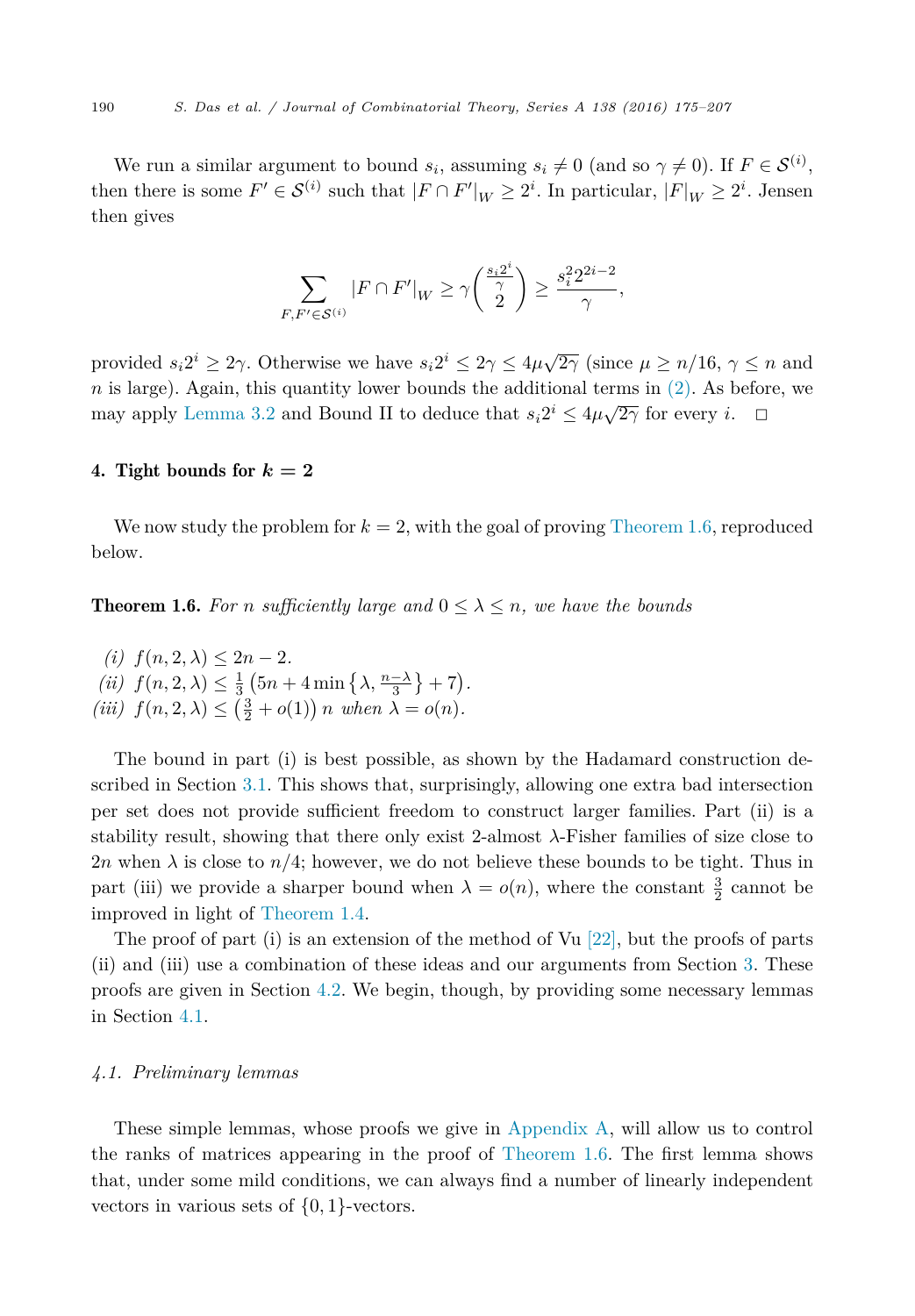We run a similar argument to bound $s_i$, assuming $s_i \neq 0$ (and so $\gamma \neq 0$). If $F \in \mathcal{S}^{(i)}$, then there is some $F' \in \mathcal{S}^{(i)}$ such that $|F \cap F'|_W \geq 2^i$. In particular, $|F|_W \geq 2^i$. Jensen then gives

$$\sum_{F,F' \in \mathcal{S}^{(i)}} |F \cap F'|_W \geq \gamma \binom{\frac{s_i 2^i}{\gamma}}{2} \geq \frac{s_i^2 2^{2i-2}}{\gamma},$$

provided $s_i 2^i \geq 2\gamma$. Otherwise we have $s_i 2^i \leq 2\gamma \leq 4\mu\sqrt{2\gamma}$ (since $\mu \geq n/16$, $\gamma \leq n$ and $n$ is large). Again, this quantity lower bounds the additional terms in (2). As before, we may apply Lemma 3.2 and Bound II to deduce that $s_i 2^i \leq 4\mu\sqrt{2\gamma}$ for every $i$. $\square$

## 4. Tight bounds for $k = 2$

We now study the problem for $k = 2$, with the goal of proving Theorem 1.6, reproduced below.

**Theorem 1.6.** *For $n$ sufficiently large and $0 \leq \lambda \leq n$, we have the bounds*

*(i)* $f(n, 2, \lambda) \leq 2n - 2$.
*(ii)* $f(n, 2, \lambda) \leq \frac{1}{3}\left(5n + 4 \min\left\{\lambda, \frac{n-\lambda}{3}\right\} + 7\right)$.
*(iii)* $f(n, 2, \lambda) \leq \left(\frac{3}{2} + o(1)\right) n$ *when* $\lambda = o(n)$.

The bound in part (i) is best possible, as shown by the Hadamard construction described in Section 3.1. This shows that, surprisingly, allowing one extra bad intersection per set does not provide sufficient freedom to construct larger families. Part (ii) is a stability result, showing that there only exist 2-almost $\lambda$-Fisher families of size close to $2n$ when $\lambda$ is close to $n/4$; however, we do not believe these bounds to be tight. Thus in part (iii) we provide a sharper bound when $\lambda = o(n)$, where the constant $\frac{3}{2}$ cannot be improved in light of Theorem 1.4.

The proof of part (i) is an extension of the method of Vu [22], but the proofs of parts (ii) and (iii) use a combination of these ideas and our arguments from Section 3. These proofs are given in Section 4.2. We begin, though, by providing some necessary lemmas in Section 4.1.

### 4.1. Preliminary lemmas

These simple lemmas, whose proofs we give in Appendix A, will allow us to control the ranks of matrices appearing in the proof of Theorem 1.6. The first lemma shows that, under some mild conditions, we can always find a number of linearly independent vectors in various sets of $\{0, 1\}$-vectors.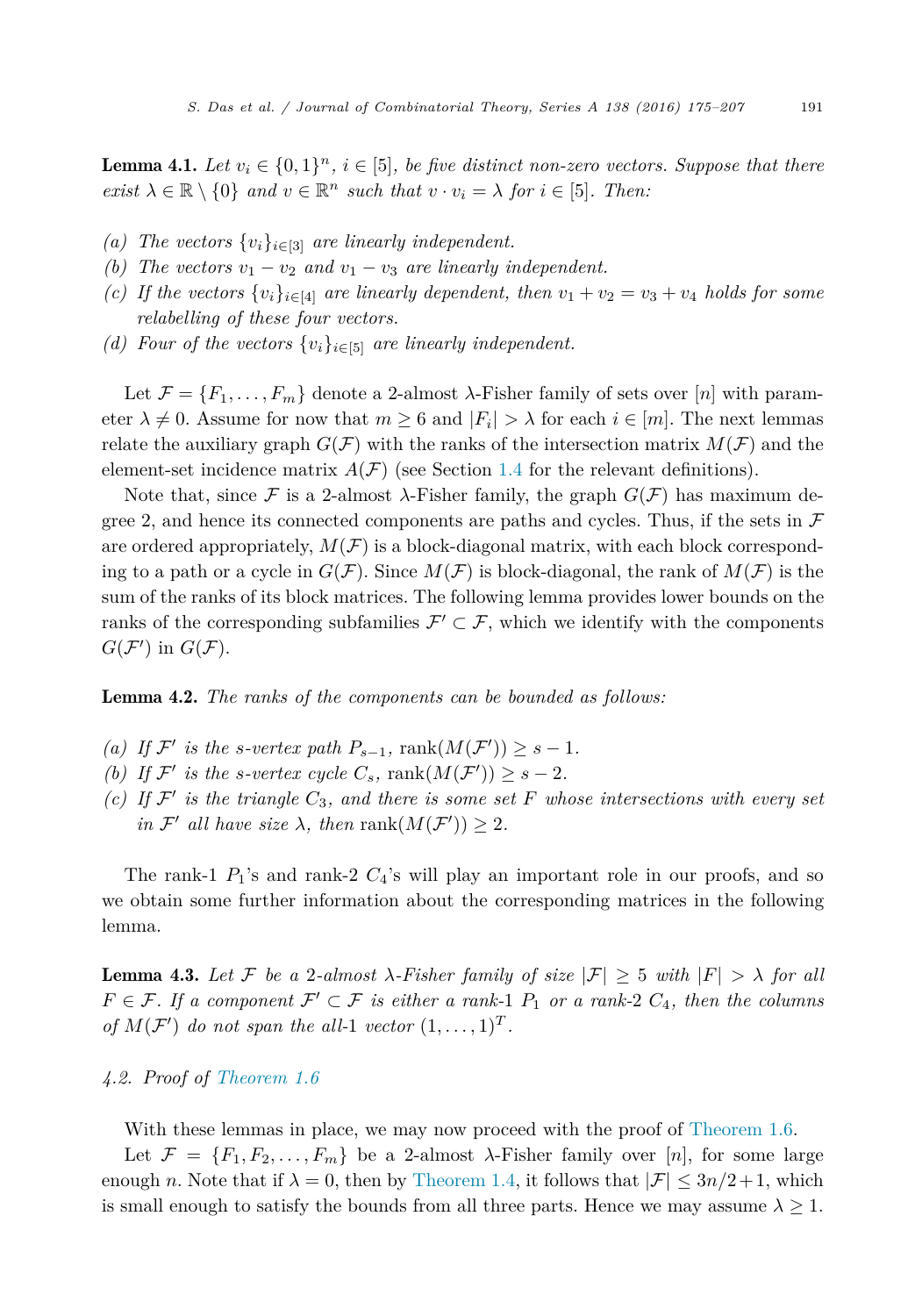**Lemma 4.1.** *Let $v_i \in \{0,1\}^n$, $i \in [5]$, be five distinct non-zero vectors. Suppose that there exist $\lambda \in \mathbb{R} \setminus \{0\}$ and $v \in \mathbb{R}^n$ such that $v \cdot v_i = \lambda$ for $i \in [5]$. Then:*

*(a) The vectors $\{v_i\}_{i \in [3]}$ are linearly independent.*
*(b) The vectors $v_1 - v_2$ and $v_1 - v_3$ are linearly independent.*
*(c) If the vectors $\{v_i\}_{i \in [4]}$ are linearly dependent, then $v_1 + v_2 = v_3 + v_4$ holds for some relabelling of these four vectors.*
*(d) Four of the vectors $\{v_i\}_{i \in [5]}$ are linearly independent.*

Let $\mathcal{F} = \{F_1, \dots, F_m\}$ denote a 2-almost $\lambda$-Fisher family of sets over $[n]$ with parameter $\lambda \neq 0$. Assume for now that $m \geq 6$ and $|F_i| > \lambda$ for each $i \in [m]$. The next lemmas relate the auxiliary graph $G(\mathcal{F})$ with the ranks of the intersection matrix $M(\mathcal{F})$ and the element-set incidence matrix $A(\mathcal{F})$ (see Section 1.4 for the relevant definitions).

Note that, since $\mathcal{F}$ is a 2-almost $\lambda$-Fisher family, the graph $G(\mathcal{F})$ has maximum degree 2, and hence its connected components are paths and cycles. Thus, if the sets in $\mathcal{F}$ are ordered appropriately, $M(\mathcal{F})$ is a block-diagonal matrix, with each block corresponding to a path or a cycle in $G(\mathcal{F})$. Since $M(\mathcal{F})$ is block-diagonal, the rank of $M(\mathcal{F})$ is the sum of the ranks of its block matrices. The following lemma provides lower bounds on the ranks of the corresponding subfamilies $\mathcal{F}' \subset \mathcal{F}$, which we identify with the components $G(\mathcal{F}')$ in $G(\mathcal{F})$.

**Lemma 4.2.** *The ranks of the components can be bounded as follows:*

*(a) If $\mathcal{F}'$ is the $s$-vertex path $P_{s-1}$, $\operatorname{rank}(M(\mathcal{F}')) \geq s - 1$.*
*(b) If $\mathcal{F}'$ is the $s$-vertex cycle $C_s$, $\operatorname{rank}(M(\mathcal{F}')) \geq s - 2$.*
*(c) If $\mathcal{F}'$ is the triangle $C_3$, and there is some set $F$ whose intersections with every set in $\mathcal{F}'$ all have size $\lambda$, then $\operatorname{rank}(M(\mathcal{F}')) \geq 2$.*

The rank-1 $P_1$'s and rank-2 $C_4$'s will play an important role in our proofs, and so we obtain some further information about the corresponding matrices in the following lemma.

**Lemma 4.3.** *Let $\mathcal{F}$ be a 2-almost $\lambda$-Fisher family of size $|\mathcal{F}| \geq 5$ with $|F| > \lambda$ for all $F \in \mathcal{F}$. If a component $\mathcal{F}' \subset \mathcal{F}$ is either a rank-1 $P_1$ or a rank-2 $C_4$, then the columns of $M(\mathcal{F}')$ do not span the all-1 vector $(1, \dots, 1)^T$.*

### 4.2. Proof of Theorem 1.6

With these lemmas in place, we may now proceed with the proof of Theorem 1.6.

Let $\mathcal{F} = \{F_1, F_2, \dots, F_m\}$ be a 2-almost $\lambda$-Fisher family over $[n]$, for some large enough $n$. Note that if $\lambda = 0$, then by Theorem 1.4, it follows that $|\mathcal{F}| \leq 3n/2 + 1$, which is small enough to satisfy the bounds from all three parts. Hence we may assume $\lambda \geq 1$.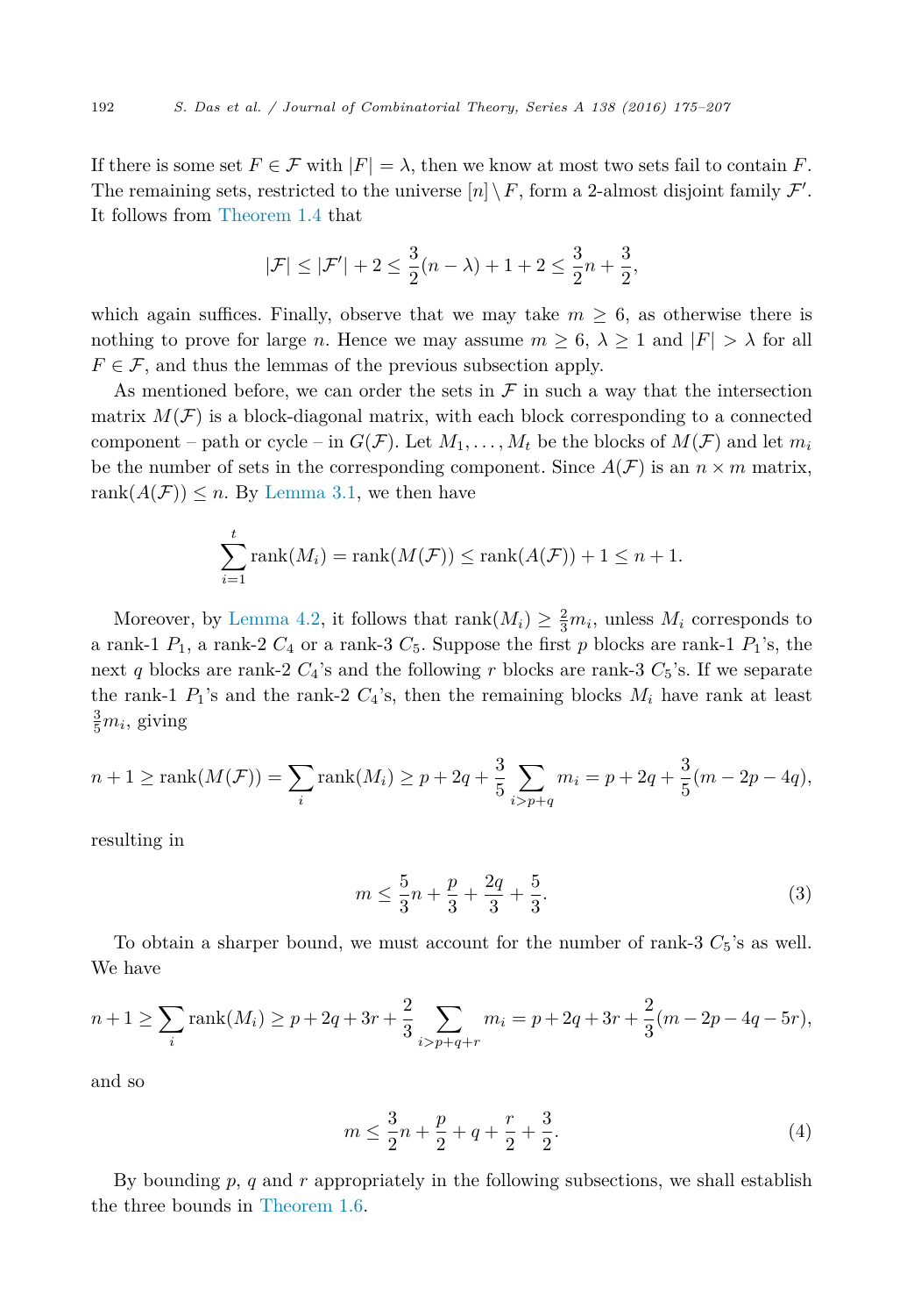If there is some set $F \in \mathcal{F}$ with $|F| = \lambda$, then we know at most two sets fail to contain $F$. The remaining sets, restricted to the universe $[n] \setminus F$, form a 2-almost disjoint family $\mathcal{F}'$. It follows from Theorem 1.4 that

$$|\mathcal{F}| \leq |\mathcal{F}'| + 2 \leq \frac{3}{2}(n - \lambda) + 1 + 2 \leq \frac{3}{2}n + \frac{3}{2},$$

which again suffices. Finally, observe that we may take $m \geq 6$, as otherwise there is nothing to prove for large $n$. Hence we may assume $m \geq 6$, $\lambda \geq 1$ and $|F| > \lambda$ for all $F \in \mathcal{F}$, and thus the lemmas of the previous subsection apply.

As mentioned before, we can order the sets in $\mathcal{F}$ in such a way that the intersection matrix $M(\mathcal{F})$ is a block-diagonal matrix, with each block corresponding to a connected component – path or cycle – in $G(\mathcal{F})$. Let $M_1, \ldots, M_t$ be the blocks of $M(\mathcal{F})$ and let $m_i$ be the number of sets in the corresponding component. Since $A(\mathcal{F})$ is an $n \times m$ matrix, $\operatorname{rank}(A(\mathcal{F})) \leq n$. By Lemma 3.1, we then have

$$\sum_{i=1}^{t} \operatorname{rank}(M_i) = \operatorname{rank}(M(\mathcal{F})) \leq \operatorname{rank}(A(\mathcal{F})) + 1 \leq n + 1.$$

Moreover, by Lemma 4.2, it follows that $\operatorname{rank}(M_i) \geq \frac{2}{3}m_i$, unless $M_i$ corresponds to a rank-1 $P_1$, a rank-2 $C_4$ or a rank-3 $C_5$. Suppose the first $p$ blocks are rank-1 $P_1$'s, the next $q$ blocks are rank-2 $C_4$'s and the following $r$ blocks are rank-3 $C_5$'s. If we separate the rank-1 $P_1$'s and the rank-2 $C_4$'s, then the remaining blocks $M_i$ have rank at least $\frac{3}{5}m_i$, giving

$$n + 1 \geq \operatorname{rank}(M(\mathcal{F})) = \sum_i \operatorname{rank}(M_i) \geq p + 2q + \frac{3}{5}\sum_{i > p+q} m_i = p + 2q + \frac{3}{5}(m - 2p - 4q),$$

resulting in

$$m \leq \frac{5}{3}n + \frac{p}{3} + \frac{2q}{3} + \frac{5}{3}. \tag{3}$$

To obtain a sharper bound, we must account for the number of rank-3 $C_5$'s as well. We have

$$n + 1 \geq \sum_i \operatorname{rank}(M_i) \geq p + 2q + 3r + \frac{2}{3}\sum_{i > p+q+r} m_i = p + 2q + 3r + \frac{2}{3}(m - 2p - 4q - 5r),$$

and so

$$m \leq \frac{3}{2}n + \frac{p}{2} + q + \frac{r}{2} + \frac{3}{2}. \tag{4}$$

By bounding $p$, $q$ and $r$ appropriately in the following subsections, we shall establish the three bounds in Theorem 1.6.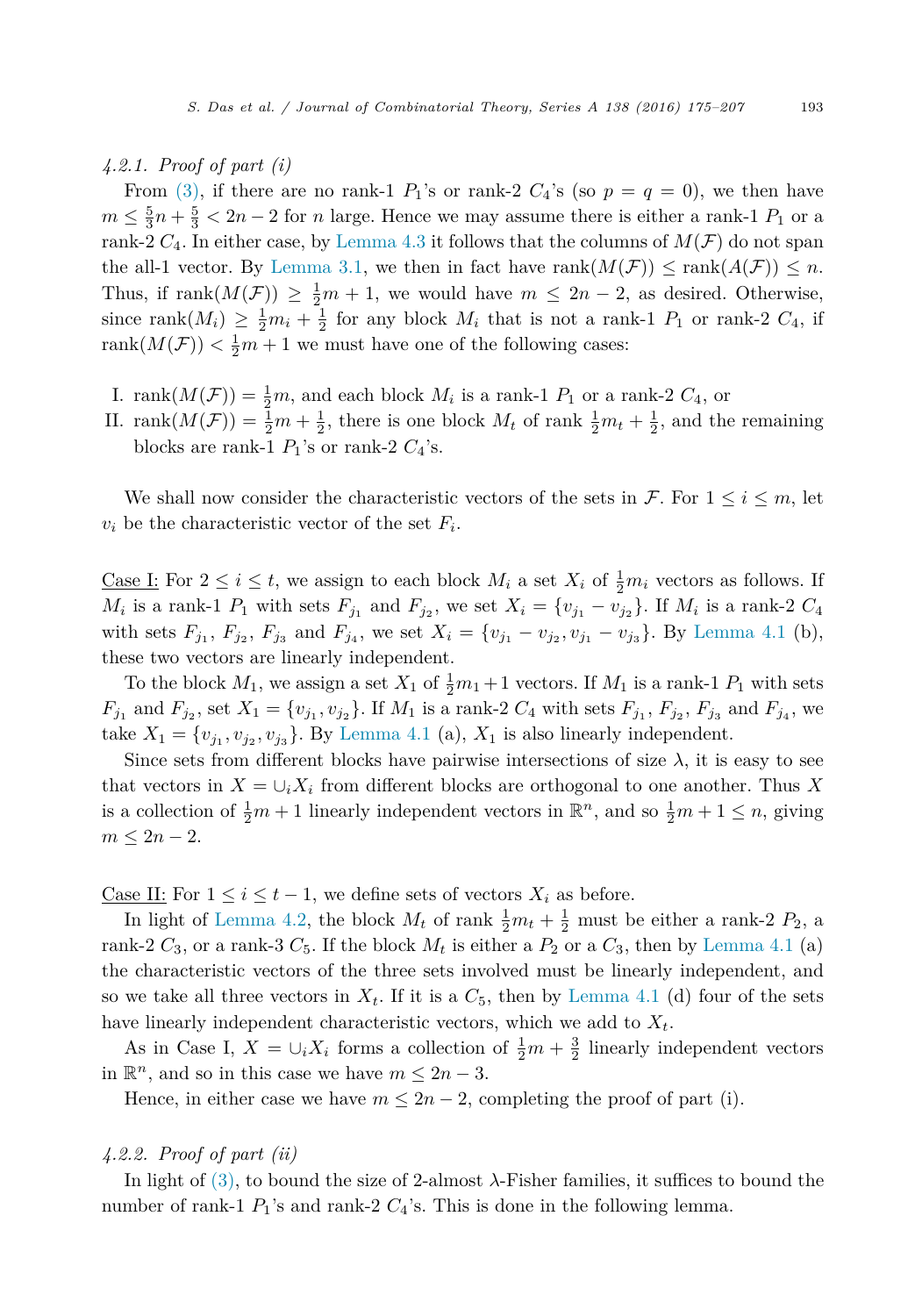#### 4.2.1. Proof of part (i)

From (3), if there are no rank-1 $P_1$'s or rank-2 $C_4$'s (so $p = q = 0$), we then have $m \leq \frac{5}{3}n + \frac{5}{3} < 2n - 2$ for $n$ large. Hence we may assume there is either a rank-1 $P_1$ or a rank-2 $C_4$. In either case, by Lemma 4.3 it follows that the columns of $M(\mathcal{F})$ do not span the all-1 vector. By Lemma 3.1, we then in fact have $\text{rank}(M(\mathcal{F})) \leq \text{rank}(A(\mathcal{F})) \leq n$. Thus, if $\text{rank}(M(\mathcal{F})) \geq \frac{1}{2}m + 1$, we would have $m \leq 2n - 2$, as desired. Otherwise, since $\text{rank}(M_i) \geq \frac{1}{2}m_i + \frac{1}{2}$ for any block $M_i$ that is not a rank-1 $P_1$ or rank-2 $C_4$, if $\text{rank}(M(\mathcal{F})) < \frac{1}{2}m + 1$ we must have one of the following cases:

I. $\text{rank}(M(\mathcal{F})) = \frac{1}{2}m$, and each block $M_i$ is a rank-1 $P_1$ or a rank-2 $C_4$, or

II. $\text{rank}(M(\mathcal{F})) = \frac{1}{2}m + \frac{1}{2}$, there is one block $M_t$ of rank $\frac{1}{2}m_t + \frac{1}{2}$, and the remaining blocks are rank-1 $P_1$'s or rank-2 $C_4$'s.

We shall now consider the characteristic vectors of the sets in $\mathcal{F}$. For $1 \leq i \leq m$, let $v_i$ be the characteristic vector of the set $F_i$.

Case I: For $2 \leq i \leq t$, we assign to each block $M_i$ a set $X_i$ of $\frac{1}{2}m_i$ vectors as follows. If $M_i$ is a rank-1 $P_1$ with sets $F_{j_1}$ and $F_{j_2}$, we set $X_i = \{v_{j_1} - v_{j_2}\}$. If $M_i$ is a rank-2 $C_4$ with sets $F_{j_1}$, $F_{j_2}$, $F_{j_3}$ and $F_{j_4}$, we set $X_i = \{v_{j_1} - v_{j_2}, v_{j_1} - v_{j_3}\}$. By Lemma 4.1 (b), these two vectors are linearly independent.

To the block $M_1$, we assign a set $X_1$ of $\frac{1}{2}m_1 + 1$ vectors. If $M_1$ is a rank-1 $P_1$ with sets $F_{j_1}$ and $F_{j_2}$, set $X_1 = \{v_{j_1}, v_{j_2}\}$. If $M_1$ is a rank-2 $C_4$ with sets $F_{j_1}$, $F_{j_2}$, $F_{j_3}$ and $F_{j_4}$, we take $X_1 = \{v_{j_1}, v_{j_2}, v_{j_3}\}$. By Lemma 4.1 (a), $X_1$ is also linearly independent.

Since sets from different blocks have pairwise intersections of size $\lambda$, it is easy to see that vectors in $X = \cup_i X_i$ from different blocks are orthogonal to one another. Thus $X$ is a collection of $\frac{1}{2}m + 1$ linearly independent vectors in $\mathbb{R}^n$, and so $\frac{1}{2}m + 1 \leq n$, giving $m \leq 2n - 2$.

Case II: For $1 \leq i \leq t - 1$, we define sets of vectors $X_i$ as before.

In light of Lemma 4.2, the block $M_t$ of rank $\frac{1}{2}m_t + \frac{1}{2}$ must be either a rank-2 $P_2$, a rank-2 $C_3$, or a rank-3 $C_5$. If the block $M_t$ is either a $P_2$ or a $C_3$, then by Lemma 4.1 (a) the characteristic vectors of the three sets involved must be linearly independent, and so we take all three vectors in $X_t$. If it is a $C_5$, then by Lemma 4.1 (d) four of the sets have linearly independent characteristic vectors, which we add to $X_t$.

As in Case I, $X = \cup_i X_i$ forms a collection of $\frac{1}{2}m + \frac{3}{2}$ linearly independent vectors in $\mathbb{R}^n$, and so in this case we have $m \leq 2n - 3$.

Hence, in either case we have $m \leq 2n - 2$, completing the proof of part (i).

#### 4.2.2. Proof of part (ii)

In light of (3), to bound the size of 2-almost $\lambda$-Fisher families, it suffices to bound the number of rank-1 $P_1$'s and rank-2 $C_4$'s. This is done in the following lemma.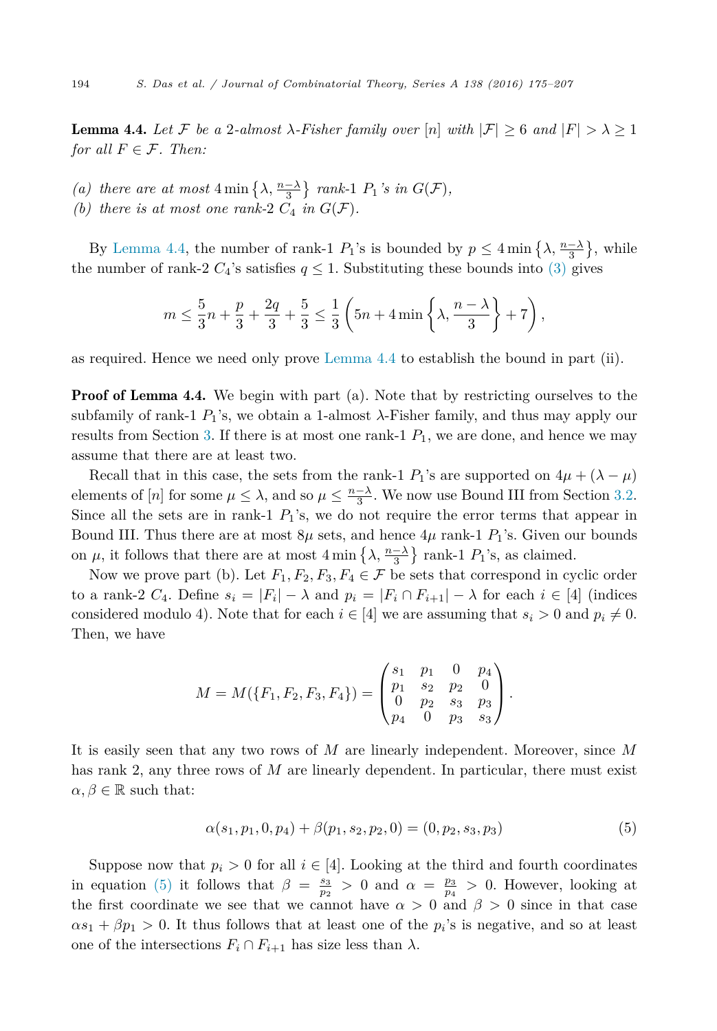**Lemma 4.4.** *Let $\mathcal{F}$ be a 2-almost $\lambda$-Fisher family over $[n]$ with $|\mathcal{F}| \geq 6$ and $|F| > \lambda \geq 1$ for all $F \in \mathcal{F}$. Then:*

*(a) there are at most $4 \min\left\{\lambda, \frac{n-\lambda}{3}\right\}$ rank-1 $P_1$'s in $G(\mathcal{F})$,*
*(b) there is at most one rank-2 $C_4$ in $G(\mathcal{F})$.*

By Lemma 4.4, the number of rank-1 $P_1$'s is bounded by $p \leq 4 \min\left\{\lambda, \frac{n-\lambda}{3}\right\}$, while the number of rank-2 $C_4$'s satisfies $q \leq 1$. Substituting these bounds into (3) gives

$$m \leq \frac{5}{3}n + \frac{p}{3} + \frac{2q}{3} + \frac{5}{3} \leq \frac{1}{3}\left(5n + 4\min\left\{\lambda, \frac{n-\lambda}{3}\right\} + 7\right),$$

as required. Hence we need only prove Lemma 4.4 to establish the bound in part (ii).

**Proof of Lemma 4.4.** We begin with part (a). Note that by restricting ourselves to the subfamily of rank-1 $P_1$'s, we obtain a 1-almost $\lambda$-Fisher family, and thus may apply our results from Section 3. If there is at most one rank-1 $P_1$, we are done, and hence we may assume that there are at least two.

Recall that in this case, the sets from the rank-1 $P_1$'s are supported on $4\mu + (\lambda - \mu)$ elements of $[n]$ for some $\mu \leq \lambda$, and so $\mu \leq \frac{n-\lambda}{3}$. We now use Bound III from Section 3.2. Since all the sets are in rank-1 $P_1$'s, we do not require the error terms that appear in Bound III. Thus there are at most $8\mu$ sets, and hence $4\mu$ rank-1 $P_1$'s. Given our bounds on $\mu$, it follows that there are at most $4\min\left\{\lambda, \frac{n-\lambda}{3}\right\}$ rank-1 $P_1$'s, as claimed.

Now we prove part (b). Let $F_1, F_2, F_3, F_4 \in \mathcal{F}$ be sets that correspond in cyclic order to a rank-2 $C_4$. Define $s_i = |F_i| - \lambda$ and $p_i = |F_i \cap F_{i+1}| - \lambda$ for each $i \in [4]$ (indices considered modulo 4). Note that for each $i \in [4]$ we are assuming that $s_i > 0$ and $p_i \neq 0$. Then, we have

$$M = M(\{F_1, F_2, F_3, F_4\}) = \begin{pmatrix} s_1 & p_1 & 0 & p_4 \\ p_1 & s_2 & p_2 & 0 \\ 0 & p_2 & s_3 & p_3 \\ p_4 & 0 & p_3 & s_3 \end{pmatrix}.$$

It is easily seen that any two rows of $M$ are linearly independent. Moreover, since $M$ has rank 2, any three rows of $M$ are linearly dependent. In particular, there must exist $\alpha, \beta \in \mathbb{R}$ such that:

$$\alpha(s_1, p_1, 0, p_4) + \beta(p_1, s_2, p_2, 0) = (0, p_2, s_3, p_3) \tag{5}$$

Suppose now that $p_i > 0$ for all $i \in [4]$. Looking at the third and fourth coordinates in equation (5) it follows that $\beta = \frac{s_3}{p_2} > 0$ and $\alpha = \frac{p_3}{p_4} > 0$. However, looking at the first coordinate we see that we cannot have $\alpha > 0$ and $\beta > 0$ since in that case $\alpha s_1 + \beta p_1 > 0$. It thus follows that at least one of the $p_i$'s is negative, and so at least one of the intersections $F_i \cap F_{i+1}$ has size less than $\lambda$.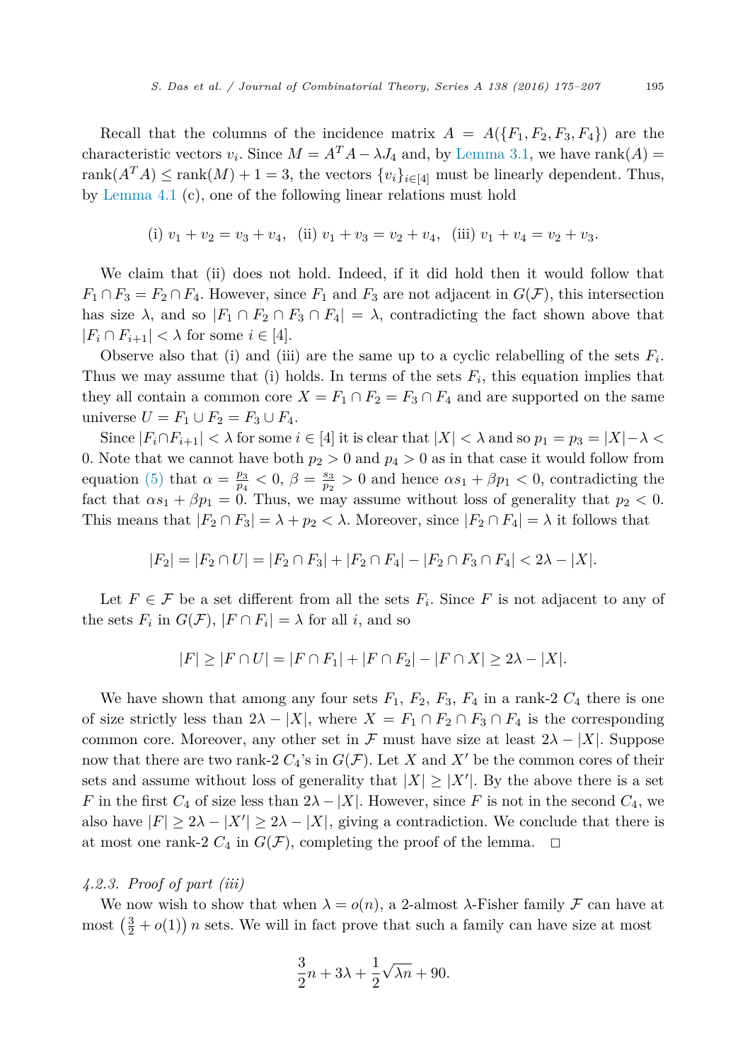Recall that the columns of the incidence matrix $A = A(\{F_1, F_2, F_3, F_4\})$ are the characteristic vectors $v_i$. Since $M = A^T A - \lambda J_4$ and, by Lemma 3.1, we have $\mathrm{rank}(A) = \mathrm{rank}(A^T A) \le \mathrm{rank}(M) + 1 = 3$, the vectors $\{v_i\}_{i\in[4]}$ must be linearly dependent. Thus, by Lemma 4.1 (c), one of the following linear relations must hold

$$\text{(i) } v_1 + v_2 = v_3 + v_4, \quad \text{(ii) } v_1 + v_3 = v_2 + v_4, \quad \text{(iii) } v_1 + v_4 = v_2 + v_3.$$

We claim that (ii) does not hold. Indeed, if it did hold then it would follow that $F_1 \cap F_3 = F_2 \cap F_4$. However, since $F_1$ and $F_3$ are not adjacent in $G(\mathcal{F})$, this intersection has size $\lambda$, and so $|F_1 \cap F_2 \cap F_3 \cap F_4| = \lambda$, contradicting the fact shown above that $|F_i \cap F_{i+1}| < \lambda$ for some $i \in [4]$.

Observe also that (i) and (iii) are the same up to a cyclic relabelling of the sets $F_i$. Thus we may assume that (i) holds. In terms of the sets $F_i$, this equation implies that they all contain a common core $X = F_1 \cap F_2 = F_3 \cap F_4$ and are supported on the same universe $U = F_1 \cup F_2 = F_3 \cup F_4$.

Since $|F_i \cap F_{i+1}| < \lambda$ for some $i \in [4]$ it is clear that $|X| < \lambda$ and so $p_1 = p_3 = |X| - \lambda < 0$. Note that we cannot have both $p_2 > 0$ and $p_4 > 0$ as in that case it would follow from equation (5) that $\alpha = \frac{p_3}{p_4} < 0$, $\beta = \frac{s_3}{p_2} > 0$ and hence $\alpha s_1 + \beta p_1 < 0$, contradicting the fact that $\alpha s_1 + \beta p_1 = 0$. Thus, we may assume without loss of generality that $p_2 < 0$. This means that $|F_2 \cap F_3| = \lambda + p_2 < \lambda$. Moreover, since $|F_2 \cap F_4| = \lambda$ it follows that

$$|F_2| = |F_2 \cap U| = |F_2 \cap F_3| + |F_2 \cap F_4| - |F_2 \cap F_3 \cap F_4| < 2\lambda - |X|.$$

Let $F \in \mathcal{F}$ be a set different from all the sets $F_i$. Since $F$ is not adjacent to any of the sets $F_i$ in $G(\mathcal{F})$, $|F \cap F_i| = \lambda$ for all $i$, and so

$$|F| \ge |F \cap U| = |F \cap F_1| + |F \cap F_2| - |F \cap X| \ge 2\lambda - |X|.$$

We have shown that among any four sets $F_1$, $F_2$, $F_3$, $F_4$ in a rank-2 $C_4$ there is one of size strictly less than $2\lambda - |X|$, where $X = F_1 \cap F_2 \cap F_3 \cap F_4$ is the corresponding common core. Moreover, any other set in $\mathcal{F}$ must have size at least $2\lambda - |X|$. Suppose now that there are two rank-2 $C_4$'s in $G(\mathcal{F})$. Let $X$ and $X'$ be the common cores of their sets and assume without loss of generality that $|X| \ge |X'|$. By the above there is a set $F$ in the first $C_4$ of size less than $2\lambda - |X|$. However, since $F$ is not in the second $C_4$, we also have $|F| \ge 2\lambda - |X'| \ge 2\lambda - |X|$, giving a contradiction. We conclude that there is at most one rank-2 $C_4$ in $G(\mathcal{F})$, completing the proof of the lemma. $\square$

#### 4.2.3. Proof of part (iii)

We now wish to show that when $\lambda = o(n)$, a 2-almost $\lambda$-Fisher family $\mathcal{F}$ can have at most $\left(\frac{3}{2} + o(1)\right) n$ sets. We will in fact prove that such a family can have size at most

$$\frac{3}{2}n + 3\lambda + \frac{1}{2}\sqrt{\lambda n} + 90.$$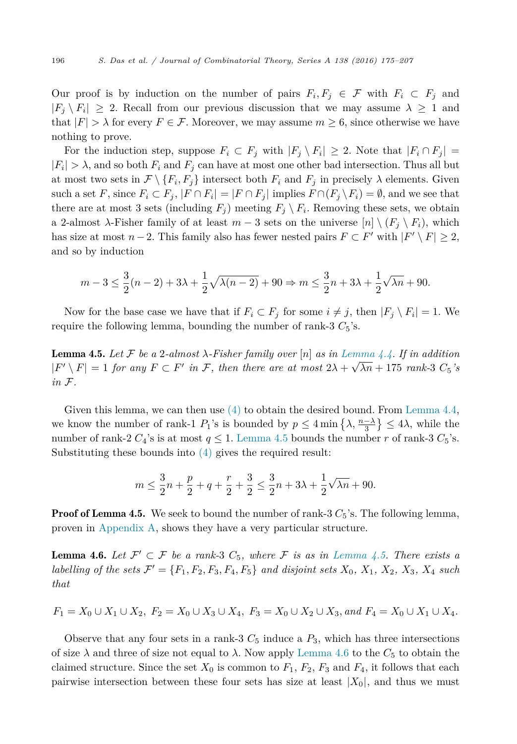Our proof is by induction on the number of pairs $F_i, F_j \in \mathcal{F}$ with $F_i \subset F_j$ and $|F_j \setminus F_i| \geq 2$. Recall from our previous discussion that we may assume $\lambda \geq 1$ and that $|F| > \lambda$ for every $F \in \mathcal{F}$. Moreover, we may assume $m \geq 6$, since otherwise we have nothing to prove.

For the induction step, suppose $F_i \subset F_j$ with $|F_j \setminus F_i| \geq 2$. Note that $|F_i \cap F_j| = |F_i| > \lambda$, and so both $F_i$ and $F_j$ can have at most one other bad intersection. Thus all but at most two sets in $\mathcal{F} \setminus \{F_i, F_j\}$ intersect both $F_i$ and $F_j$ in precisely $\lambda$ elements. Given such a set $F$, since $F_i \subset F_j$, $|F \cap F_i| = |F \cap F_j|$ implies $F \cap (F_j \setminus F_i) = \emptyset$, and we see that there are at most 3 sets (including $F_j$) meeting $F_j \setminus F_i$. Removing these sets, we obtain a 2-almost $\lambda$-Fisher family of at least $m - 3$ sets on the universe $[n] \setminus (F_j \setminus F_i)$, which has size at most $n - 2$. This family also has fewer nested pairs $F \subset F'$ with $|F' \setminus F| \geq 2$, and so by induction

$$m - 3 \leq \frac{3}{2}(n-2) + 3\lambda + \frac{1}{2}\sqrt{\lambda(n-2)} + 90 \Rightarrow m \leq \frac{3}{2}n + 3\lambda + \frac{1}{2}\sqrt{\lambda n} + 90.$$

Now for the base case we have that if $F_i \subset F_j$ for some $i \neq j$, then $|F_j \setminus F_i| = 1$. We require the following lemma, bounding the number of rank-3 $C_5$'s.

**Lemma 4.5.** *Let $\mathcal{F}$ be a 2-almost $\lambda$-Fisher family over $[n]$ as in Lemma 4.4. If in addition $|F' \setminus F| = 1$ for any $F \subset F'$ in $\mathcal{F}$, then there are at most $2\lambda + \sqrt{\lambda n} + 175$ rank-3 $C_5$'s in $\mathcal{F}$.*

Given this lemma, we can then use (4) to obtain the desired bound. From Lemma 4.4, we know the number of rank-1 $P_1$'s is bounded by $p \leq 4 \min\left\{\lambda, \frac{n-\lambda}{3}\right\} \leq 4\lambda$, while the number of rank-2 $C_4$'s is at most $q \leq 1$. Lemma 4.5 bounds the number $r$ of rank-3 $C_5$'s. Substituting these bounds into (4) gives the required result:

$$m \leq \frac{3}{2}n + \frac{p}{2} + q + \frac{r}{2} + \frac{3}{2} \leq \frac{3}{2}n + 3\lambda + \frac{1}{2}\sqrt{\lambda n} + 90.$$

**Proof of Lemma 4.5.** We seek to bound the number of rank-3 $C_5$'s. The following lemma, proven in Appendix A, shows they have a very particular structure.

**Lemma 4.6.** *Let $\mathcal{F}' \subset \mathcal{F}$ be a rank-3 $C_5$, where $\mathcal{F}$ is as in Lemma 4.5. There exists a labelling of the sets $\mathcal{F}' = \{F_1, F_2, F_3, F_4, F_5\}$ and disjoint sets $X_0$, $X_1$, $X_2$, $X_3$, $X_4$ such that*

$$F_1 = X_0 \cup X_1 \cup X_2,\ F_2 = X_0 \cup X_3 \cup X_4,\ F_3 = X_0 \cup X_2 \cup X_3, \textit{and } F_4 = X_0 \cup X_1 \cup X_4.$$

Observe that any four sets in a rank-3 $C_5$ induce a $P_3$, which has three intersections of size $\lambda$ and three of size not equal to $\lambda$. Now apply Lemma 4.6 to the $C_5$ to obtain the claimed structure. Since the set $X_0$ is common to $F_1$, $F_2$, $F_3$ and $F_4$, it follows that each pairwise intersection between these four sets has size at least $|X_0|$, and thus we must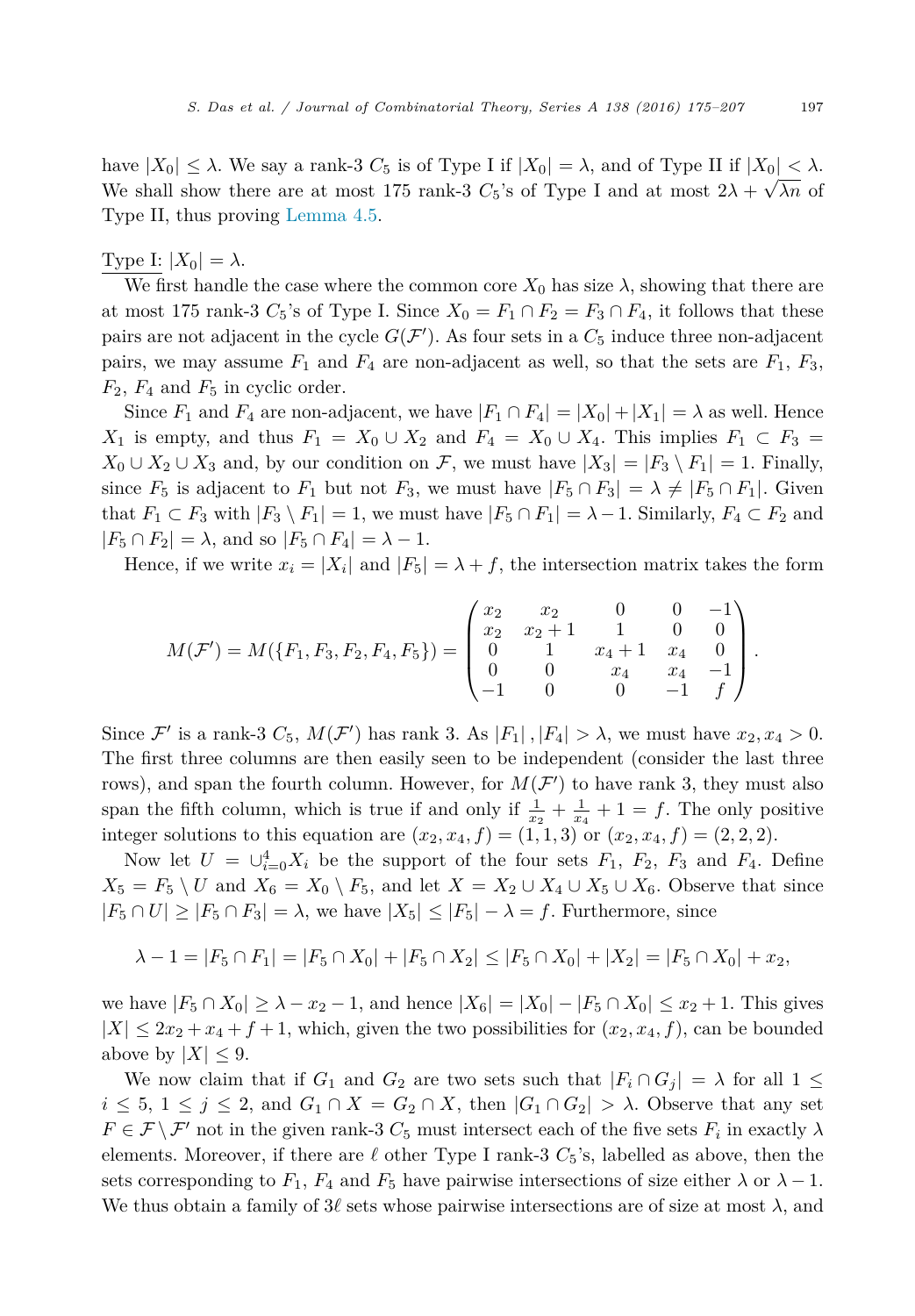have $|X_0| \leq \lambda$. We say a rank-3 $C_5$ is of Type I if $|X_0| = \lambda$, and of Type II if $|X_0| < \lambda$. We shall show there are at most 175 rank-3 $C_5$'s of Type I and at most $2\lambda + \sqrt{\lambda n}$ of Type II, thus proving Lemma 4.5.

Type I: $|X_0| = \lambda$.

We first handle the case where the common core $X_0$ has size $\lambda$, showing that there are at most 175 rank-3 $C_5$'s of Type I. Since $X_0 = F_1 \cap F_2 = F_3 \cap F_4$, it follows that these pairs are not adjacent in the cycle $G(\mathcal{F}')$. As four sets in a $C_5$ induce three non-adjacent pairs, we may assume $F_1$ and $F_4$ are non-adjacent as well, so that the sets are $F_1$, $F_3$, $F_2$, $F_4$ and $F_5$ in cyclic order.

Since $F_1$ and $F_4$ are non-adjacent, we have $|F_1 \cap F_4| = |X_0| + |X_1| = \lambda$ as well. Hence $X_1$ is empty, and thus $F_1 = X_0 \cup X_2$ and $F_4 = X_0 \cup X_4$. This implies $F_1 \subset F_3 = X_0 \cup X_2 \cup X_3$ and, by our condition on $\mathcal{F}$, we must have $|X_3| = |F_3 \setminus F_1| = 1$. Finally, since $F_5$ is adjacent to $F_1$ but not $F_3$, we must have $|F_5 \cap F_3| = \lambda \neq |F_5 \cap F_1|$. Given that $F_1 \subset F_3$ with $|F_3 \setminus F_1| = 1$, we must have $|F_5 \cap F_1| = \lambda - 1$. Similarly, $F_4 \subset F_2$ and $|F_5 \cap F_2| = \lambda$, and so $|F_5 \cap F_4| = \lambda - 1$.

Hence, if we write $x_i = |X_i|$ and $|F_5| = \lambda + f$, the intersection matrix takes the form

$$M(\mathcal{F}') = M(\{F_1, F_3, F_2, F_4, F_5\}) = \begin{pmatrix} x_2 & x_2 & 0 & 0 & -1 \\ x_2 & x_2 + 1 & 1 & 0 & 0 \\ 0 & 1 & x_4 + 1 & x_4 & 0 \\ 0 & 0 & x_4 & x_4 & -1 \\ -1 & 0 & 0 & -1 & f \end{pmatrix}.$$

Since $\mathcal{F}'$ is a rank-3 $C_5$, $M(\mathcal{F}')$ has rank 3. As $|F_1|, |F_4| > \lambda$, we must have $x_2, x_4 > 0$. The first three columns are then easily seen to be independent (consider the last three rows), and span the fourth column. However, for $M(\mathcal{F}')$ to have rank 3, they must also span the fifth column, which is true if and only if $\frac{1}{x_2} + \frac{1}{x_4} + 1 = f$. The only positive integer solutions to this equation are $(x_2, x_4, f) = (1, 1, 3)$ or $(x_2, x_4, f) = (2, 2, 2)$.

Now let $U = \cup_{i=0}^{4} X_i$ be the support of the four sets $F_1$, $F_2$, $F_3$ and $F_4$. Define $X_5 = F_5 \setminus U$ and $X_6 = X_0 \setminus F_5$, and let $X = X_2 \cup X_4 \cup X_5 \cup X_6$. Observe that since $|F_5 \cap U| \geq |F_5 \cap F_3| = \lambda$, we have $|X_5| \leq |F_5| - \lambda = f$. Furthermore, since

$$\lambda - 1 = |F_5 \cap F_1| = |F_5 \cap X_0| + |F_5 \cap X_2| \leq |F_5 \cap X_0| + |X_2| = |F_5 \cap X_0| + x_2,$$

we have $|F_5 \cap X_0| \geq \lambda - x_2 - 1$, and hence $|X_6| = |X_0| - |F_5 \cap X_0| \leq x_2 + 1$. This gives $|X| \leq 2x_2 + x_4 + f + 1$, which, given the two possibilities for $(x_2, x_4, f)$, can be bounded above by $|X| \leq 9$.

We now claim that if $G_1$ and $G_2$ are two sets such that $|F_i \cap G_j| = \lambda$ for all $1 \leq i \leq 5$, $1 \leq j \leq 2$, and $G_1 \cap X = G_2 \cap X$, then $|G_1 \cap G_2| > \lambda$. Observe that any set $F \in \mathcal{F} \setminus \mathcal{F}'$ not in the given rank-3 $C_5$ must intersect each of the five sets $F_i$ in exactly $\lambda$ elements. Moreover, if there are $\ell$ other Type I rank-3 $C_5$'s, labelled as above, then the sets corresponding to $F_1$, $F_4$ and $F_5$ have pairwise intersections of size either $\lambda$ or $\lambda - 1$. We thus obtain a family of $3\ell$ sets whose pairwise intersections are of size at most $\lambda$, and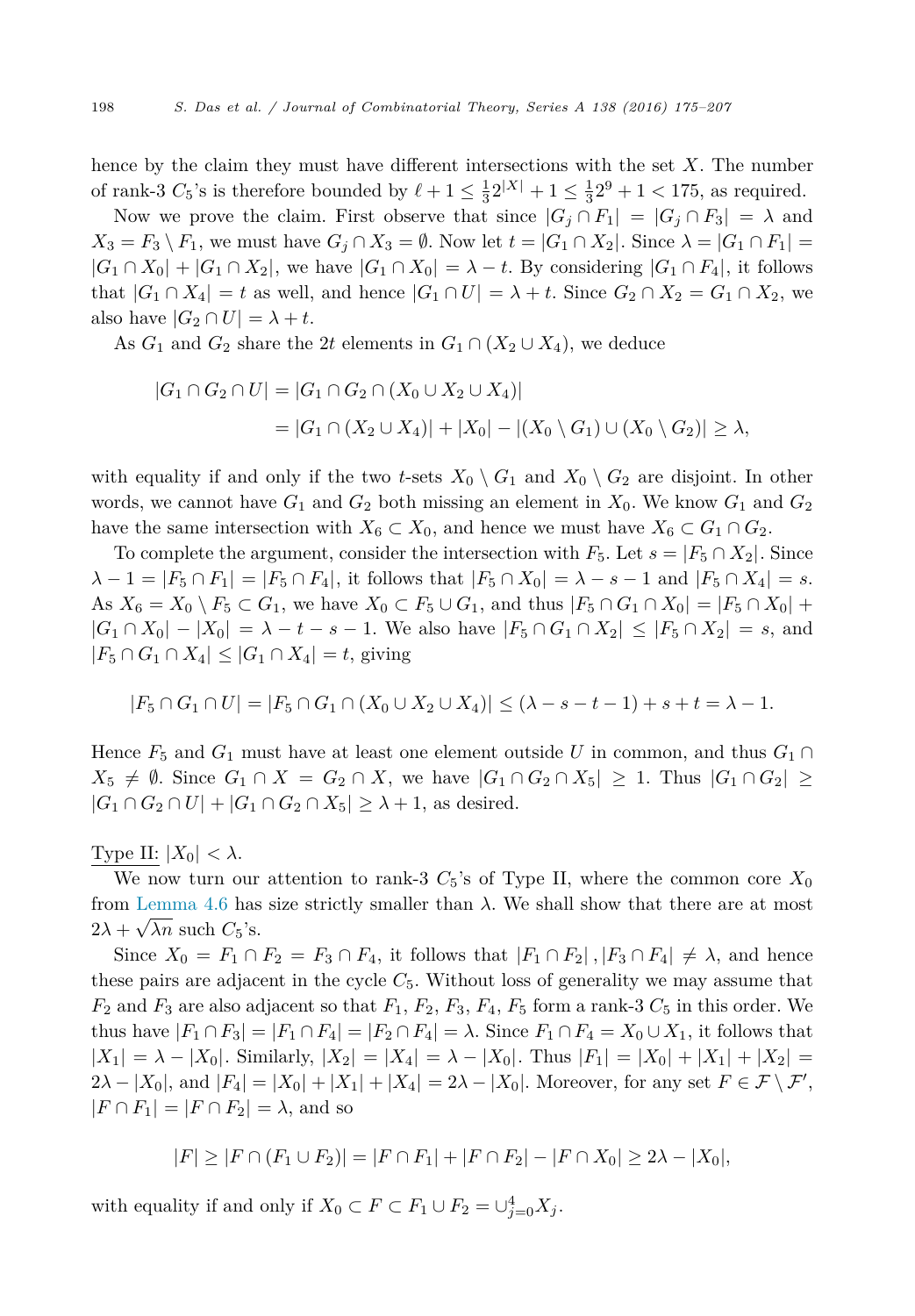hence by the claim they must have different intersections with the set $X$. The number of rank-3 $C_5$'s is therefore bounded by $\ell + 1 \le \frac{1}{3}2^{|X|} + 1 \le \frac{1}{3}2^9 + 1 < 175$, as required.

Now we prove the claim. First observe that since $|G_j \cap F_1| = |G_j \cap F_3| = \lambda$ and $X_3 = F_3 \setminus F_1$, we must have $G_j \cap X_3 = \emptyset$. Now let $t = |G_1 \cap X_2|$. Since $\lambda = |G_1 \cap F_1| = |G_1 \cap X_0| + |G_1 \cap X_2|$, we have $|G_1 \cap X_0| = \lambda - t$. By considering $|G_1 \cap F_4|$, it follows that $|G_1 \cap X_4| = t$ as well, and hence $|G_1 \cap U| = \lambda + t$. Since $G_2 \cap X_2 = G_1 \cap X_2$, we also have $|G_2 \cap U| = \lambda + t$.

As $G_1$ and $G_2$ share the $2t$ elements in $G_1 \cap (X_2 \cup X_4)$, we deduce

$$
\begin{aligned}
|G_1 \cap G_2 \cap U| &= |G_1 \cap G_2 \cap (X_0 \cup X_2 \cup X_4)| \\
&= |G_1 \cap (X_2 \cup X_4)| + |X_0| - |(X_0 \setminus G_1) \cup (X_0 \setminus G_2)| \ge \lambda,
\end{aligned}
$$

with equality if and only if the two $t$-sets $X_0 \setminus G_1$ and $X_0 \setminus G_2$ are disjoint. In other words, we cannot have $G_1$ and $G_2$ both missing an element in $X_0$. We know $G_1$ and $G_2$ have the same intersection with $X_6 \subset X_0$, and hence we must have $X_6 \subset G_1 \cap G_2$.

To complete the argument, consider the intersection with $F_5$. Let $s = |F_5 \cap X_2|$. Since $\lambda - 1 = |F_5 \cap F_1| = |F_5 \cap F_4|$, it follows that $|F_5 \cap X_0| = \lambda - s - 1$ and $|F_5 \cap X_4| = s$. As $X_6 = X_0 \setminus F_5 \subset G_1$, we have $X_0 \subset F_5 \cup G_1$, and thus $|F_5 \cap G_1 \cap X_0| = |F_5 \cap X_0| + |G_1 \cap X_0| - |X_0| = \lambda - t - s - 1$. We also have $|F_5 \cap G_1 \cap X_2| \le |F_5 \cap X_2| = s$, and $|F_5 \cap G_1 \cap X_4| \le |G_1 \cap X_4| = t$, giving

$$
|F_5 \cap G_1 \cap U| = |F_5 \cap G_1 \cap (X_0 \cup X_2 \cup X_4)| \le (\lambda - s - t - 1) + s + t = \lambda - 1.
$$

Hence $F_5$ and $G_1$ must have at least one element outside $U$ in common, and thus $G_1 \cap X_5 \neq \emptyset$. Since $G_1 \cap X = G_2 \cap X$, we have $|G_1 \cap G_2 \cap X_5| \ge 1$. Thus $|G_1 \cap G_2| \ge |G_1 \cap G_2 \cap U| + |G_1 \cap G_2 \cap X_5| \ge \lambda + 1$, as desired.

Type II: $|X_0| < \lambda$.

We now turn our attention to rank-3 $C_5$'s of Type II, where the common core $X_0$ from Lemma 4.6 has size strictly smaller than $\lambda$. We shall show that there are at most $2\lambda + \sqrt{\lambda n}$ such $C_5$'s.

Since $X_0 = F_1 \cap F_2 = F_3 \cap F_4$, it follows that $|F_1 \cap F_2|, |F_3 \cap F_4| \neq \lambda$, and hence these pairs are adjacent in the cycle $C_5$. Without loss of generality we may assume that $F_2$ and $F_3$ are also adjacent so that $F_1$, $F_2$, $F_3$, $F_4$, $F_5$ form a rank-3 $C_5$ in this order. We thus have $|F_1 \cap F_3| = |F_1 \cap F_4| = |F_2 \cap F_4| = \lambda$. Since $F_1 \cap F_4 = X_0 \cup X_1$, it follows that $|X_1| = \lambda - |X_0|$. Similarly, $|X_2| = |X_4| = \lambda - |X_0|$. Thus $|F_1| = |X_0| + |X_1| + |X_2| = 2\lambda - |X_0|$, and $|F_4| = |X_0| + |X_1| + |X_4| = 2\lambda - |X_0|$. Moreover, for any set $F \in \mathcal{F} \setminus \mathcal{F}'$, $|F \cap F_1| = |F \cap F_2| = \lambda$, and so

$$
|F| \ge |F \cap (F_1 \cup F_2)| = |F \cap F_1| + |F \cap F_2| - |F \cap X_0| \ge 2\lambda - |X_0|,
$$

with equality if and only if $X_0 \subset F \subset F_1 \cup F_2 = \cup_{j=0}^{4} X_j$.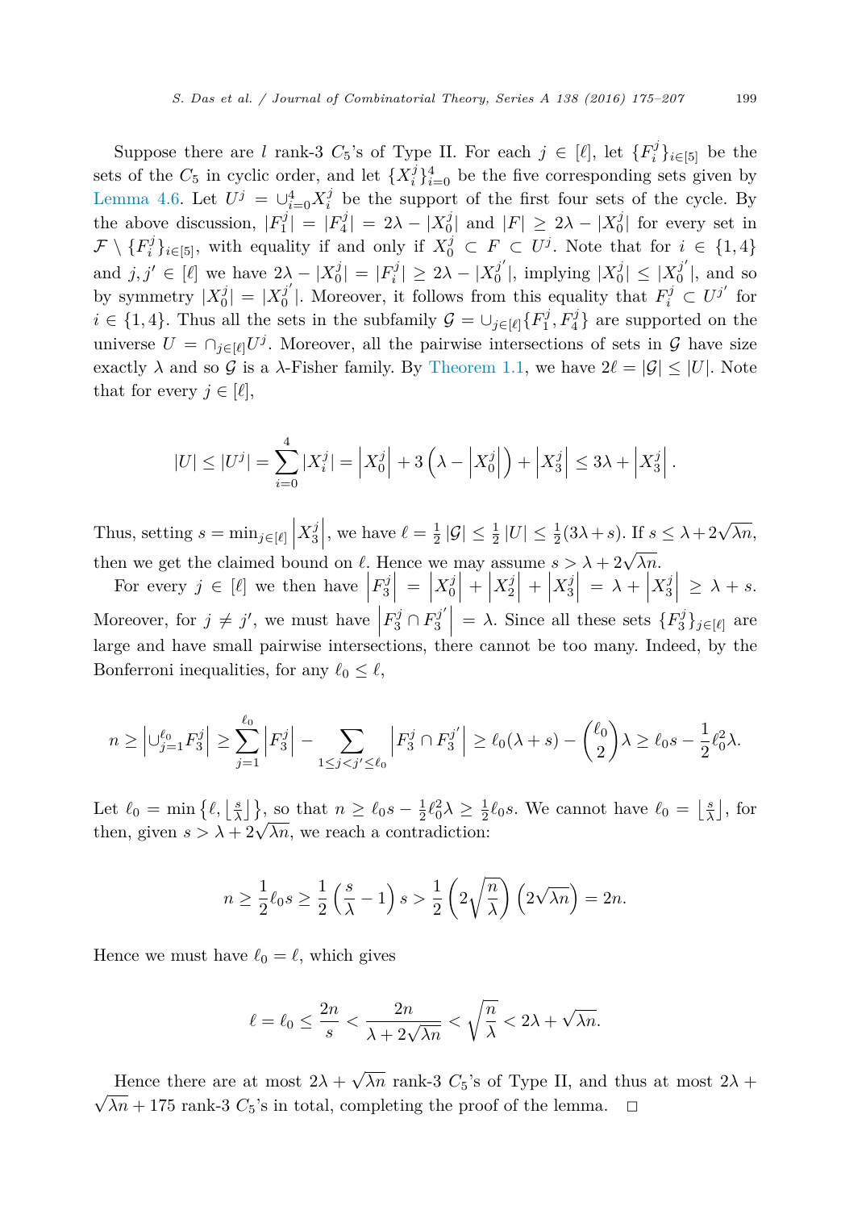Suppose there are $l$ rank-3 $C_5$'s of Type II. For each $j \in [\ell]$, let $\{F_i^j\}_{i \in [5]}$ be the sets of the $C_5$ in cyclic order, and let $\{X_i^j\}_{i=0}^4$ be the five corresponding sets given by Lemma 4.6. Let $U^j = \cup_{i=0}^4 X_i^j$ be the support of the first four sets of the cycle. By the above discussion, $|F_1^j| = |F_4^j| = 2\lambda - |X_0^j|$ and $|F| \geq 2\lambda - |X_0^j|$ for every set in $\mathcal{F} \setminus \{F_i^j\}_{i \in [5]}$, with equality if and only if $X_0^j \subset F \subset U^j$. Note that for $i \in \{1,4\}$ and $j, j' \in [\ell]$ we have $2\lambda - |X_0^j| = |F_i^j| \geq 2\lambda - |X_0^{j'}|$, implying $|X_0^j| \leq |X_0^{j'}|$, and so by symmetry $|X_0^j| = |X_0^{j'}|$. Moreover, it follows from this equality that $F_i^j \subset U^{j'}$ for $i \in \{1,4\}$. Thus all the sets in the subfamily $\mathcal{G} = \cup_{j \in [\ell]} \{F_1^j, F_4^j\}$ are supported on the universe $U = \cap_{j \in [\ell]} U^j$. Moreover, all the pairwise intersections of sets in $\mathcal{G}$ have size exactly $\lambda$ and so $\mathcal{G}$ is a $\lambda$-Fisher family. By Theorem 1.1, we have $2\ell = |\mathcal{G}| \leq |U|$. Note that for every $j \in [\ell]$,

$$|U| \leq |U^j| = \sum_{i=0}^{4} |X_i^j| = \left|X_0^j\right| + 3\left(\lambda - \left|X_0^j\right|\right) + \left|X_3^j\right| \leq 3\lambda + \left|X_3^j\right|.$$

Thus, setting $s = \min_{j \in [\ell]} \left|X_3^j\right|$, we have $\ell = \frac{1}{2}|\mathcal{G}| \leq \frac{1}{2}|U| \leq \frac{1}{2}(3\lambda + s)$. If $s \leq \lambda + 2\sqrt{\lambda n}$, then we get the claimed bound on $\ell$. Hence we may assume $s > \lambda + 2\sqrt{\lambda n}$.

For every $j \in [\ell]$ we then have $\left|F_3^j\right| = \left|X_0^j\right| + \left|X_2^j\right| + \left|X_3^j\right| = \lambda + \left|X_3^j\right| \geq \lambda + s$. Moreover, for $j \neq j'$, we must have $\left|F_3^j \cap F_3^{j'}\right| = \lambda$. Since all these sets $\{F_3^j\}_{j \in [\ell]}$ are large and have small pairwise intersections, there cannot be too many. Indeed, by the Bonferroni inequalities, for any $\ell_0 \leq \ell$,

$$n \geq \left|\cup_{j=1}^{\ell_0} F_3^j\right| \geq \sum_{j=1}^{\ell_0} \left|F_3^j\right| - \sum_{1 \leq j < j' \leq \ell_0} \left|F_3^j \cap F_3^{j'}\right| \geq \ell_0(\lambda + s) - \binom{\ell_0}{2}\lambda \geq \ell_0 s - \frac{1}{2}\ell_0^2 \lambda.$$

Let $\ell_0 = \min\left\{\ell, \left\lfloor \frac{s}{\lambda} \right\rfloor\right\}$, so that $n \geq \ell_0 s - \frac{1}{2}\ell_0^2 \lambda \geq \frac{1}{2}\ell_0 s$. We cannot have $\ell_0 = \left\lfloor \frac{s}{\lambda} \right\rfloor$, for then, given $s > \lambda + 2\sqrt{\lambda n}$, we reach a contradiction:

$$n \geq \frac{1}{2}\ell_0 s \geq \frac{1}{2}\left(\frac{s}{\lambda} - 1\right)s > \frac{1}{2}\left(2\sqrt{\frac{n}{\lambda}}\right)\left(2\sqrt{\lambda n}\right) = 2n.$$

Hence we must have $\ell_0 = \ell$, which gives

$$\ell = \ell_0 \leq \frac{2n}{s} < \frac{2n}{\lambda + 2\sqrt{\lambda n}} < \sqrt{\frac{n}{\lambda}} < 2\lambda + \sqrt{\lambda n}.$$

Hence there are at most $2\lambda + \sqrt{\lambda n}$ rank-3 $C_5$'s of Type II, and thus at most $2\lambda + \sqrt{\lambda n} + 175$ rank-3 $C_5$'s in total, completing the proof of the lemma. $\square$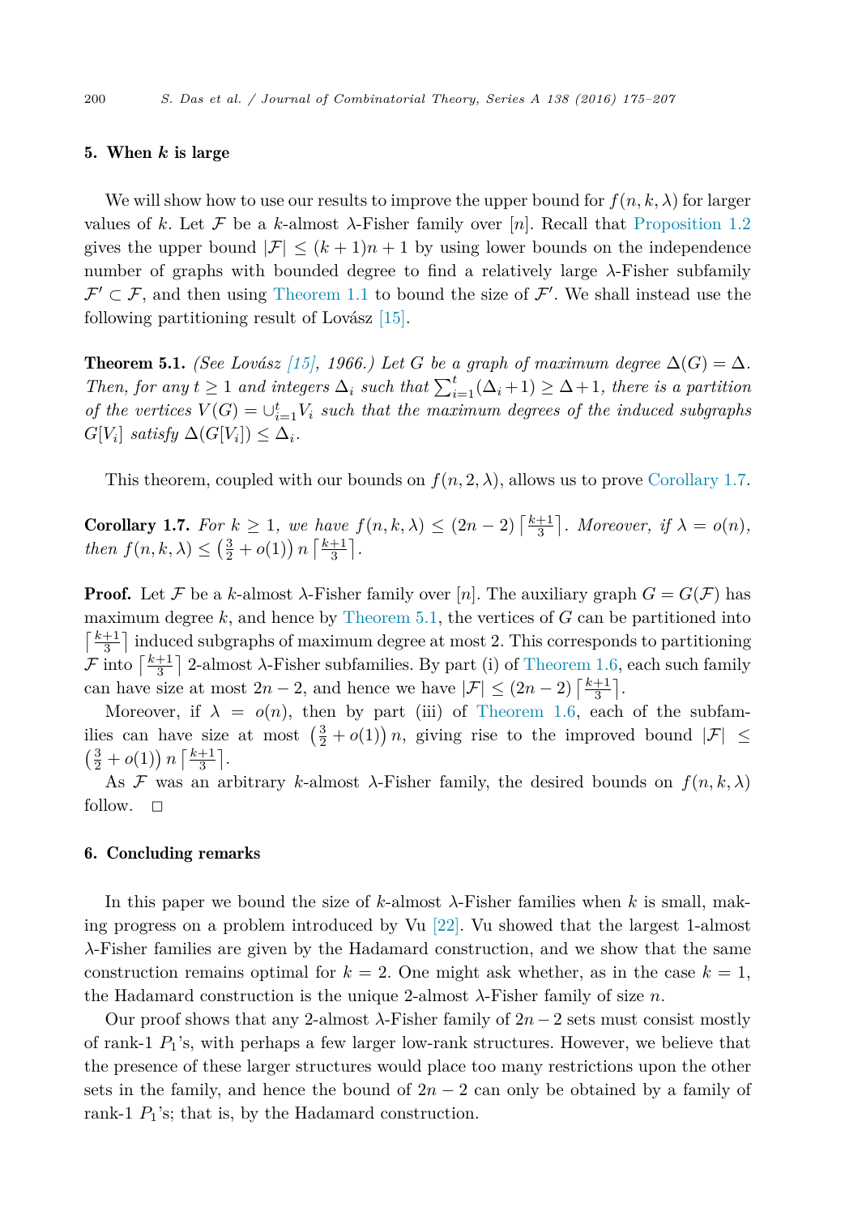## 5. When $k$ is large

We will show how to use our results to improve the upper bound for $f(n, k, \lambda)$ for larger values of $k$. Let $\mathcal{F}$ be a $k$-almost $\lambda$-Fisher family over $[n]$. Recall that Proposition 1.2 gives the upper bound $|\mathcal{F}| \leq (k+1)n + 1$ by using lower bounds on the independence number of graphs with bounded degree to find a relatively large $\lambda$-Fisher subfamily $\mathcal{F}' \subset \mathcal{F}$, and then using Theorem 1.1 to bound the size of $\mathcal{F}'$. We shall instead use the following partitioning result of Lovász [15].

**Theorem 5.1.** *(See Lovász [15], 1966.) Let $G$ be a graph of maximum degree $\Delta(G) = \Delta$. Then, for any $t \geq 1$ and integers $\Delta_i$ such that $\sum_{i=1}^{t} (\Delta_i + 1) \geq \Delta + 1$, there is a partition of the vertices $V(G) = \cup_{i=1}^{t} V_i$ such that the maximum degrees of the induced subgraphs $G[V_i]$ satisfy $\Delta(G[V_i]) \leq \Delta_i$.*

This theorem, coupled with our bounds on $f(n, 2, \lambda)$, allows us to prove Corollary 1.7.

**Corollary 1.7.** *For $k \geq 1$, we have $f(n, k, \lambda) \leq (2n-2) \left\lceil \frac{k+1}{3} \right\rceil$. Moreover, if $\lambda = o(n)$, then $f(n, k, \lambda) \leq \left( \frac{3}{2} + o(1) \right) n \left\lceil \frac{k+1}{3} \right\rceil$.*

**Proof.** Let $\mathcal{F}$ be a $k$-almost $\lambda$-Fisher family over $[n]$. The auxiliary graph $G = G(\mathcal{F})$ has maximum degree $k$, and hence by Theorem 5.1, the vertices of $G$ can be partitioned into $\left\lceil \frac{k+1}{3} \right\rceil$ induced subgraphs of maximum degree at most 2. This corresponds to partitioning $\mathcal{F}$ into $\left\lceil \frac{k+1}{3} \right\rceil$ 2-almost $\lambda$-Fisher subfamilies. By part (i) of Theorem 1.6, each such family can have size at most $2n - 2$, and hence we have $|\mathcal{F}| \leq (2n-2) \left\lceil \frac{k+1}{3} \right\rceil$.

Moreover, if $\lambda = o(n)$, then by part (iii) of Theorem 1.6, each of the subfamilies can have size at most $\left( \frac{3}{2} + o(1) \right) n$, giving rise to the improved bound $|\mathcal{F}| \leq \left( \frac{3}{2} + o(1) \right) n \left\lceil \frac{k+1}{3} \right\rceil$.

As $\mathcal{F}$ was an arbitrary $k$-almost $\lambda$-Fisher family, the desired bounds on $f(n, k, \lambda)$ follow. $\square$

## 6. Concluding remarks

In this paper we bound the size of $k$-almost $\lambda$-Fisher families when $k$ is small, making progress on a problem introduced by Vu [22]. Vu showed that the largest 1-almost $\lambda$-Fisher families are given by the Hadamard construction, and we show that the same construction remains optimal for $k = 2$. One might ask whether, as in the case $k = 1$, the Hadamard construction is the unique 2-almost $\lambda$-Fisher family of size $n$.

Our proof shows that any 2-almost $\lambda$-Fisher family of $2n - 2$ sets must consist mostly of rank-1 $P_1$'s, with perhaps a few larger low-rank structures. However, we believe that the presence of these larger structures would place too many restrictions upon the other sets in the family, and hence the bound of $2n - 2$ can only be obtained by a family of rank-1 $P_1$'s; that is, by the Hadamard construction.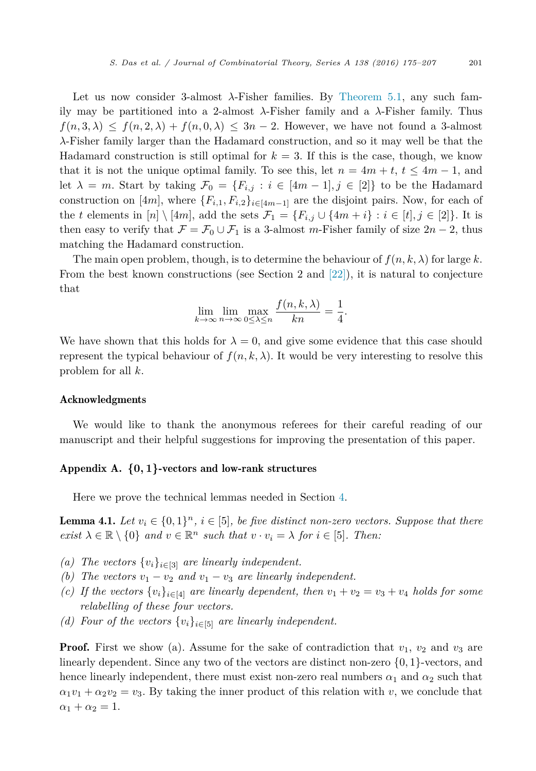Let us now consider 3-almost $\lambda$-Fisher families. By Theorem 5.1, any such family may be partitioned into a 2-almost $\lambda$-Fisher family and a $\lambda$-Fisher family. Thus $f(n, 3, \lambda) \leq f(n, 2, \lambda) + f(n, 0, \lambda) \leq 3n - 2$. However, we have not found a 3-almost $\lambda$-Fisher family larger than the Hadamard construction, and so it may well be that the Hadamard construction is still optimal for $k = 3$. If this is the case, though, we know that it is not the unique optimal family. To see this, let $n = 4m + t$, $t \leq 4m - 1$, and let $\lambda = m$. Start by taking $\mathcal{F}_0 = \{F_{i,j} : i \in [4m-1], j \in [2]\}$ to be the Hadamard construction on $[4m]$, where $\{F_{i,1}, F_{i,2}\}_{i \in [4m-1]}$ are the disjoint pairs. Now, for each of the $t$ elements in $[n] \setminus [4m]$, add the sets $\mathcal{F}_1 = \{F_{i,j} \cup \{4m + i\} : i \in [t], j \in [2]\}$. It is then easy to verify that $\mathcal{F} = \mathcal{F}_0 \cup \mathcal{F}_1$ is a 3-almost $m$-Fisher family of size $2n - 2$, thus matching the Hadamard construction.

The main open problem, though, is to determine the behaviour of $f(n, k, \lambda)$ for large $k$. From the best known constructions (see Section 2 and [22]), it is natural to conjecture that

$$\lim_{k \to \infty} \lim_{n \to \infty} \max_{0 \leq \lambda \leq n} \frac{f(n, k, \lambda)}{kn} = \frac{1}{4}.$$

We have shown that this holds for $\lambda = 0$, and give some evidence that this case should represent the typical behaviour of $f(n, k, \lambda)$. It would be very interesting to resolve this problem for all $k$.

## Acknowledgments

We would like to thank the anonymous referees for their careful reading of our manuscript and their helpful suggestions for improving the presentation of this paper.

## Appendix A. $\{0, 1\}$-vectors and low-rank structures

Here we prove the technical lemmas needed in Section 4.

**Lemma 4.1.** *Let $v_i \in \{0, 1\}^n$, $i \in [5]$, be five distinct non-zero vectors. Suppose that there exist $\lambda \in \mathbb{R} \setminus \{0\}$ and $v \in \mathbb{R}^n$ such that $v \cdot v_i = \lambda$ for $i \in [5]$. Then:*

- *(a) The vectors $\{v_i\}_{i \in [3]}$ are linearly independent.*
- *(b) The vectors $v_1 - v_2$ and $v_1 - v_3$ are linearly independent.*
- *(c) If the vectors $\{v_i\}_{i \in [4]}$ are linearly dependent, then $v_1 + v_2 = v_3 + v_4$ holds for some relabelling of these four vectors.*
- *(d) Four of the vectors $\{v_i\}_{i \in [5]}$ are linearly independent.*

**Proof.** First we show (a). Assume for the sake of contradiction that $v_1$, $v_2$ and $v_3$ are linearly dependent. Since any two of the vectors are distinct non-zero $\{0, 1\}$-vectors, and hence linearly independent, there must exist non-zero real numbers $\alpha_1$ and $\alpha_2$ such that $\alpha_1 v_1 + \alpha_2 v_2 = v_3$. By taking the inner product of this relation with $v$, we conclude that $\alpha_1 + \alpha_2 = 1$.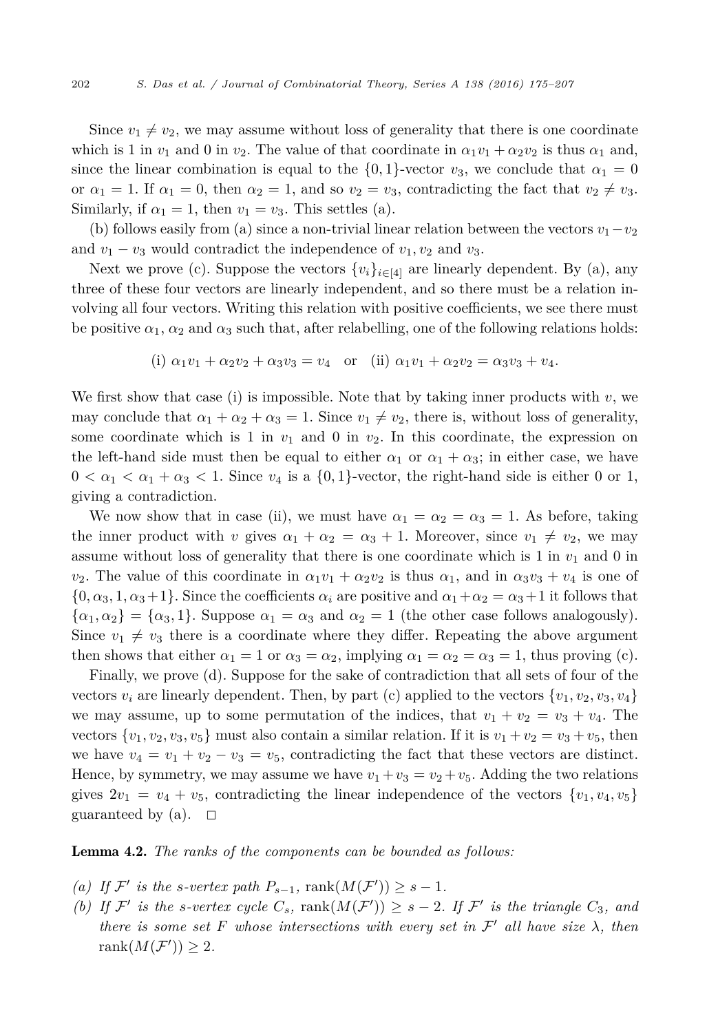Since $v_1 \neq v_2$, we may assume without loss of generality that there is one coordinate which is 1 in $v_1$ and 0 in $v_2$. The value of that coordinate in $\alpha_1 v_1 + \alpha_2 v_2$ is thus $\alpha_1$ and, since the linear combination is equal to the $\{0,1\}$-vector $v_3$, we conclude that $\alpha_1 = 0$ or $\alpha_1 = 1$. If $\alpha_1 = 0$, then $\alpha_2 = 1$, and so $v_2 = v_3$, contradicting the fact that $v_2 \neq v_3$. Similarly, if $\alpha_1 = 1$, then $v_1 = v_3$. This settles (a).

(b) follows easily from (a) since a non-trivial linear relation between the vectors $v_1 - v_2$ and $v_1 - v_3$ would contradict the independence of $v_1, v_2$ and $v_3$.

Next we prove (c). Suppose the vectors $\{v_i\}_{i \in [4]}$ are linearly dependent. By (a), any three of these four vectors are linearly independent, and so there must be a relation involving all four vectors. Writing this relation with positive coefficients, we see there must be positive $\alpha_1$, $\alpha_2$ and $\alpha_3$ such that, after relabelling, one of the following relations holds:

$$\text{(i) } \alpha_1 v_1 + \alpha_2 v_2 + \alpha_3 v_3 = v_4 \quad \text{or} \quad \text{(ii) } \alpha_1 v_1 + \alpha_2 v_2 = \alpha_3 v_3 + v_4.$$

We first show that case (i) is impossible. Note that by taking inner products with $v$, we may conclude that $\alpha_1 + \alpha_2 + \alpha_3 = 1$. Since $v_1 \neq v_2$, there is, without loss of generality, some coordinate which is 1 in $v_1$ and 0 in $v_2$. In this coordinate, the expression on the left-hand side must then be equal to either $\alpha_1$ or $\alpha_1 + \alpha_3$; in either case, we have $0 < \alpha_1 < \alpha_1 + \alpha_3 < 1$. Since $v_4$ is a $\{0,1\}$-vector, the right-hand side is either 0 or 1, giving a contradiction.

We now show that in case (ii), we must have $\alpha_1 = \alpha_2 = \alpha_3 = 1$. As before, taking the inner product with $v$ gives $\alpha_1 + \alpha_2 = \alpha_3 + 1$. Moreover, since $v_1 \neq v_2$, we may assume without loss of generality that there is one coordinate which is 1 in $v_1$ and 0 in $v_2$. The value of this coordinate in $\alpha_1 v_1 + \alpha_2 v_2$ is thus $\alpha_1$, and in $\alpha_3 v_3 + v_4$ is one of $\{0, \alpha_3, 1, \alpha_3 + 1\}$. Since the coefficients $\alpha_i$ are positive and $\alpha_1 + \alpha_2 = \alpha_3 + 1$ it follows that $\{\alpha_1, \alpha_2\} = \{\alpha_3, 1\}$. Suppose $\alpha_1 = \alpha_3$ and $\alpha_2 = 1$ (the other case follows analogously). Since $v_1 \neq v_3$ there is a coordinate where they differ. Repeating the above argument then shows that either $\alpha_1 = 1$ or $\alpha_3 = \alpha_2$, implying $\alpha_1 = \alpha_2 = \alpha_3 = 1$, thus proving (c).

Finally, we prove (d). Suppose for the sake of contradiction that all sets of four of the vectors $v_i$ are linearly dependent. Then, by part (c) applied to the vectors $\{v_1, v_2, v_3, v_4\}$ we may assume, up to some permutation of the indices, that $v_1 + v_2 = v_3 + v_4$. The vectors $\{v_1, v_2, v_3, v_5\}$ must also contain a similar relation. If it is $v_1 + v_2 = v_3 + v_5$, then we have $v_4 = v_1 + v_2 - v_3 = v_5$, contradicting the fact that these vectors are distinct. Hence, by symmetry, we may assume we have $v_1 + v_3 = v_2 + v_5$. Adding the two relations gives $2v_1 = v_4 + v_5$, contradicting the linear independence of the vectors $\{v_1, v_4, v_5\}$ guaranteed by (a). $\square$

**Lemma 4.2.** *The ranks of the components can be bounded as follows:*

- *(a) If $\mathcal{F}'$ is the s-vertex path $P_{s-1}$,* $\operatorname{rank}(M(\mathcal{F}')) \geq s - 1$.
- *(b) If $\mathcal{F}'$ is the s-vertex cycle $C_s$,* $\operatorname{rank}(M(\mathcal{F}')) \geq s - 2$. *If $\mathcal{F}'$ is the triangle $C_3$, and there is some set $F$ whose intersections with every set in $\mathcal{F}'$ all have size $\lambda$, then* $\operatorname{rank}(M(\mathcal{F}')) \geq 2$.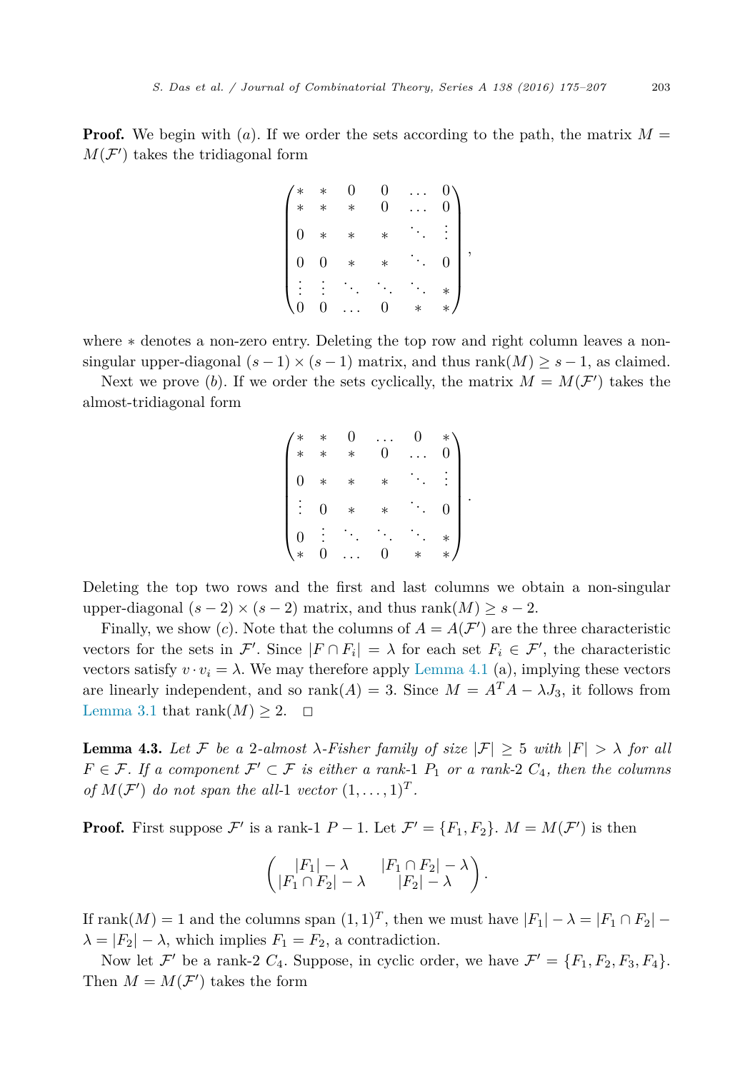**Proof.** We begin with $(a)$. If we order the sets according to the path, the matrix $M = M(\mathcal{F}')$ takes the tridiagonal form

$$\begin{pmatrix} * & * & 0 & 0 & \dots & 0 \\ * & * & * & 0 & \dots & 0 \\ 0 & * & * & * & \ddots & \vdots \\ 0 & 0 & * & * & \ddots & 0 \\ \vdots & \vdots & \ddots & \ddots & \ddots & * \\ 0 & 0 & \dots & 0 & * & * \end{pmatrix},$$

where $*$ denotes a non-zero entry. Deleting the top row and right column leaves a non-singular upper-diagonal $(s-1) \times (s-1)$ matrix, and thus $\text{rank}(M) \geq s - 1$, as claimed.

Next we prove $(b)$. If we order the sets cyclically, the matrix $M = M(\mathcal{F}')$ takes the almost-tridiagonal form

$$\begin{pmatrix} * & * & 0 & \dots & 0 & * \\ * & * & * & 0 & \dots & 0 \\ 0 & * & * & * & \ddots & \vdots \\ \vdots & 0 & * & * & \ddots & 0 \\ 0 & \vdots & \ddots & \ddots & \ddots & * \\ * & 0 & \dots & 0 & * & * \end{pmatrix}.$$

Deleting the top two rows and the first and last columns we obtain a non-singular upper-diagonal $(s-2) \times (s-2)$ matrix, and thus $\text{rank}(M) \geq s - 2$.

Finally, we show $(c)$. Note that the columns of $A = A(\mathcal{F}')$ are the three characteristic vectors for the sets in $\mathcal{F}'$. Since $|F \cap F_i| = \lambda$ for each set $F_i \in \mathcal{F}'$, the characteristic vectors satisfy $v \cdot v_i = \lambda$. We may therefore apply Lemma 4.1 (a), implying these vectors are linearly independent, and so $\text{rank}(A) = 3$. Since $M = A^T A - \lambda J_3$, it follows from Lemma 3.1 that $\text{rank}(M) \geq 2$. $\square$

**Lemma 4.3.** *Let $\mathcal{F}$ be a 2-almost $\lambda$-Fisher family of size $|\mathcal{F}| \geq 5$ with $|F| > \lambda$ for all $F \in \mathcal{F}$. If a component $\mathcal{F}' \subset \mathcal{F}$ is either a rank-1 $P_1$ or a rank-2 $C_4$, then the columns of $M(\mathcal{F}')$ do not span the all-1 vector $(1, \dots, 1)^T$.*

**Proof.** First suppose $\mathcal{F}'$ is a rank-1 $P - 1$. Let $\mathcal{F}' = \{F_1, F_2\}$. $M = M(\mathcal{F}')$ is then

$$\begin{pmatrix} |F_1| - \lambda & |F_1 \cap F_2| - \lambda \\ |F_1 \cap F_2| - \lambda & |F_2| - \lambda \end{pmatrix}.$$

If $\text{rank}(M) = 1$ and the columns span $(1,1)^T$, then we must have $|F_1| - \lambda = |F_1 \cap F_2| - \lambda = |F_2| - \lambda$, which implies $F_1 = F_2$, a contradiction.

Now let $\mathcal{F}'$ be a rank-2 $C_4$. Suppose, in cyclic order, we have $\mathcal{F}' = \{F_1, F_2, F_3, F_4\}$. Then $M = M(\mathcal{F}')$ takes the form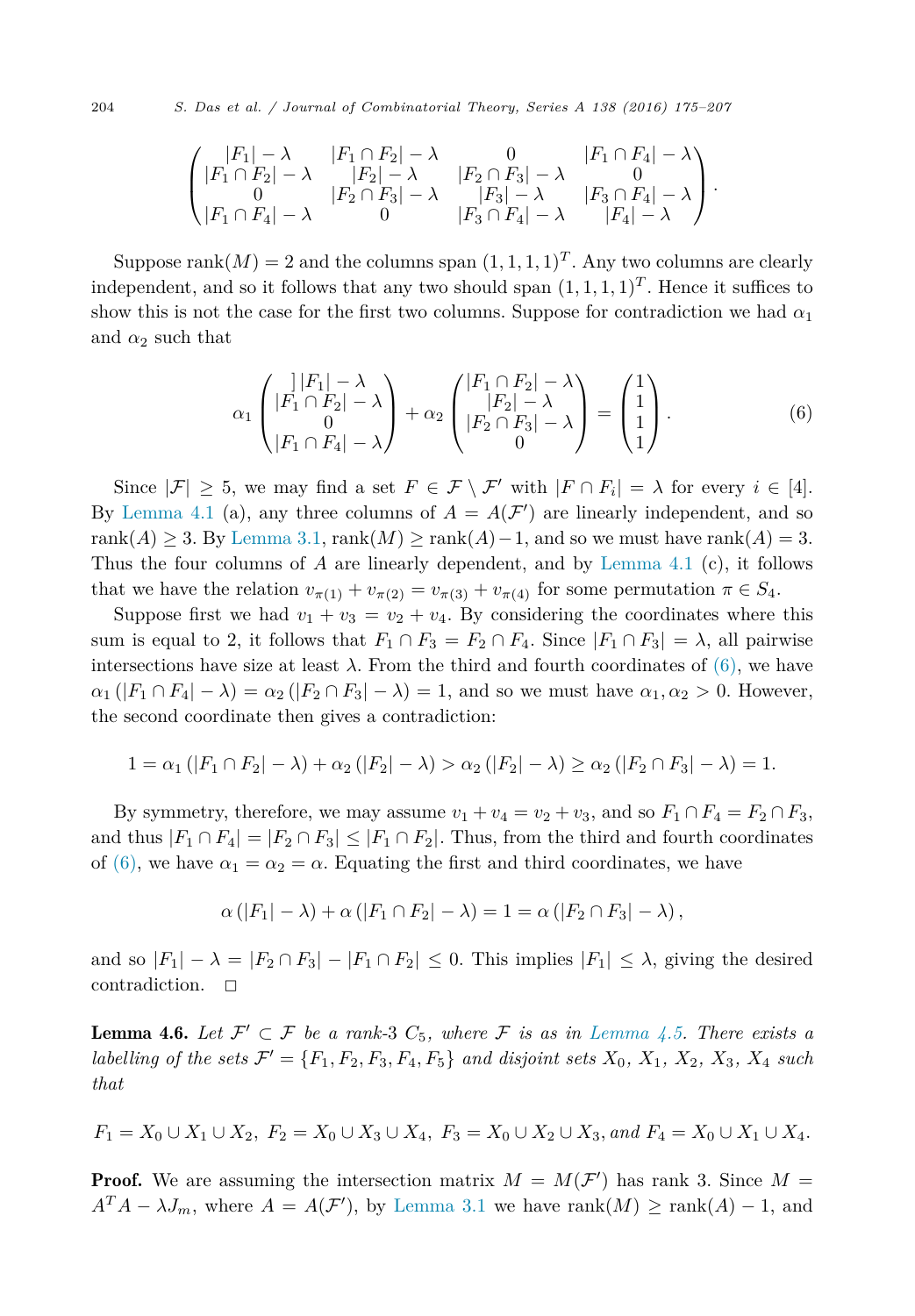$$\begin{pmatrix} |F_1| - \lambda & |F_1 \cap F_2| - \lambda & 0 & |F_1 \cap F_4| - \lambda \\ |F_1 \cap F_2| - \lambda & |F_2| - \lambda & |F_2 \cap F_3| - \lambda & 0 \\ 0 & |F_2 \cap F_3| - \lambda & |F_3| - \lambda & |F_3 \cap F_4| - \lambda \\ |F_1 \cap F_4| - \lambda & 0 & |F_3 \cap F_4| - \lambda & |F_4| - \lambda \end{pmatrix}.$$

Suppose $\text{rank}(M) = 2$ and the columns span $(1, 1, 1, 1)^T$. Any two columns are clearly independent, and so it follows that any two should span $(1, 1, 1, 1)^T$. Hence it suffices to show this is not the case for the first two columns. Suppose for contradiction we had $\alpha_1$ and $\alpha_2$ such that

$$\alpha_1 \begin{pmatrix} ] \, |F_1| - \lambda \\ |F_1 \cap F_2| - \lambda \\ 0 \\ |F_1 \cap F_4| - \lambda \end{pmatrix} + \alpha_2 \begin{pmatrix} |F_1 \cap F_2| - \lambda \\ |F_2| - \lambda \\ |F_2 \cap F_3| - \lambda \\ 0 \end{pmatrix} = \begin{pmatrix} 1 \\ 1 \\ 1 \\ 1 \end{pmatrix}. \tag{6}$$

Since $|\mathcal{F}| \geq 5$, we may find a set $F \in \mathcal{F} \setminus \mathcal{F}'$ with $|F \cap F_i| = \lambda$ for every $i \in [4]$. By Lemma 4.1 (a), any three columns of $A = A(\mathcal{F}')$ are linearly independent, and so $\text{rank}(A) \geq 3$. By Lemma 3.1, $\text{rank}(M) \geq \text{rank}(A) - 1$, and so we must have $\text{rank}(A) = 3$. Thus the four columns of $A$ are linearly dependent, and by Lemma 4.1 (c), it follows that we have the relation $v_{\pi(1)} + v_{\pi(2)} = v_{\pi(3)} + v_{\pi(4)}$ for some permutation $\pi \in S_4$.

Suppose first we had $v_1 + v_3 = v_2 + v_4$. By considering the coordinates where this sum is equal to 2, it follows that $F_1 \cap F_3 = F_2 \cap F_4$. Since $|F_1 \cap F_3| = \lambda$, all pairwise intersections have size at least $\lambda$. From the third and fourth coordinates of (6), we have $\alpha_1 (|F_1 \cap F_4| - \lambda) = \alpha_2 (|F_2 \cap F_3| - \lambda) = 1$, and so we must have $\alpha_1, \alpha_2 > 0$. However, the second coordinate then gives a contradiction:

$$1 = \alpha_1 (|F_1 \cap F_2| - \lambda) + \alpha_2 (|F_2| - \lambda) > \alpha_2 (|F_2| - \lambda) \geq \alpha_2 (|F_2 \cap F_3| - \lambda) = 1.$$

By symmetry, therefore, we may assume $v_1 + v_4 = v_2 + v_3$, and so $F_1 \cap F_4 = F_2 \cap F_3$, and thus $|F_1 \cap F_4| = |F_2 \cap F_3| \leq |F_1 \cap F_2|$. Thus, from the third and fourth coordinates of (6), we have $\alpha_1 = \alpha_2 = \alpha$. Equating the first and third coordinates, we have

$$\alpha (|F_1| - \lambda) + \alpha (|F_1 \cap F_2| - \lambda) = 1 = \alpha (|F_2 \cap F_3| - \lambda),$$

and so $|F_1| - \lambda = |F_2 \cap F_3| - |F_1 \cap F_2| \leq 0$. This implies $|F_1| \leq \lambda$, giving the desired contradiction. $\square$

**Lemma 4.6.** *Let $\mathcal{F}' \subset \mathcal{F}$ be a rank-3 $C_5$, where $\mathcal{F}$ is as in Lemma 4.5. There exists a labelling of the sets $\mathcal{F}' = \{F_1, F_2, F_3, F_4, F_5\}$ and disjoint sets $X_0$, $X_1$, $X_2$, $X_3$, $X_4$ such that*

$$F_1 = X_0 \cup X_1 \cup X_2, \; F_2 = X_0 \cup X_3 \cup X_4, \; F_3 = X_0 \cup X_2 \cup X_3, \textit{and } F_4 = X_0 \cup X_1 \cup X_4.$$

**Proof.** We are assuming the intersection matrix $M = M(\mathcal{F}')$ has rank 3. Since $M = A^T A - \lambda J_m$, where $A = A(\mathcal{F}')$, by Lemma 3.1 we have $\text{rank}(M) \geq \text{rank}(A) - 1$, and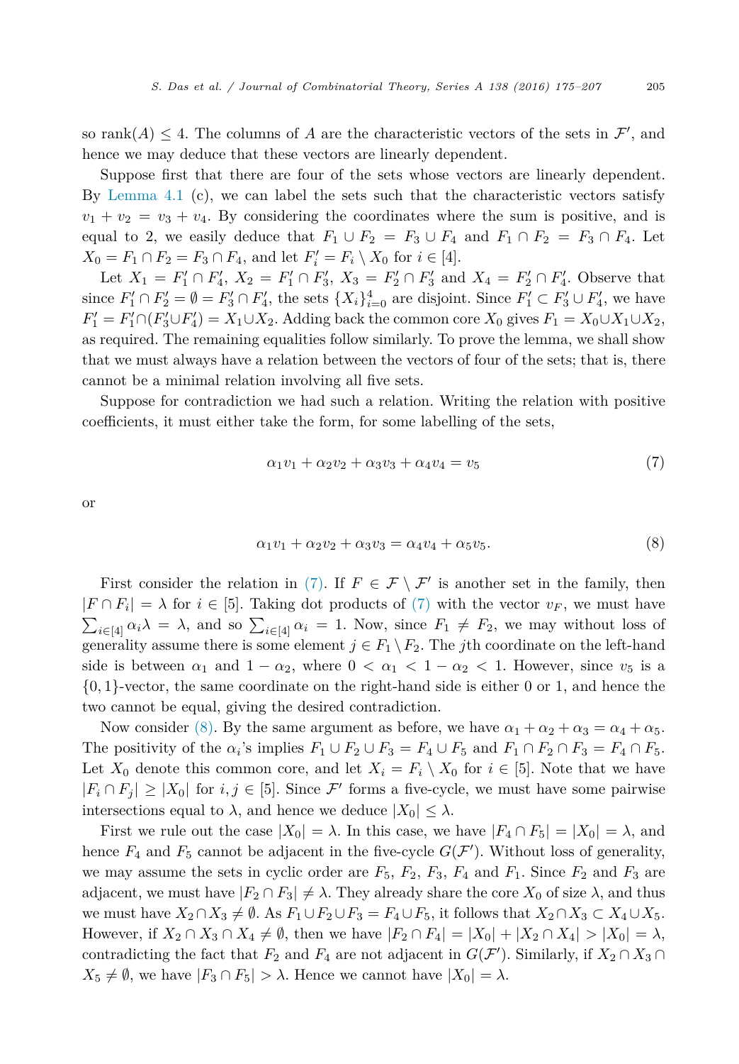so $\text{rank}(A) \leq 4$. The columns of $A$ are the characteristic vectors of the sets in $\mathcal{F}'$, and hence we may deduce that these vectors are linearly dependent.

Suppose first that there are four of the sets whose vectors are linearly dependent. By Lemma 4.1 (c), we can label the sets such that the characteristic vectors satisfy $v_1 + v_2 = v_3 + v_4$. By considering the coordinates where the sum is positive, and is equal to 2, we easily deduce that $F_1 \cup F_2 = F_3 \cup F_4$ and $F_1 \cap F_2 = F_3 \cap F_4$. Let $X_0 = F_1 \cap F_2 = F_3 \cap F_4$, and let $F_i' = F_i \setminus X_0$ for $i \in [4]$.

Let $X_1 = F_1' \cap F_4'$, $X_2 = F_1' \cap F_3'$, $X_3 = F_2' \cap F_3'$ and $X_4 = F_2' \cap F_4'$. Observe that since $F_1' \cap F_2' = \emptyset = F_3' \cap F_4'$, the sets $\{X_i\}_{i=0}^4$ are disjoint. Since $F_1' \subset F_3' \cup F_4'$, we have $F_1' = F_1' \cap (F_3' \cup F_4') = X_1 \cup X_2$. Adding back the common core $X_0$ gives $F_1 = X_0 \cup X_1 \cup X_2$, as required. The remaining equalities follow similarly. To prove the lemma, we shall show that we must always have a relation between the vectors of four of the sets; that is, there cannot be a minimal relation involving all five sets.

Suppose for contradiction we had such a relation. Writing the relation with positive coefficients, it must either take the form, for some labelling of the sets,

$$\alpha_1 v_1 + \alpha_2 v_2 + \alpha_3 v_3 + \alpha_4 v_4 = v_5 \tag{7}$$

or

$$\alpha_1 v_1 + \alpha_2 v_2 + \alpha_3 v_3 = \alpha_4 v_4 + \alpha_5 v_5. \tag{8}$$

First consider the relation in (7). If $F \in \mathcal{F} \setminus \mathcal{F}'$ is another set in the family, then $|F \cap F_i| = \lambda$ for $i \in [5]$. Taking dot products of (7) with the vector $v_F$, we must have $\sum_{i \in [4]} \alpha_i \lambda = \lambda$, and so $\sum_{i \in [4]} \alpha_i = 1$. Now, since $F_1 \neq F_2$, we may without loss of generality assume there is some element $j \in F_1 \setminus F_2$. The $j$th coordinate on the left-hand side is between $\alpha_1$ and $1 - \alpha_2$, where $0 < \alpha_1 < 1 - \alpha_2 < 1$. However, since $v_5$ is a $\{0,1\}$-vector, the same coordinate on the right-hand side is either 0 or 1, and hence the two cannot be equal, giving the desired contradiction.

Now consider (8). By the same argument as before, we have $\alpha_1 + \alpha_2 + \alpha_3 = \alpha_4 + \alpha_5$. The positivity of the $\alpha_i$'s implies $F_1 \cup F_2 \cup F_3 = F_4 \cup F_5$ and $F_1 \cap F_2 \cap F_3 = F_4 \cap F_5$. Let $X_0$ denote this common core, and let $X_i = F_i \setminus X_0$ for $i \in [5]$. Note that we have $|F_i \cap F_j| \geq |X_0|$ for $i, j \in [5]$. Since $\mathcal{F}'$ forms a five-cycle, we must have some pairwise intersections equal to $\lambda$, and hence we deduce $|X_0| \leq \lambda$.

First we rule out the case $|X_0| = \lambda$. In this case, we have $|F_4 \cap F_5| = |X_0| = \lambda$, and hence $F_4$ and $F_5$ cannot be adjacent in the five-cycle $G(\mathcal{F}')$. Without loss of generality, we may assume the sets in cyclic order are $F_5$, $F_2$, $F_3$, $F_4$ and $F_1$. Since $F_2$ and $F_3$ are adjacent, we must have $|F_2 \cap F_3| \neq \lambda$. They already share the core $X_0$ of size $\lambda$, and thus we must have $X_2 \cap X_3 \neq \emptyset$. As $F_1 \cup F_2 \cup F_3 = F_4 \cup F_5$, it follows that $X_2 \cap X_3 \subset X_4 \cup X_5$. However, if $X_2 \cap X_3 \cap X_4 \neq \emptyset$, then we have $|F_2 \cap F_4| = |X_0| + |X_2 \cap X_4| > |X_0| = \lambda$, contradicting the fact that $F_2$ and $F_4$ are not adjacent in $G(\mathcal{F}')$. Similarly, if $X_2 \cap X_3 \cap X_5 \neq \emptyset$, we have $|F_3 \cap F_5| > \lambda$. Hence we cannot have $|X_0| = \lambda$.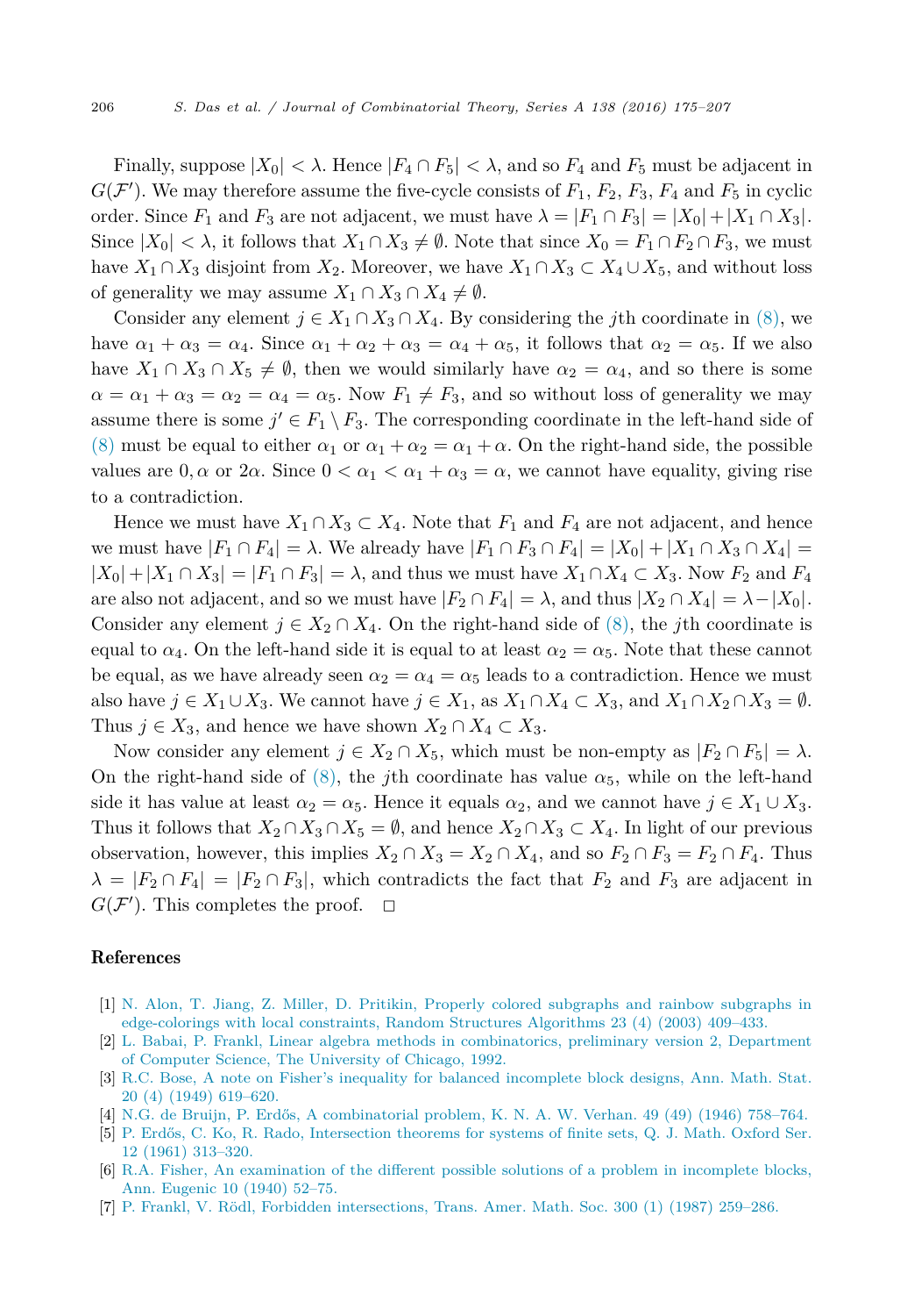Finally, suppose $|X_0| < \lambda$. Hence $|F_4 \cap F_5| < \lambda$, and so $F_4$ and $F_5$ must be adjacent in $G(\mathcal{F}')$. We may therefore assume the five-cycle consists of $F_1$, $F_2$, $F_3$, $F_4$ and $F_5$ in cyclic order. Since $F_1$ and $F_3$ are not adjacent, we must have $\lambda = |F_1 \cap F_3| = |X_0| + |X_1 \cap X_3|$. Since $|X_0| < \lambda$, it follows that $X_1 \cap X_3 \neq \emptyset$. Note that since $X_0 = F_1 \cap F_2 \cap F_3$, we must have $X_1 \cap X_3$ disjoint from $X_2$. Moreover, we have $X_1 \cap X_3 \subset X_4 \cup X_5$, and without loss of generality we may assume $X_1 \cap X_3 \cap X_4 \neq \emptyset$.

Consider any element $j \in X_1 \cap X_3 \cap X_4$. By considering the $j$th coordinate in (8), we have $\alpha_1 + \alpha_3 = \alpha_4$. Since $\alpha_1 + \alpha_2 + \alpha_3 = \alpha_4 + \alpha_5$, it follows that $\alpha_2 = \alpha_5$. If we also have $X_1 \cap X_3 \cap X_5 \neq \emptyset$, then we would similarly have $\alpha_2 = \alpha_4$, and so there is some $\alpha = \alpha_1 + \alpha_3 = \alpha_2 = \alpha_4 = \alpha_5$. Now $F_1 \neq F_3$, and so without loss of generality we may assume there is some $j' \in F_1 \setminus F_3$. The corresponding coordinate in the left-hand side of (8) must be equal to either $\alpha_1$ or $\alpha_1 + \alpha_2 = \alpha_1 + \alpha$. On the right-hand side, the possible values are $0, \alpha$ or $2\alpha$. Since $0 < \alpha_1 < \alpha_1 + \alpha_3 = \alpha$, we cannot have equality, giving rise to a contradiction.

Hence we must have $X_1 \cap X_3 \subset X_4$. Note that $F_1$ and $F_4$ are not adjacent, and hence we must have $|F_1 \cap F_4| = \lambda$. We already have $|F_1 \cap F_3 \cap F_4| = |X_0| + |X_1 \cap X_3 \cap X_4| = |X_0| + |X_1 \cap X_3| = |F_1 \cap F_3| = \lambda$, and thus we must have $X_1 \cap X_4 \subset X_3$. Now $F_2$ and $F_4$ are also not adjacent, and so we must have $|F_2 \cap F_4| = \lambda$, and thus $|X_2 \cap X_4| = \lambda - |X_0|$. Consider any element $j \in X_2 \cap X_4$. On the right-hand side of (8), the $j$th coordinate is equal to $\alpha_4$. On the left-hand side it is equal to at least $\alpha_2 = \alpha_5$. Note that these cannot be equal, as we have already seen $\alpha_2 = \alpha_4 = \alpha_5$ leads to a contradiction. Hence we must also have $j \in X_1 \cup X_3$. We cannot have $j \in X_1$, as $X_1 \cap X_4 \subset X_3$, and $X_1 \cap X_2 \cap X_3 = \emptyset$. Thus $j \in X_3$, and hence we have shown $X_2 \cap X_4 \subset X_3$.

Now consider any element $j \in X_2 \cap X_5$, which must be non-empty as $|F_2 \cap F_5| = \lambda$. On the right-hand side of (8), the $j$th coordinate has value $\alpha_5$, while on the left-hand side it has value at least $\alpha_2 = \alpha_5$. Hence it equals $\alpha_2$, and we cannot have $j \in X_1 \cup X_3$. Thus it follows that $X_2 \cap X_3 \cap X_5 = \emptyset$, and hence $X_2 \cap X_3 \subset X_4$. In light of our previous observation, however, this implies $X_2 \cap X_3 = X_2 \cap X_4$, and so $F_2 \cap F_3 = F_2 \cap F_4$. Thus $\lambda = |F_2 \cap F_4| = |F_2 \cap F_3|$, which contradicts the fact that $F_2$ and $F_3$ are adjacent in $G(\mathcal{F}')$. This completes the proof. $\square$

## References

[1] N. Alon, T. Jiang, Z. Miller, D. Pritikin, Properly colored subgraphs and rainbow subgraphs in edge-colorings with local constraints, Random Structures Algorithms 23 (4) (2003) 409–433.

[2] L. Babai, P. Frankl, Linear algebra methods in combinatorics, preliminary version 2, Department of Computer Science, The University of Chicago, 1992.

[3] R.C. Bose, A note on Fisher's inequality for balanced incomplete block designs, Ann. Math. Stat. 20 (4) (1949) 619–620.

[4] N.G. de Bruijn, P. Erdős, A combinatorial problem, K. N. A. W. Verhan. 49 (49) (1946) 758–764.

[5] P. Erdős, C. Ko, R. Rado, Intersection theorems for systems of finite sets, Q. J. Math. Oxford Ser. 12 (1961) 313–320.

[6] R.A. Fisher, An examination of the different possible solutions of a problem in incomplete blocks, Ann. Eugenic 10 (1940) 52–75.

[7] P. Frankl, V. Rödl, Forbidden intersections, Trans. Amer. Math. Soc. 300 (1) (1987) 259–286.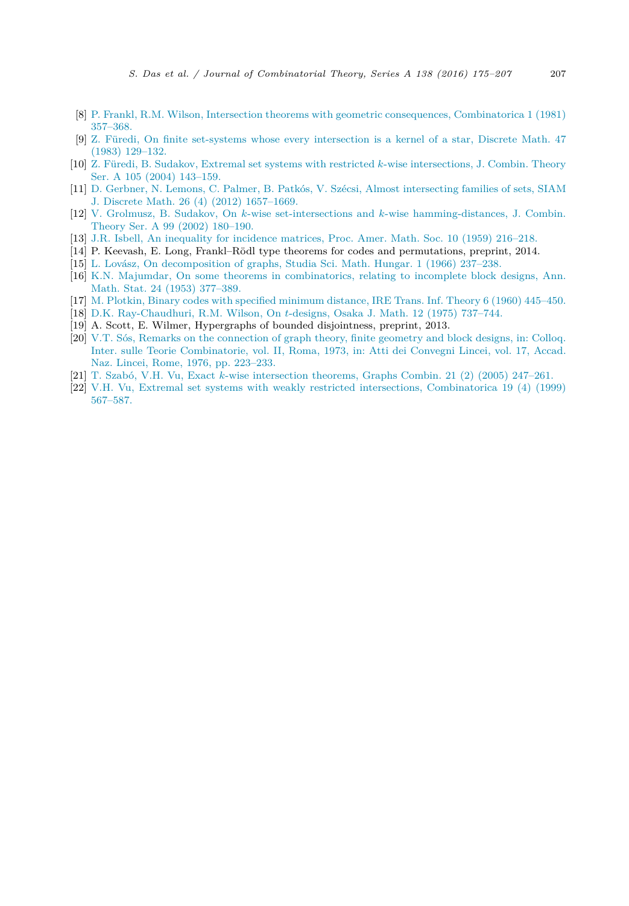[8] P. Frankl, R.M. Wilson, Intersection theorems with geometric consequences, Combinatorica 1 (1981) 357–368.

[9] Z. Füredi, On finite set-systems whose every intersection is a kernel of a star, Discrete Math. 47 (1983) 129–132.

[10] Z. Füredi, B. Sudakov, Extremal set systems with restricted $k$-wise intersections, J. Combin. Theory Ser. A 105 (2004) 143–159.

[11] D. Gerbner, N. Lemons, C. Palmer, B. Patkós, V. Szécsi, Almost intersecting families of sets, SIAM J. Discrete Math. 26 (4) (2012) 1657–1669.

[12] V. Grolmusz, B. Sudakov, On $k$-wise set-intersections and $k$-wise hamming-distances, J. Combin. Theory Ser. A 99 (2002) 180–190.

[13] J.R. Isbell, An inequality for incidence matrices, Proc. Amer. Math. Soc. 10 (1959) 216–218.

[14] P. Keevash, E. Long, Frankl–Rödl type theorems for codes and permutations, preprint, 2014.

[15] L. Lovász, On decomposition of graphs, Studia Sci. Math. Hungar. 1 (1966) 237–238.

[16] K.N. Majumdar, On some theorems in combinatorics, relating to incomplete block designs, Ann. Math. Stat. 24 (1953) 377–389.

[17] M. Plotkin, Binary codes with specified minimum distance, IRE Trans. Inf. Theory 6 (1960) 445–450.

[18] D.K. Ray-Chaudhuri, R.M. Wilson, On $t$-designs, Osaka J. Math. 12 (1975) 737–744.

[19] A. Scott, E. Wilmer, Hypergraphs of bounded disjointness, preprint, 2013.

[20] V.T. Sós, Remarks on the connection of graph theory, finite geometry and block designs, in: Colloq. Inter. sulle Teorie Combinatorie, vol. II, Roma, 1973, in: Atti dei Convegni Lincei, vol. 17, Accad. Naz. Lincei, Rome, 1976, pp. 223–233.

[21] T. Szabó, V.H. Vu, Exact $k$-wise intersection theorems, Graphs Combin. 21 (2) (2005) 247–261.

[22] V.H. Vu, Extremal set systems with weakly restricted intersections, Combinatorica 19 (4) (1999) 567–587.